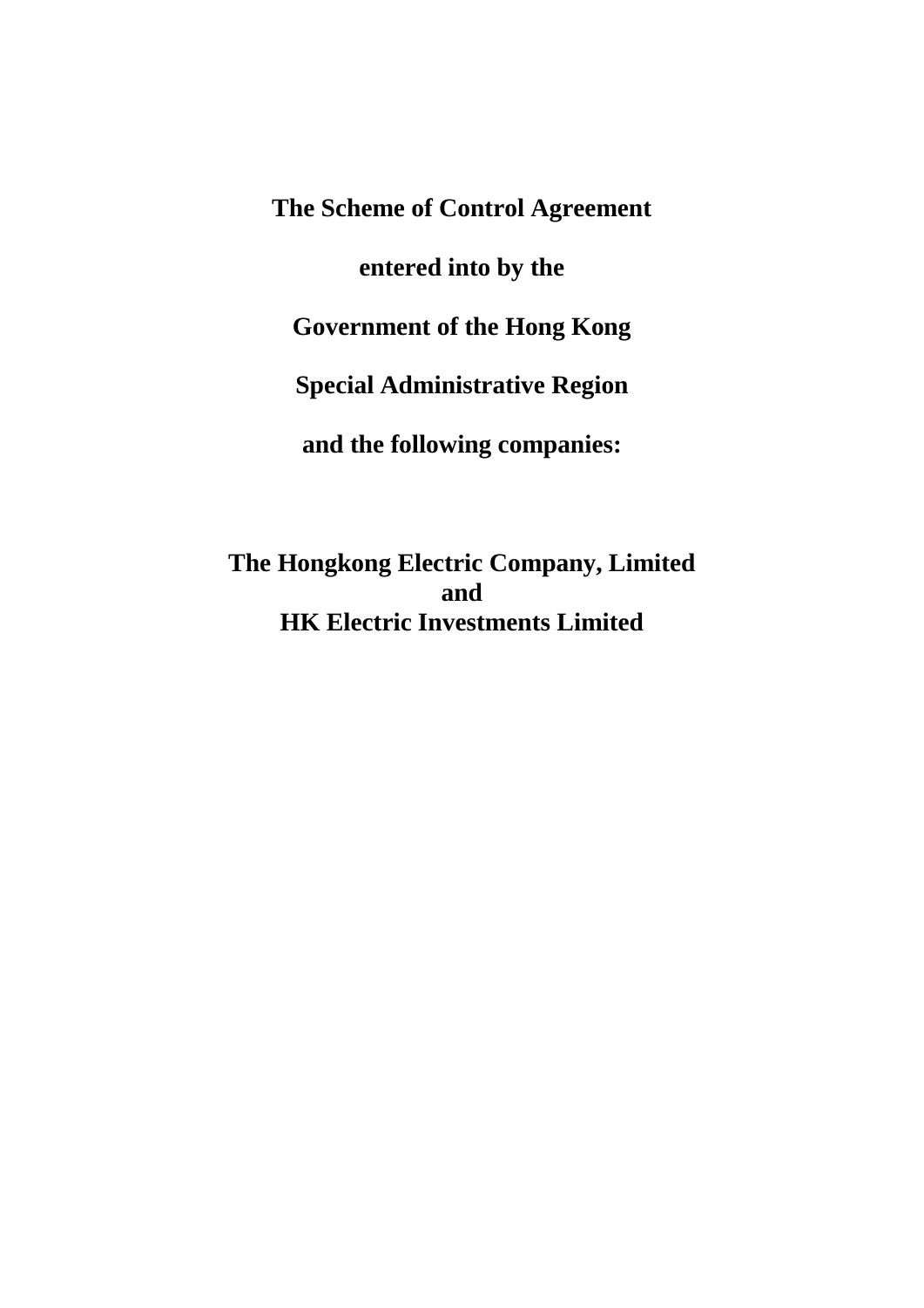**The Scheme of Control Agreement**

**entered into by the**

**Government of the Hong Kong**

**Special Administrative Region**

**and the following companies:**

**The Hongkong Electric Company, Limited**
**and**
**HK Electric Investments Limited**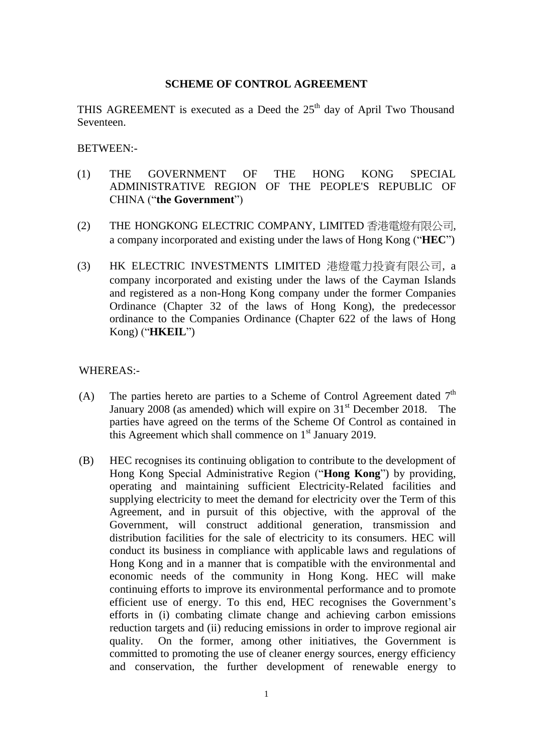**SCHEME OF CONTROL AGREEMENT**

THIS AGREEMENT is executed as a Deed the 25th day of April Two Thousand Seventeen.

BETWEEN:-

(1) THE GOVERNMENT OF THE HONG KONG SPECIAL ADMINISTRATIVE REGION OF THE PEOPLE'S REPUBLIC OF CHINA ("**the Government**")

(2) THE HONGKONG ELECTRIC COMPANY, LIMITED 香港電燈有限公司, a company incorporated and existing under the laws of Hong Kong ("**HEC**")

(3) HK ELECTRIC INVESTMENTS LIMITED 港燈電力投資有限公司, a company incorporated and existing under the laws of the Cayman Islands and registered as a non-Hong Kong company under the former Companies Ordinance (Chapter 32 of the laws of Hong Kong), the predecessor ordinance to the Companies Ordinance (Chapter 622 of the laws of Hong Kong) ("**HKEIL**")

WHEREAS:-

(A) The parties hereto are parties to a Scheme of Control Agreement dated 7th January 2008 (as amended) which will expire on 31st December 2018. The parties have agreed on the terms of the Scheme Of Control as contained in this Agreement which shall commence on 1st January 2019.

(B) HEC recognises its continuing obligation to contribute to the development of Hong Kong Special Administrative Region ("**Hong Kong**") by providing, operating and maintaining sufficient Electricity-Related facilities and supplying electricity to meet the demand for electricity over the Term of this Agreement, and in pursuit of this objective, with the approval of the Government, will construct additional generation, transmission and distribution facilities for the sale of electricity to its consumers. HEC will conduct its business in compliance with applicable laws and regulations of Hong Kong and in a manner that is compatible with the environmental and economic needs of the community in Hong Kong. HEC will make continuing efforts to improve its environmental performance and to promote efficient use of energy. To this end, HEC recognises the Government's efforts in (i) combating climate change and achieving carbon emissions reduction targets and (ii) reducing emissions in order to improve regional air quality. On the former, among other initiatives, the Government is committed to promoting the use of cleaner energy sources, energy efficiency and conservation, the further development of renewable energy to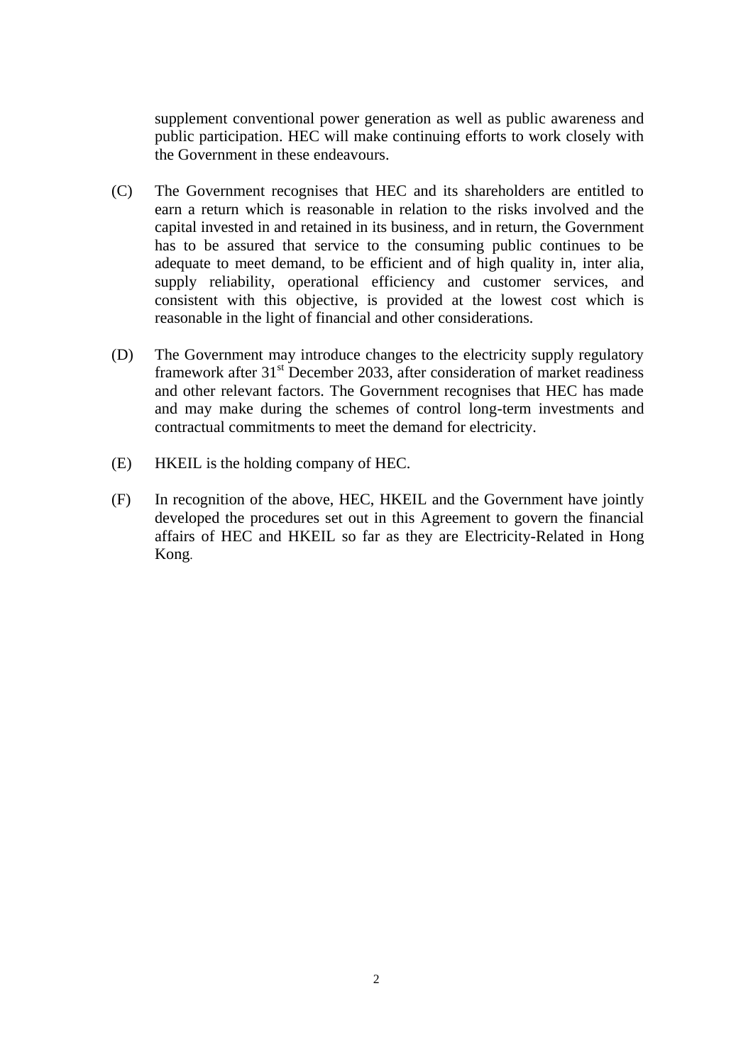supplement conventional power generation as well as public awareness and public participation. HEC will make continuing efforts to work closely with the Government in these endeavours.

(C) The Government recognises that HEC and its shareholders are entitled to earn a return which is reasonable in relation to the risks involved and the capital invested in and retained in its business, and in return, the Government has to be assured that service to the consuming public continues to be adequate to meet demand, to be efficient and of high quality in, inter alia, supply reliability, operational efficiency and customer services, and consistent with this objective, is provided at the lowest cost which is reasonable in the light of financial and other considerations.

(D) The Government may introduce changes to the electricity supply regulatory framework after 31st December 2033, after consideration of market readiness and other relevant factors. The Government recognises that HEC has made and may make during the schemes of control long-term investments and contractual commitments to meet the demand for electricity.

(E) HKEIL is the holding company of HEC.

(F) In recognition of the above, HEC, HKEIL and the Government have jointly developed the procedures set out in this Agreement to govern the financial affairs of HEC and HKEIL so far as they are Electricity-Related in Hong Kong.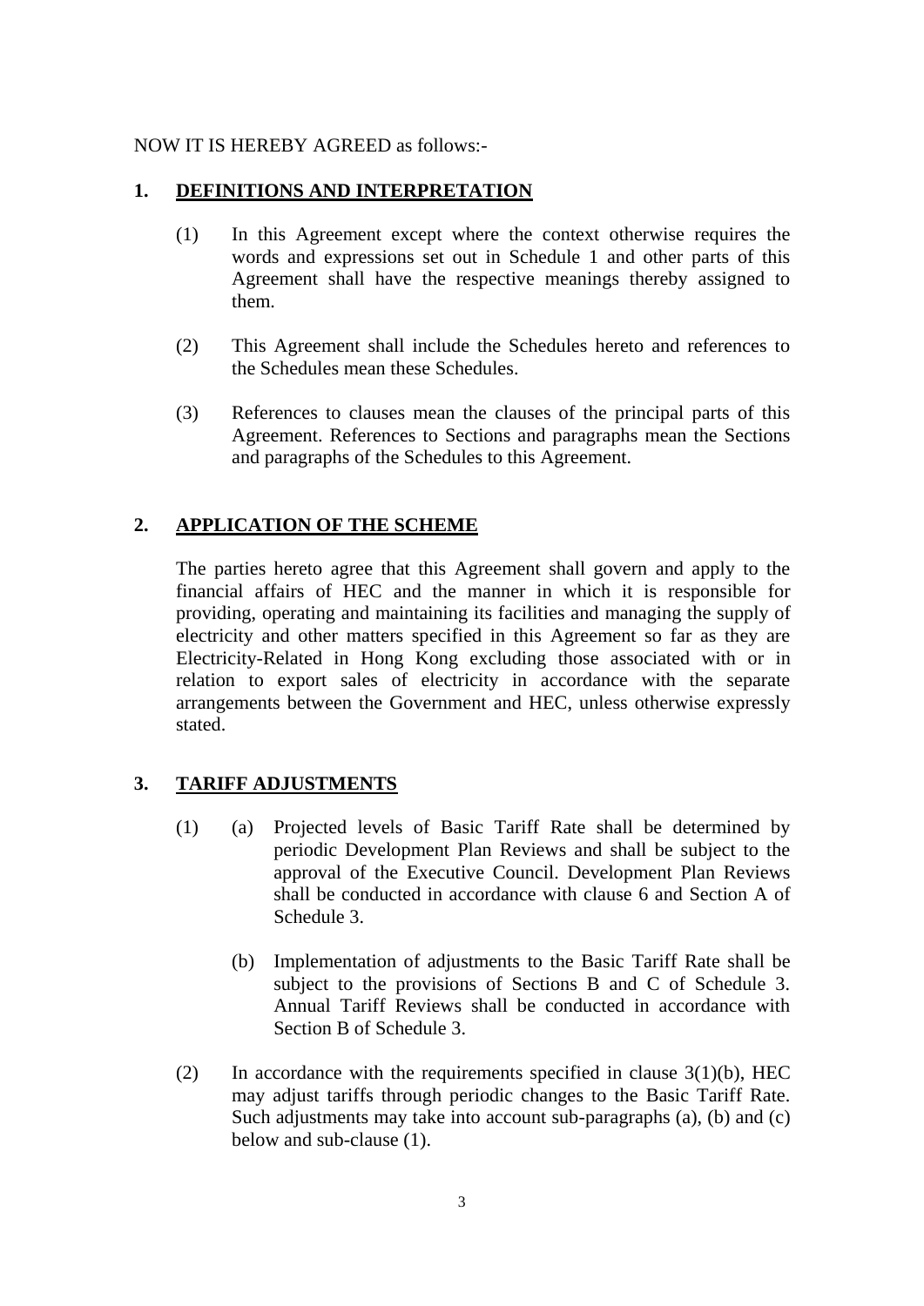NOW IT IS HEREBY AGREED as follows:-

## 1. DEFINITIONS AND INTERPRETATION

(1) In this Agreement except where the context otherwise requires the words and expressions set out in Schedule 1 and other parts of this Agreement shall have the respective meanings thereby assigned to them.

(2) This Agreement shall include the Schedules hereto and references to the Schedules mean these Schedules.

(3) References to clauses mean the clauses of the principal parts of this Agreement. References to Sections and paragraphs mean the Sections and paragraphs of the Schedules to this Agreement.

## 2. APPLICATION OF THE SCHEME

The parties hereto agree that this Agreement shall govern and apply to the financial affairs of HEC and the manner in which it is responsible for providing, operating and maintaining its facilities and managing the supply of electricity and other matters specified in this Agreement so far as they are Electricity-Related in Hong Kong excluding those associated with or in relation to export sales of electricity in accordance with the separate arrangements between the Government and HEC, unless otherwise expressly stated.

## 3. TARIFF ADJUSTMENTS

(1) (a) Projected levels of Basic Tariff Rate shall be determined by periodic Development Plan Reviews and shall be subject to the approval of the Executive Council. Development Plan Reviews shall be conducted in accordance with clause 6 and Section A of Schedule 3.

(b) Implementation of adjustments to the Basic Tariff Rate shall be subject to the provisions of Sections B and C of Schedule 3. Annual Tariff Reviews shall be conducted in accordance with Section B of Schedule 3.

(2) In accordance with the requirements specified in clause 3(1)(b), HEC may adjust tariffs through periodic changes to the Basic Tariff Rate. Such adjustments may take into account sub-paragraphs (a), (b) and (c) below and sub-clause (1).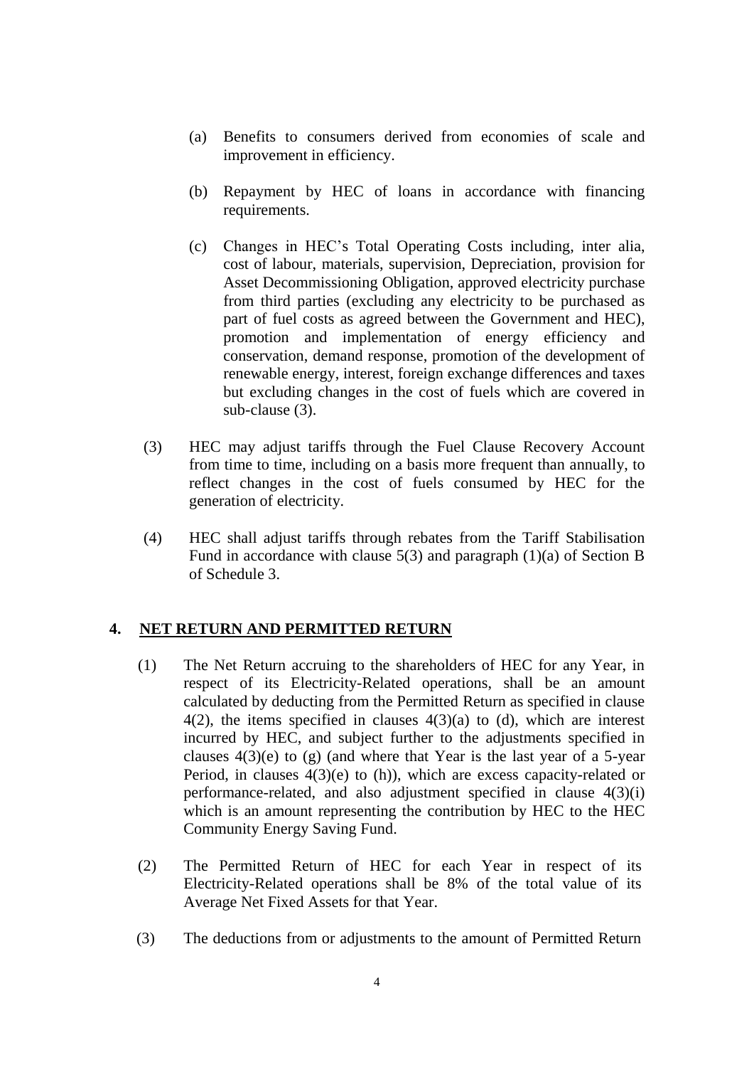(a) Benefits to consumers derived from economies of scale and improvement in efficiency.

(b) Repayment by HEC of loans in accordance with financing requirements.

(c) Changes in HEC's Total Operating Costs including, inter alia, cost of labour, materials, supervision, Depreciation, provision for Asset Decommissioning Obligation, approved electricity purchase from third parties (excluding any electricity to be purchased as part of fuel costs as agreed between the Government and HEC), promotion and implementation of energy efficiency and conservation, demand response, promotion of the development of renewable energy, interest, foreign exchange differences and taxes but excluding changes in the cost of fuels which are covered in sub-clause (3).

(3) HEC may adjust tariffs through the Fuel Clause Recovery Account from time to time, including on a basis more frequent than annually, to reflect changes in the cost of fuels consumed by HEC for the generation of electricity.

(4) HEC shall adjust tariffs through rebates from the Tariff Stabilisation Fund in accordance with clause 5(3) and paragraph (1)(a) of Section B of Schedule 3.

## 4. NET RETURN AND PERMITTED RETURN

(1) The Net Return accruing to the shareholders of HEC for any Year, in respect of its Electricity-Related operations, shall be an amount calculated by deducting from the Permitted Return as specified in clause 4(2), the items specified in clauses 4(3)(a) to (d), which are interest incurred by HEC, and subject further to the adjustments specified in clauses 4(3)(e) to (g) (and where that Year is the last year of a 5-year Period, in clauses 4(3)(e) to (h)), which are excess capacity-related or performance-related, and also adjustment specified in clause 4(3)(i) which is an amount representing the contribution by HEC to the HEC Community Energy Saving Fund.

(2) The Permitted Return of HEC for each Year in respect of its Electricity-Related operations shall be 8% of the total value of its Average Net Fixed Assets for that Year.

(3) The deductions from or adjustments to the amount of Permitted Return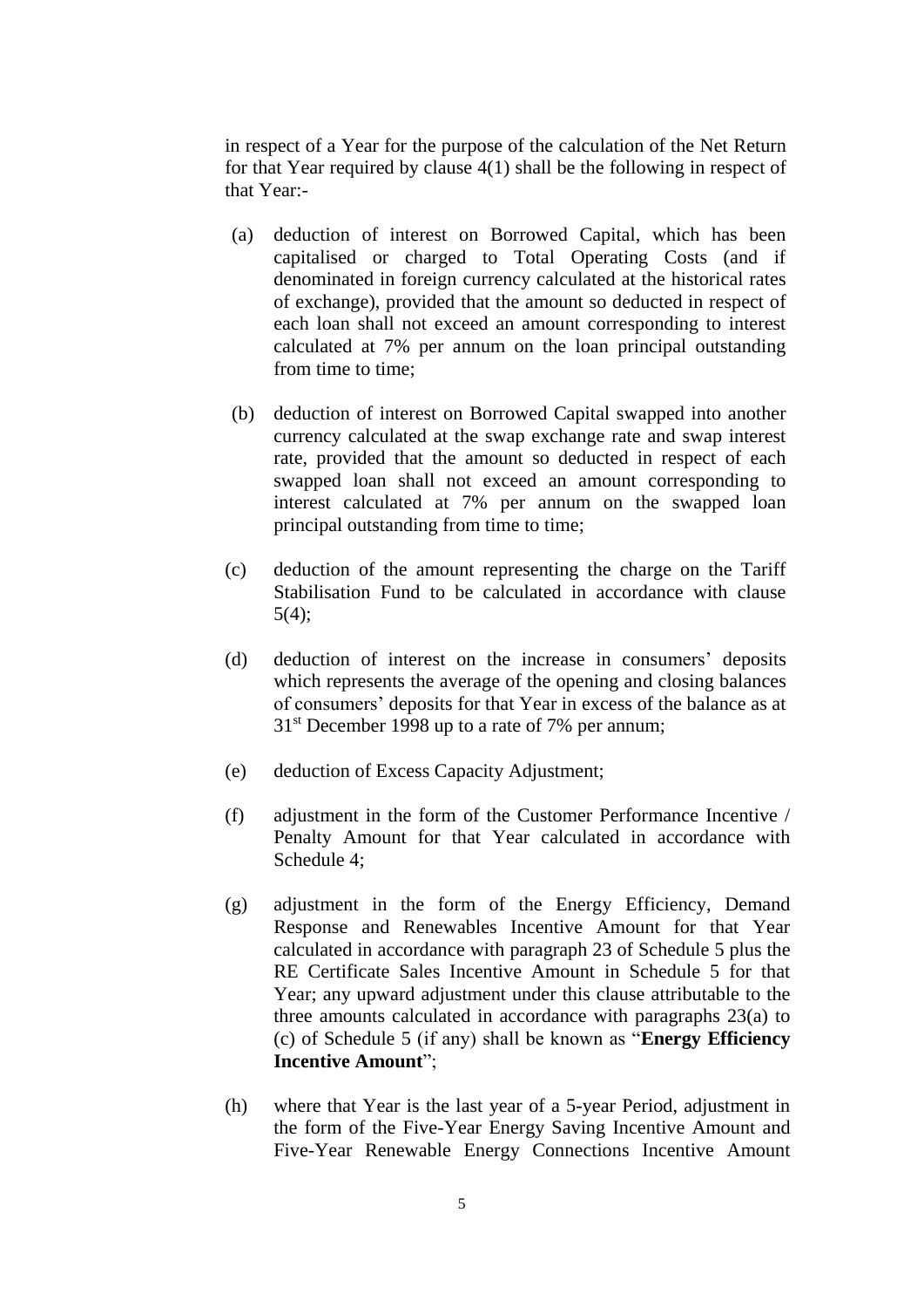in respect of a Year for the purpose of the calculation of the Net Return for that Year required by clause 4(1) shall be the following in respect of that Year:-

(a) deduction of interest on Borrowed Capital, which has been capitalised or charged to Total Operating Costs (and if denominated in foreign currency calculated at the historical rates of exchange), provided that the amount so deducted in respect of each loan shall not exceed an amount corresponding to interest calculated at 7% per annum on the loan principal outstanding from time to time;

(b) deduction of interest on Borrowed Capital swapped into another currency calculated at the swap exchange rate and swap interest rate, provided that the amount so deducted in respect of each swapped loan shall not exceed an amount corresponding to interest calculated at 7% per annum on the swapped loan principal outstanding from time to time;

(c) deduction of the amount representing the charge on the Tariff Stabilisation Fund to be calculated in accordance with clause 5(4);

(d) deduction of interest on the increase in consumers' deposits which represents the average of the opening and closing balances of consumers' deposits for that Year in excess of the balance as at 31st December 1998 up to a rate of 7% per annum;

(e) deduction of Excess Capacity Adjustment;

(f) adjustment in the form of the Customer Performance Incentive / Penalty Amount for that Year calculated in accordance with Schedule 4;

(g) adjustment in the form of the Energy Efficiency, Demand Response and Renewables Incentive Amount for that Year calculated in accordance with paragraph 23 of Schedule 5 plus the RE Certificate Sales Incentive Amount in Schedule 5 for that Year; any upward adjustment under this clause attributable to the three amounts calculated in accordance with paragraphs 23(a) to (c) of Schedule 5 (if any) shall be known as "**Energy Efficiency Incentive Amount**";

(h) where that Year is the last year of a 5-year Period, adjustment in the form of the Five-Year Energy Saving Incentive Amount and Five-Year Renewable Energy Connections Incentive Amount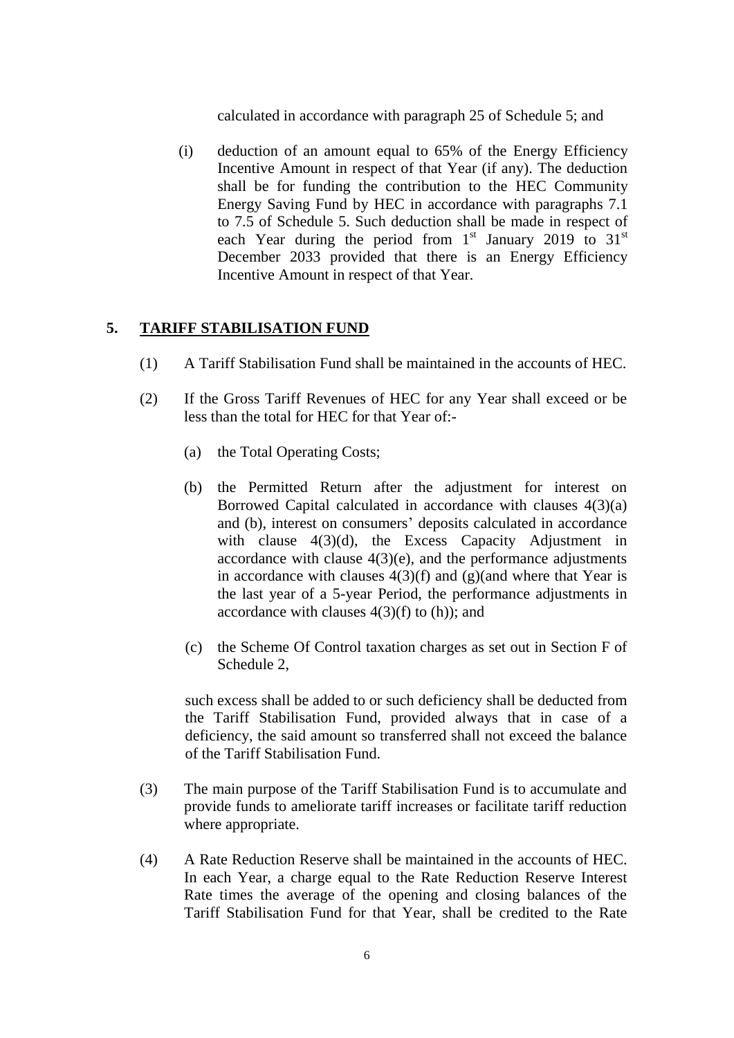calculated in accordance with paragraph 25 of Schedule 5; and

(i) deduction of an amount equal to 65% of the Energy Efficiency Incentive Amount in respect of that Year (if any). The deduction shall be for funding the contribution to the HEC Community Energy Saving Fund by HEC in accordance with paragraphs 7.1 to 7.5 of Schedule 5. Such deduction shall be made in respect of each Year during the period from 1st January 2019 to 31st December 2033 provided that there is an Energy Efficiency Incentive Amount in respect of that Year.

## 5. TARIFF STABILISATION FUND

(1) A Tariff Stabilisation Fund shall be maintained in the accounts of HEC.

(2) If the Gross Tariff Revenues of HEC for any Year shall exceed or be less than the total for HEC for that Year of:-

   (a) the Total Operating Costs;

   (b) the Permitted Return after the adjustment for interest on Borrowed Capital calculated in accordance with clauses 4(3)(a) and (b), interest on consumers' deposits calculated in accordance with clause 4(3)(d), the Excess Capacity Adjustment in accordance with clause 4(3)(e), and the performance adjustments in accordance with clauses 4(3)(f) and (g)(and where that Year is the last year of a 5-year Period, the performance adjustments in accordance with clauses 4(3)(f) to (h)); and

   (c) the Scheme Of Control taxation charges as set out in Section F of Schedule 2,

   such excess shall be added to or such deficiency shall be deducted from the Tariff Stabilisation Fund, provided always that in case of a deficiency, the said amount so transferred shall not exceed the balance of the Tariff Stabilisation Fund.

(3) The main purpose of the Tariff Stabilisation Fund is to accumulate and provide funds to ameliorate tariff increases or facilitate tariff reduction where appropriate.

(4) A Rate Reduction Reserve shall be maintained in the accounts of HEC. In each Year, a charge equal to the Rate Reduction Reserve Interest Rate times the average of the opening and closing balances of the Tariff Stabilisation Fund for that Year, shall be credited to the Rate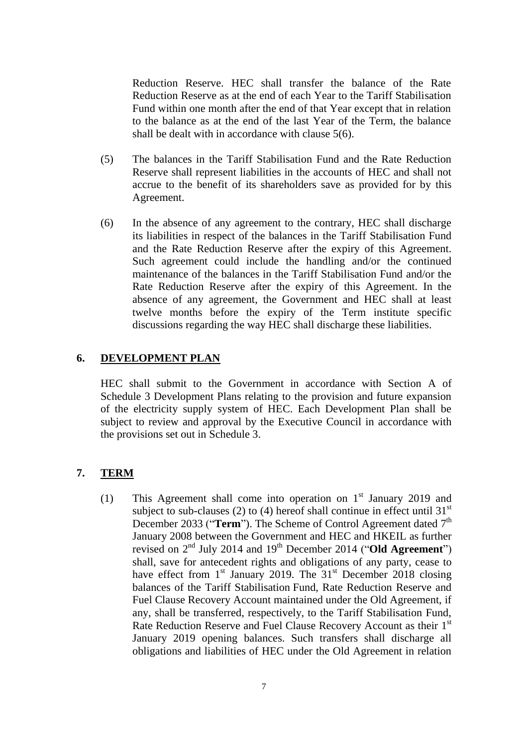Reduction Reserve. HEC shall transfer the balance of the Rate Reduction Reserve as at the end of each Year to the Tariff Stabilisation Fund within one month after the end of that Year except that in relation to the balance as at the end of the last Year of the Term, the balance shall be dealt with in accordance with clause 5(6).

(5) The balances in the Tariff Stabilisation Fund and the Rate Reduction Reserve shall represent liabilities in the accounts of HEC and shall not accrue to the benefit of its shareholders save as provided for by this Agreement.

(6) In the absence of any agreement to the contrary, HEC shall discharge its liabilities in respect of the balances in the Tariff Stabilisation Fund and the Rate Reduction Reserve after the expiry of this Agreement. Such agreement could include the handling and/or the continued maintenance of the balances in the Tariff Stabilisation Fund and/or the Rate Reduction Reserve after the expiry of this Agreement. In the absence of any agreement, the Government and HEC shall at least twelve months before the expiry of the Term institute specific discussions regarding the way HEC shall discharge these liabilities.

## 6. DEVELOPMENT PLAN

HEC shall submit to the Government in accordance with Section A of Schedule 3 Development Plans relating to the provision and future expansion of the electricity supply system of HEC. Each Development Plan shall be subject to review and approval by the Executive Council in accordance with the provisions set out in Schedule 3.

## 7. TERM

(1) This Agreement shall come into operation on 1st January 2019 and subject to sub-clauses (2) to (4) hereof shall continue in effect until 31st December 2033 ("**Term**"). The Scheme of Control Agreement dated 7th January 2008 between the Government and HEC and HKEIL as further revised on 2nd July 2014 and 19th December 2014 ("**Old Agreement**") shall, save for antecedent rights and obligations of any party, cease to have effect from 1st January 2019. The 31st December 2018 closing balances of the Tariff Stabilisation Fund, Rate Reduction Reserve and Fuel Clause Recovery Account maintained under the Old Agreement, if any, shall be transferred, respectively, to the Tariff Stabilisation Fund, Rate Reduction Reserve and Fuel Clause Recovery Account as their 1st January 2019 opening balances. Such transfers shall discharge all obligations and liabilities of HEC under the Old Agreement in relation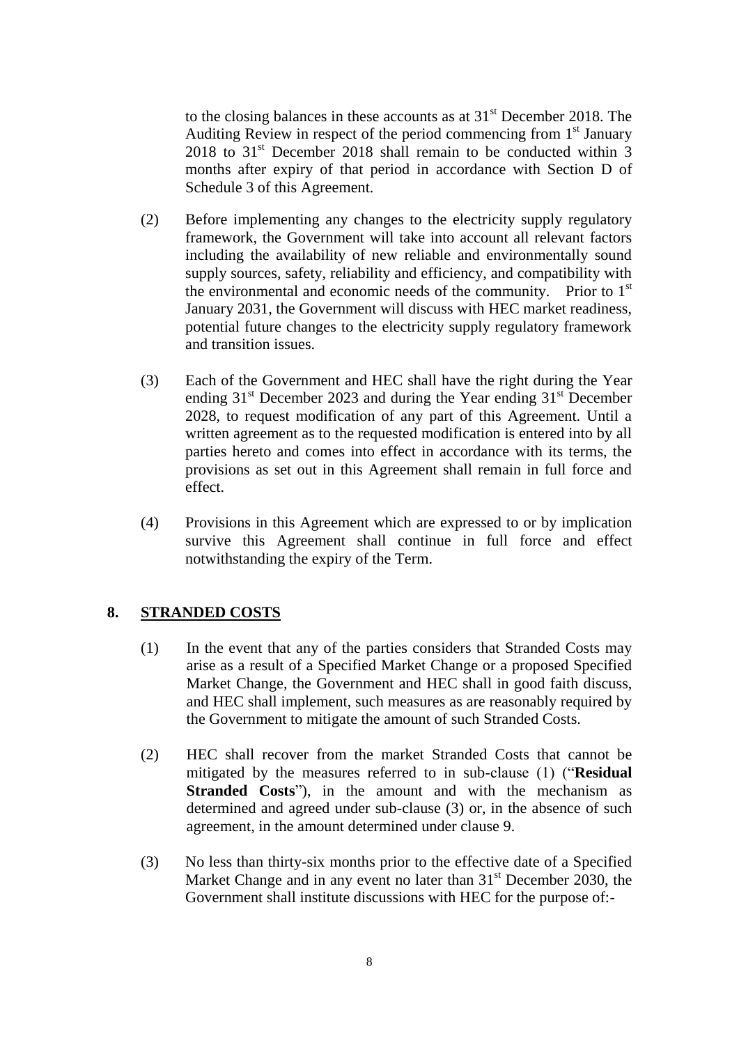to the closing balances in these accounts as at 31st December 2018. The Auditing Review in respect of the period commencing from 1st January 2018 to 31st December 2018 shall remain to be conducted within 3 months after expiry of that period in accordance with Section D of Schedule 3 of this Agreement.

(2) Before implementing any changes to the electricity supply regulatory framework, the Government will take into account all relevant factors including the availability of new reliable and environmentally sound supply sources, safety, reliability and efficiency, and compatibility with the environmental and economic needs of the community. Prior to 1st January 2031, the Government will discuss with HEC market readiness, potential future changes to the electricity supply regulatory framework and transition issues.

(3) Each of the Government and HEC shall have the right during the Year ending 31st December 2023 and during the Year ending 31st December 2028, to request modification of any part of this Agreement. Until a written agreement as to the requested modification is entered into by all parties hereto and comes into effect in accordance with its terms, the provisions as set out in this Agreement shall remain in full force and effect.

(4) Provisions in this Agreement which are expressed to or by implication survive this Agreement shall continue in full force and effect notwithstanding the expiry of the Term.

## 8. STRANDED COSTS

(1) In the event that any of the parties considers that Stranded Costs may arise as a result of a Specified Market Change or a proposed Specified Market Change, the Government and HEC shall in good faith discuss, and HEC shall implement, such measures as are reasonably required by the Government to mitigate the amount of such Stranded Costs.

(2) HEC shall recover from the market Stranded Costs that cannot be mitigated by the measures referred to in sub-clause (1) ("**Residual Stranded Costs**"), in the amount and with the mechanism as determined and agreed under sub-clause (3) or, in the absence of such agreement, in the amount determined under clause 9.

(3) No less than thirty-six months prior to the effective date of a Specified Market Change and in any event no later than 31st December 2030, the Government shall institute discussions with HEC for the purpose of:-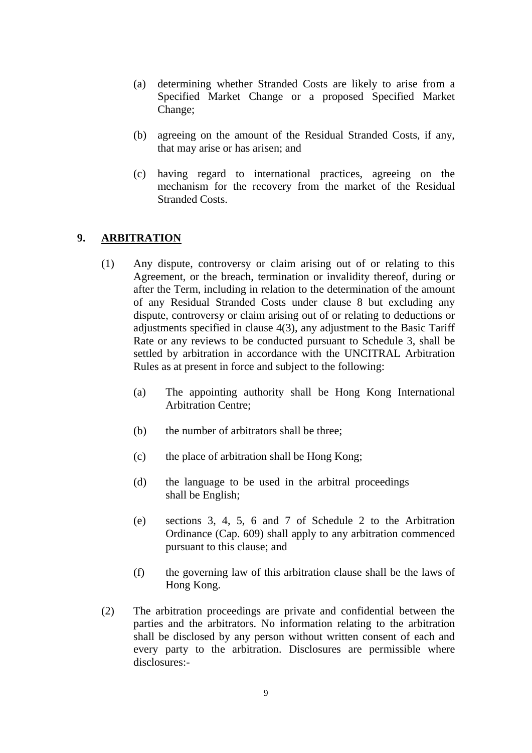(a) determining whether Stranded Costs are likely to arise from a Specified Market Change or a proposed Specified Market Change;

(b) agreeing on the amount of the Residual Stranded Costs, if any, that may arise or has arisen; and

(c) having regard to international practices, agreeing on the mechanism for the recovery from the market of the Residual Stranded Costs.

## 9. ARBITRATION

(1) Any dispute, controversy or claim arising out of or relating to this Agreement, or the breach, termination or invalidity thereof, during or after the Term, including in relation to the determination of the amount of any Residual Stranded Costs under clause 8 but excluding any dispute, controversy or claim arising out of or relating to deductions or adjustments specified in clause 4(3), any adjustment to the Basic Tariff Rate or any reviews to be conducted pursuant to Schedule 3, shall be settled by arbitration in accordance with the UNCITRAL Arbitration Rules as at present in force and subject to the following:

(a) The appointing authority shall be Hong Kong International Arbitration Centre;

(b) the number of arbitrators shall be three;

(c) the place of arbitration shall be Hong Kong;

(d) the language to be used in the arbitral proceedings shall be English;

(e) sections 3, 4, 5, 6 and 7 of Schedule 2 to the Arbitration Ordinance (Cap. 609) shall apply to any arbitration commenced pursuant to this clause; and

(f) the governing law of this arbitration clause shall be the laws of Hong Kong.

(2) The arbitration proceedings are private and confidential between the parties and the arbitrators. No information relating to the arbitration shall be disclosed by any person without written consent of each and every party to the arbitration. Disclosures are permissible where disclosures:-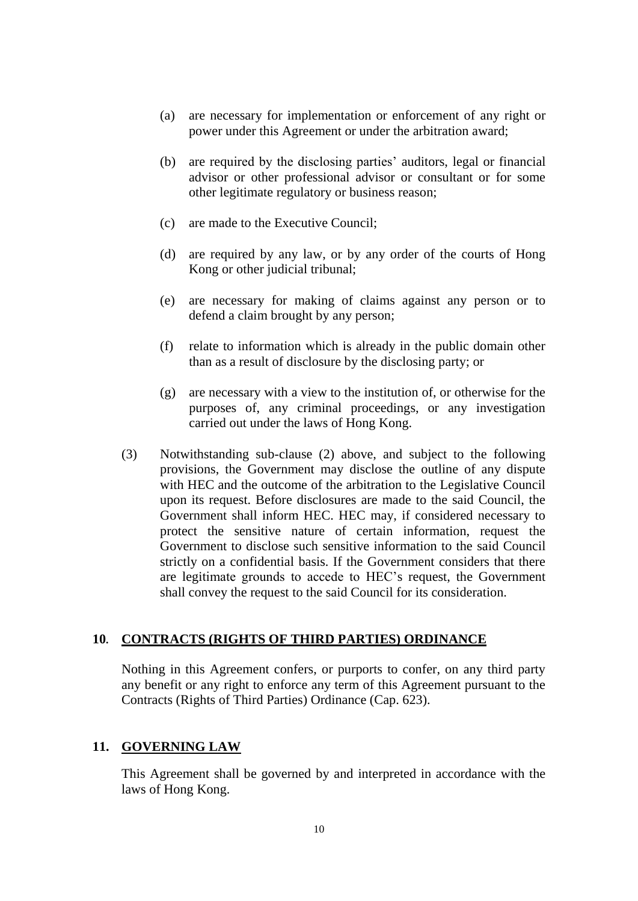(a) are necessary for implementation or enforcement of any right or power under this Agreement or under the arbitration award;

(b) are required by the disclosing parties' auditors, legal or financial advisor or other professional advisor or consultant or for some other legitimate regulatory or business reason;

(c) are made to the Executive Council;

(d) are required by any law, or by any order of the courts of Hong Kong or other judicial tribunal;

(e) are necessary for making of claims against any person or to defend a claim brought by any person;

(f) relate to information which is already in the public domain other than as a result of disclosure by the disclosing party; or

(g) are necessary with a view to the institution of, or otherwise for the purposes of, any criminal proceedings, or any investigation carried out under the laws of Hong Kong.

(3) Notwithstanding sub-clause (2) above, and subject to the following provisions, the Government may disclose the outline of any dispute with HEC and the outcome of the arbitration to the Legislative Council upon its request. Before disclosures are made to the said Council, the Government shall inform HEC. HEC may, if considered necessary to protect the sensitive nature of certain information, request the Government to disclose such sensitive information to the said Council strictly on a confidential basis. If the Government considers that there are legitimate grounds to accede to HEC's request, the Government shall convey the request to the said Council for its consideration.

## 10. CONTRACTS (RIGHTS OF THIRD PARTIES) ORDINANCE

Nothing in this Agreement confers, or purports to confer, on any third party any benefit or any right to enforce any term of this Agreement pursuant to the Contracts (Rights of Third Parties) Ordinance (Cap. 623).

## 11. GOVERNING LAW

This Agreement shall be governed by and interpreted in accordance with the laws of Hong Kong.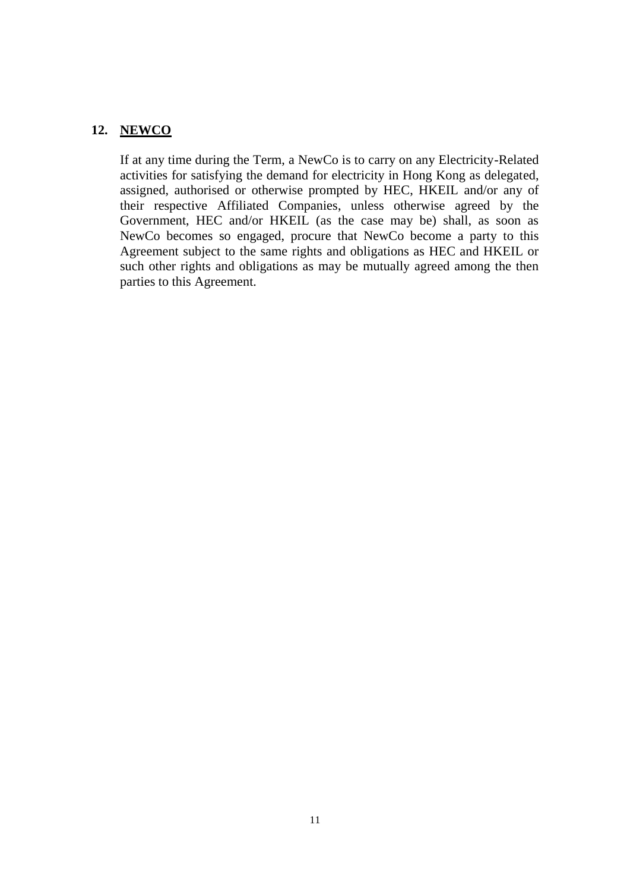## 12. NEWCO

If at any time during the Term, a NewCo is to carry on any Electricity-Related activities for satisfying the demand for electricity in Hong Kong as delegated, assigned, authorised or otherwise prompted by HEC, HKEIL and/or any of their respective Affiliated Companies, unless otherwise agreed by the Government, HEC and/or HKEIL (as the case may be) shall, as soon as NewCo becomes so engaged, procure that NewCo become a party to this Agreement subject to the same rights and obligations as HEC and HKEIL or such other rights and obligations as may be mutually agreed among the then parties to this Agreement.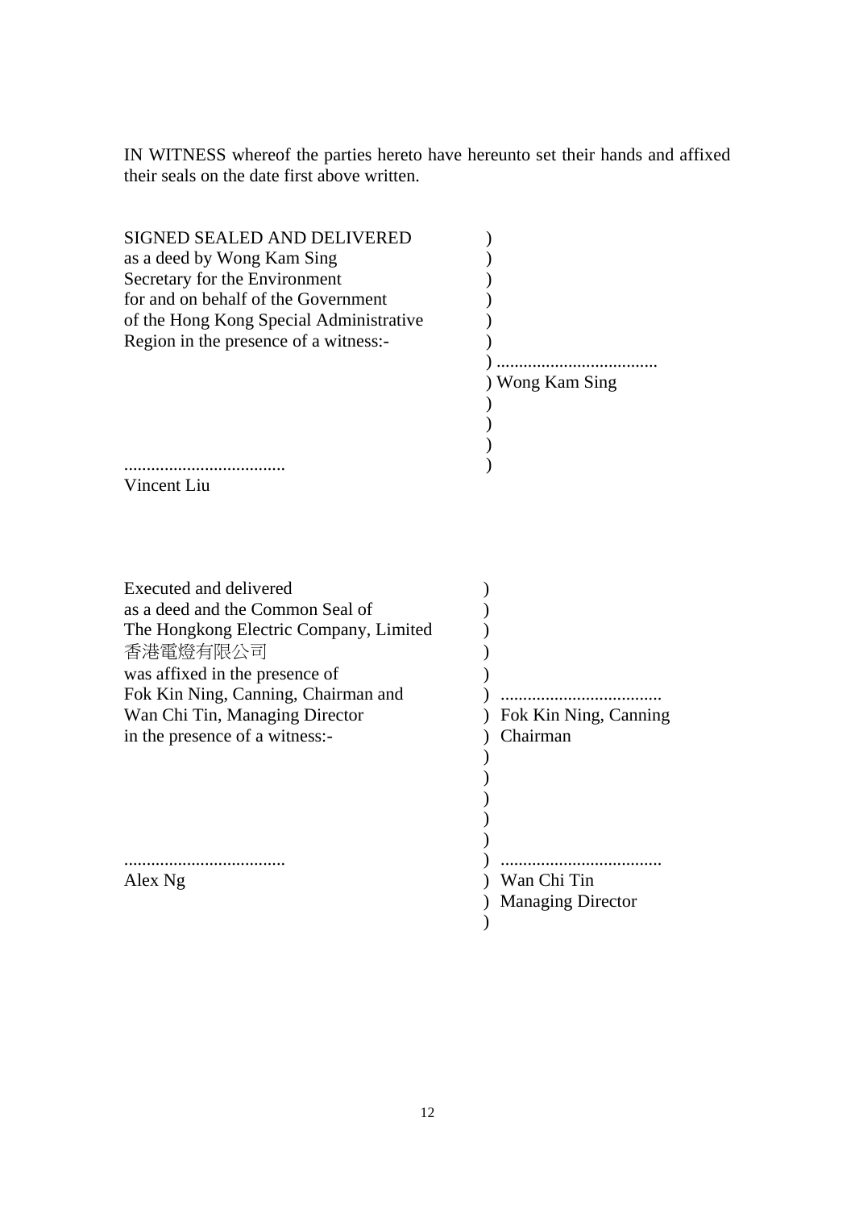IN WITNESS whereof the parties hereto have hereunto set their hands and affixed their seals on the date first above written.

| | |
|---|---|
| SIGNED SEALED AND DELIVERED<br>as a deed by Wong Kam Sing<br>Secretary for the Environment<br>for and on behalf of the Government<br>of the Hong Kong Special Administrative<br>Region in the presence of a witness:- | ) ...................................<br>) Wong Kam Sing |
| ...................................<br>Vincent Liu | |

| | |
|---|---|
| Executed and delivered<br>as a deed and the Common Seal of<br>The Hongkong Electric Company, Limited<br>香港電燈有限公司<br>was affixed in the presence of<br>Fok Kin Ning, Canning, Chairman and<br>Wan Chi Tin, Managing Director<br>in the presence of a witness:- | ) ...................................<br>) Fok Kin Ning, Canning<br>) Chairman |
| ...................................<br>Alex Ng | ) ...................................<br>) Wan Chi Tin<br>) Managing Director |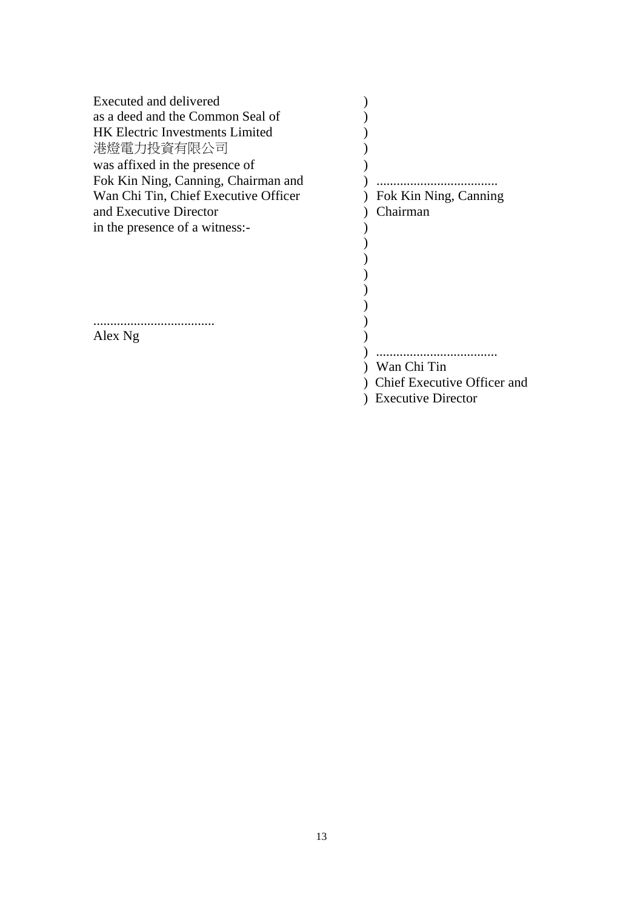| | |
|---|---|
| Executed and delivered<br>as a deed and the Common Seal of<br>HK Electric Investments Limited<br>港燈電力投資有限公司<br>was affixed in the presence of<br>Fok Kin Ning, Canning, Chairman and<br>Wan Chi Tin, Chief Executive Officer<br>and Executive Director<br>in the presence of a witness:- | ) ...................................<br>) Fok Kin Ning, Canning<br>) Chairman |
| ...................................<br>Alex Ng | ) ...................................<br>) Wan Chi Tin<br>) Chief Executive Officer and<br>) Executive Director |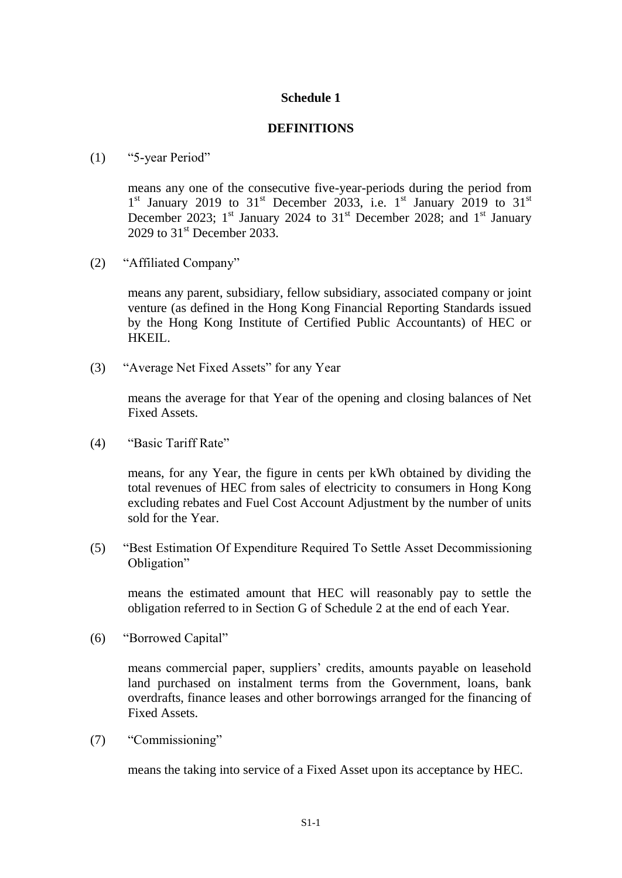# Schedule 1

## DEFINITIONS

(1) "5-year Period"

means any one of the consecutive five-year-periods during the period from 1st January 2019 to 31st December 2033, i.e. 1st January 2019 to 31st December 2023; 1st January 2024 to 31st December 2028; and 1st January 2029 to 31st December 2033.

(2) "Affiliated Company"

means any parent, subsidiary, fellow subsidiary, associated company or joint venture (as defined in the Hong Kong Financial Reporting Standards issued by the Hong Kong Institute of Certified Public Accountants) of HEC or HKEIL.

(3) "Average Net Fixed Assets" for any Year

means the average for that Year of the opening and closing balances of Net Fixed Assets.

(4) "Basic Tariff Rate"

means, for any Year, the figure in cents per kWh obtained by dividing the total revenues of HEC from sales of electricity to consumers in Hong Kong excluding rebates and Fuel Cost Account Adjustment by the number of units sold for the Year.

(5) "Best Estimation Of Expenditure Required To Settle Asset Decommissioning Obligation"

means the estimated amount that HEC will reasonably pay to settle the obligation referred to in Section G of Schedule 2 at the end of each Year.

(6) "Borrowed Capital"

means commercial paper, suppliers' credits, amounts payable on leasehold land purchased on instalment terms from the Government, loans, bank overdrafts, finance leases and other borrowings arranged for the financing of Fixed Assets.

(7) "Commissioning"

means the taking into service of a Fixed Asset upon its acceptance by HEC.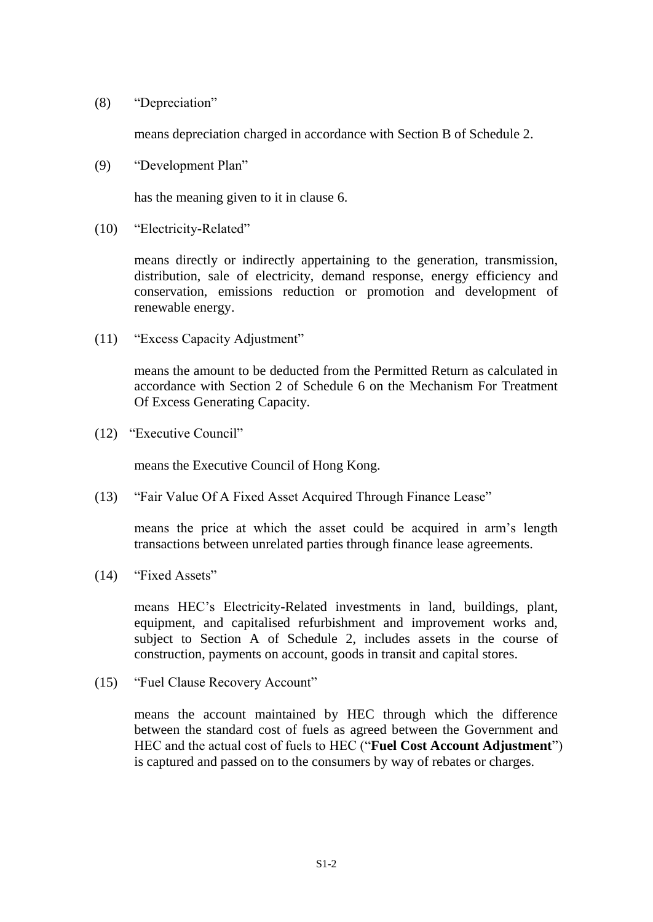(8) "Depreciation"

means depreciation charged in accordance with Section B of Schedule 2.

(9) "Development Plan"

has the meaning given to it in clause 6.

(10) "Electricity-Related"

means directly or indirectly appertaining to the generation, transmission, distribution, sale of electricity, demand response, energy efficiency and conservation, emissions reduction or promotion and development of renewable energy.

(11) "Excess Capacity Adjustment"

means the amount to be deducted from the Permitted Return as calculated in accordance with Section 2 of Schedule 6 on the Mechanism For Treatment Of Excess Generating Capacity.

(12) "Executive Council"

means the Executive Council of Hong Kong.

(13) "Fair Value Of A Fixed Asset Acquired Through Finance Lease"

means the price at which the asset could be acquired in arm's length transactions between unrelated parties through finance lease agreements.

(14) "Fixed Assets"

means HEC's Electricity-Related investments in land, buildings, plant, equipment, and capitalised refurbishment and improvement works and, subject to Section A of Schedule 2, includes assets in the course of construction, payments on account, goods in transit and capital stores.

(15) "Fuel Clause Recovery Account"

means the account maintained by HEC through which the difference between the standard cost of fuels as agreed between the Government and HEC and the actual cost of fuels to HEC ("**Fuel Cost Account Adjustment**") is captured and passed on to the consumers by way of rebates or charges.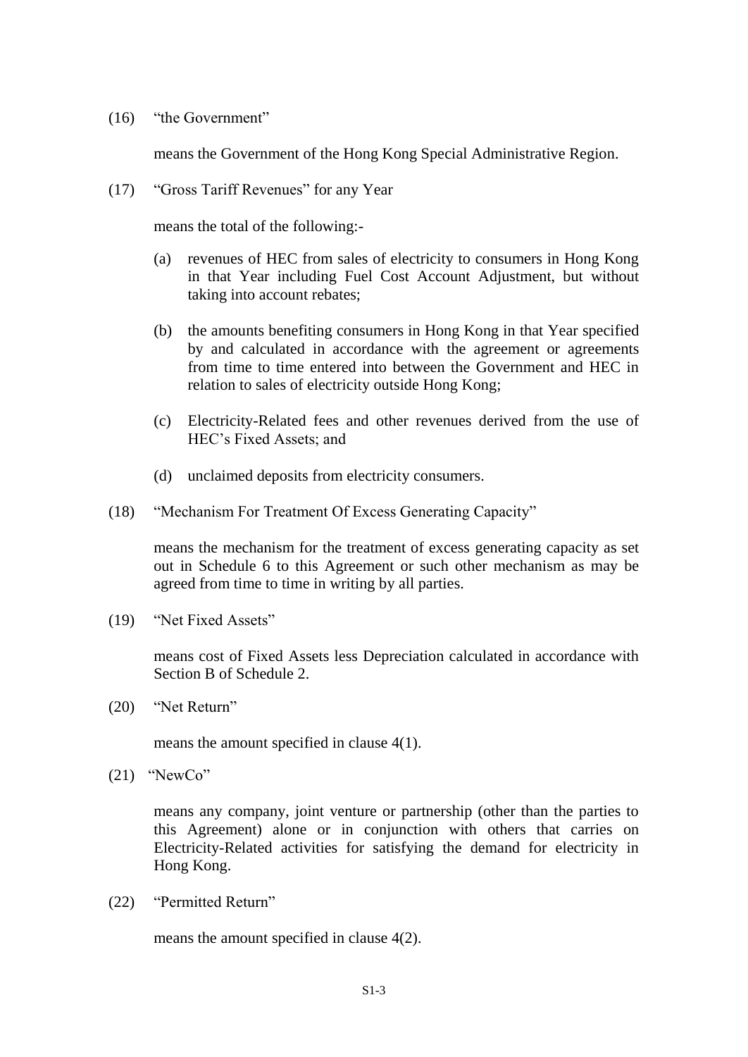(16) "the Government"

means the Government of the Hong Kong Special Administrative Region.

(17) "Gross Tariff Revenues" for any Year

means the total of the following:-

(a) revenues of HEC from sales of electricity to consumers in Hong Kong in that Year including Fuel Cost Account Adjustment, but without taking into account rebates;

(b) the amounts benefiting consumers in Hong Kong in that Year specified by and calculated in accordance with the agreement or agreements from time to time entered into between the Government and HEC in relation to sales of electricity outside Hong Kong;

(c) Electricity-Related fees and other revenues derived from the use of HEC's Fixed Assets; and

(d) unclaimed deposits from electricity consumers.

(18) "Mechanism For Treatment Of Excess Generating Capacity"

means the mechanism for the treatment of excess generating capacity as set out in Schedule 6 to this Agreement or such other mechanism as may be agreed from time to time in writing by all parties.

(19) "Net Fixed Assets"

means cost of Fixed Assets less Depreciation calculated in accordance with Section B of Schedule 2.

(20) "Net Return"

means the amount specified in clause 4(1).

(21) "NewCo"

means any company, joint venture or partnership (other than the parties to this Agreement) alone or in conjunction with others that carries on Electricity-Related activities for satisfying the demand for electricity in Hong Kong.

(22) "Permitted Return"

means the amount specified in clause 4(2).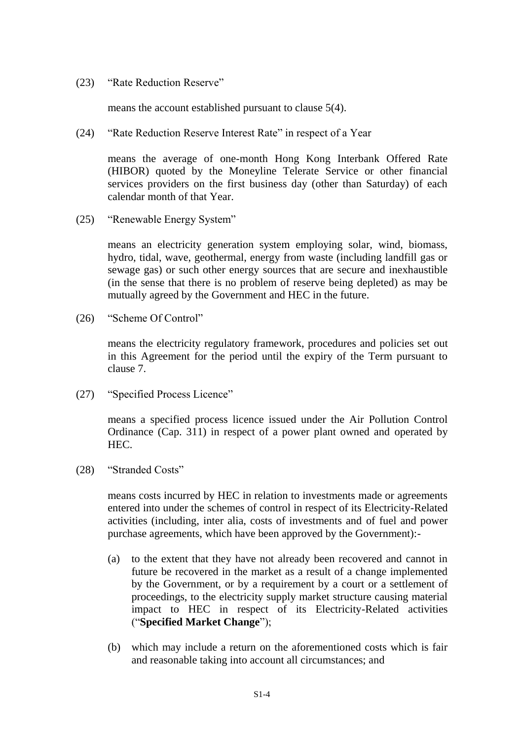(23) "Rate Reduction Reserve"

means the account established pursuant to clause 5(4).

(24) "Rate Reduction Reserve Interest Rate" in respect of a Year

means the average of one-month Hong Kong Interbank Offered Rate (HIBOR) quoted by the Moneyline Telerate Service or other financial services providers on the first business day (other than Saturday) of each calendar month of that Year.

(25) "Renewable Energy System"

means an electricity generation system employing solar, wind, biomass, hydro, tidal, wave, geothermal, energy from waste (including landfill gas or sewage gas) or such other energy sources that are secure and inexhaustible (in the sense that there is no problem of reserve being depleted) as may be mutually agreed by the Government and HEC in the future.

(26) "Scheme Of Control"

means the electricity regulatory framework, procedures and policies set out in this Agreement for the period until the expiry of the Term pursuant to clause 7.

(27) "Specified Process Licence"

means a specified process licence issued under the Air Pollution Control Ordinance (Cap. 311) in respect of a power plant owned and operated by HEC.

(28) "Stranded Costs"

means costs incurred by HEC in relation to investments made or agreements entered into under the schemes of control in respect of its Electricity-Related activities (including, inter alia, costs of investments and of fuel and power purchase agreements, which have been approved by the Government):-

(a) to the extent that they have not already been recovered and cannot in future be recovered in the market as a result of a change implemented by the Government, or by a requirement by a court or a settlement of proceedings, to the electricity supply market structure causing material impact to HEC in respect of its Electricity-Related activities ("**Specified Market Change**");

(b) which may include a return on the aforementioned costs which is fair and reasonable taking into account all circumstances; and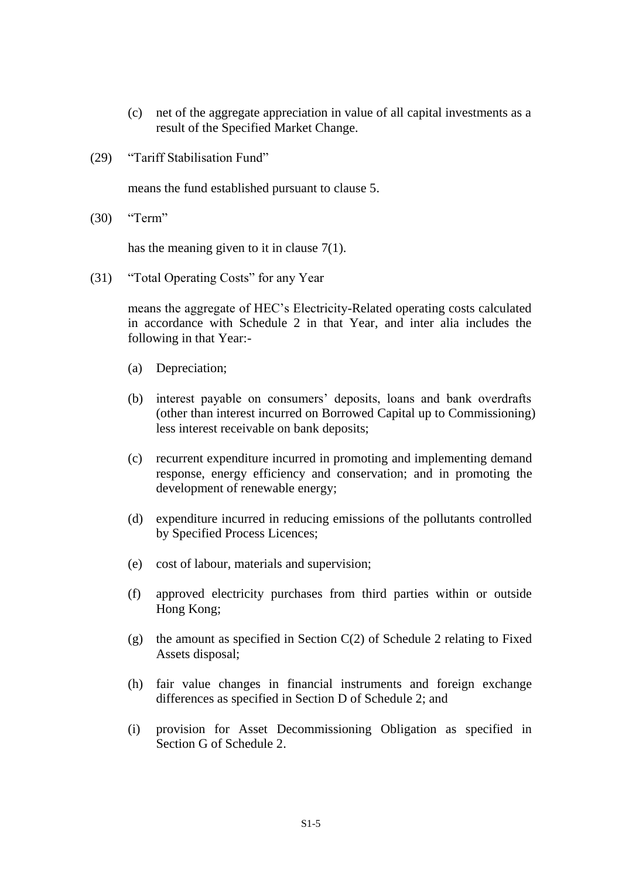(c) net of the aggregate appreciation in value of all capital investments as a result of the Specified Market Change.

(29) "Tariff Stabilisation Fund"

means the fund established pursuant to clause 5.

(30) "Term"

has the meaning given to it in clause 7(1).

(31) "Total Operating Costs" for any Year

means the aggregate of HEC's Electricity-Related operating costs calculated in accordance with Schedule 2 in that Year, and inter alia includes the following in that Year:-

(a) Depreciation;

(b) interest payable on consumers' deposits, loans and bank overdrafts (other than interest incurred on Borrowed Capital up to Commissioning) less interest receivable on bank deposits;

(c) recurrent expenditure incurred in promoting and implementing demand response, energy efficiency and conservation; and in promoting the development of renewable energy;

(d) expenditure incurred in reducing emissions of the pollutants controlled by Specified Process Licences;

(e) cost of labour, materials and supervision;

(f) approved electricity purchases from third parties within or outside Hong Kong;

(g) the amount as specified in Section C(2) of Schedule 2 relating to Fixed Assets disposal;

(h) fair value changes in financial instruments and foreign exchange differences as specified in Section D of Schedule 2; and

(i) provision for Asset Decommissioning Obligation as specified in Section G of Schedule 2.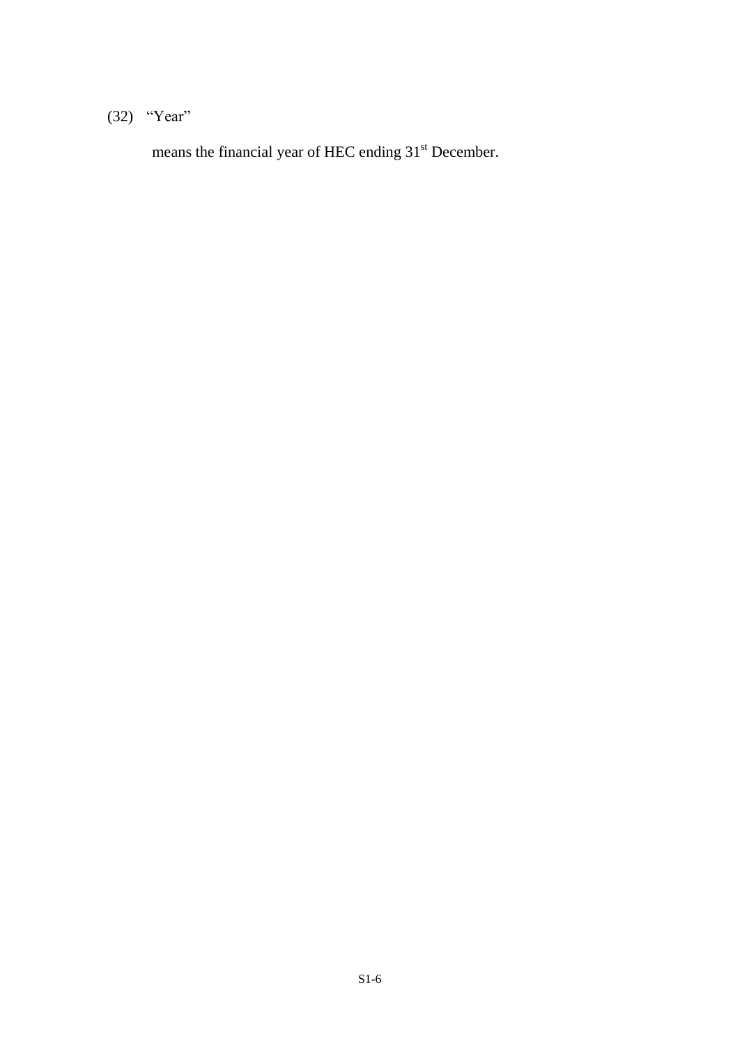(32) "Year"

means the financial year of HEC ending 31st December.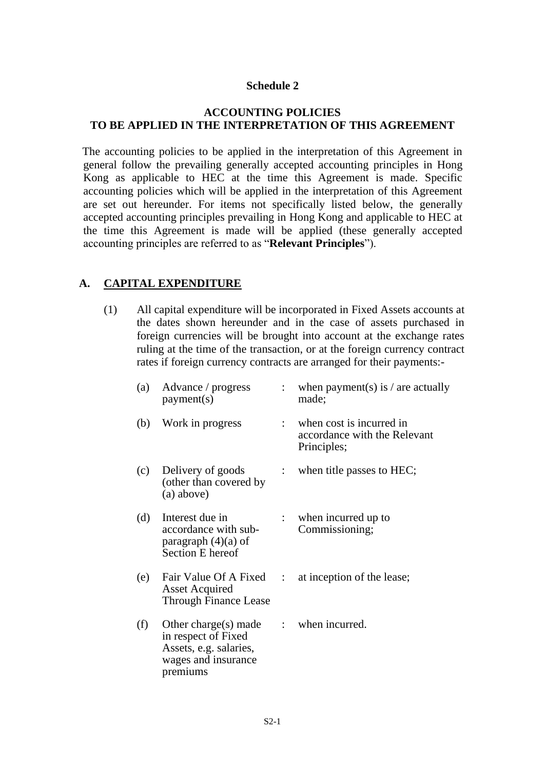**Schedule 2**

**ACCOUNTING POLICIES**
**TO BE APPLIED IN THE INTERPRETATION OF THIS AGREEMENT**

The accounting policies to be applied in the interpretation of this Agreement in general follow the prevailing generally accepted accounting principles in Hong Kong as applicable to HEC at the time this Agreement is made. Specific accounting policies which will be applied in the interpretation of this Agreement are set out hereunder. For items not specifically listed below, the generally accepted accounting principles prevailing in Hong Kong and applicable to HEC at the time this Agreement is made will be applied (these generally accepted accounting principles are referred to as "**Relevant Principles**").

## A. CAPITAL EXPENDITURE

(1) All capital expenditure will be incorporated in Fixed Assets accounts at the dates shown hereunder and in the case of assets purchased in foreign currencies will be brought into account at the exchange rates ruling at the time of the transaction, or at the foreign currency contract rates if foreign currency contracts are arranged for their payments:-

| | | | |
|---|---|---|---|
| (a) | Advance / progress payment(s) | : | when payment(s) is / are actually made; |
| (b) | Work in progress | : | when cost is incurred in accordance with the Relevant Principles; |
| (c) | Delivery of goods (other than covered by (a) above) | : | when title passes to HEC; |
| (d) | Interest due in accordance with sub-paragraph (4)(a) of Section E hereof | : | when incurred up to Commissioning; |
| (e) | Fair Value Of A Fixed Asset Acquired Through Finance Lease | : | at inception of the lease; |
| (f) | Other charge(s) made in respect of Fixed Assets, e.g. salaries, wages and insurance premiums | : | when incurred. |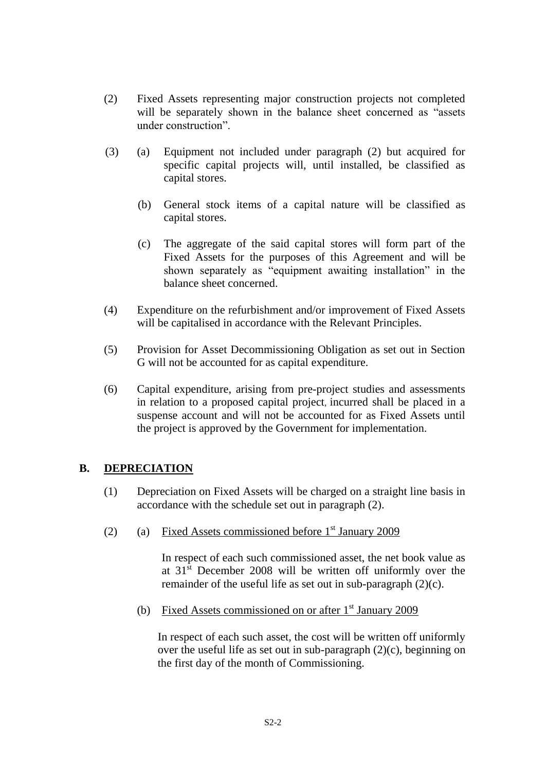(2) Fixed Assets representing major construction projects not completed will be separately shown in the balance sheet concerned as "assets under construction".

(3) (a) Equipment not included under paragraph (2) but acquired for specific capital projects will, until installed, be classified as capital stores.

(b) General stock items of a capital nature will be classified as capital stores.

(c) The aggregate of the said capital stores will form part of the Fixed Assets for the purposes of this Agreement and will be shown separately as "equipment awaiting installation" in the balance sheet concerned.

(4) Expenditure on the refurbishment and/or improvement of Fixed Assets will be capitalised in accordance with the Relevant Principles.

(5) Provision for Asset Decommissioning Obligation as set out in Section G will not be accounted for as capital expenditure.

(6) Capital expenditure, arising from pre-project studies and assessments in relation to a proposed capital project, incurred shall be placed in a suspense account and will not be accounted for as Fixed Assets until the project is approved by the Government for implementation.

## B. DEPRECIATION

(1) Depreciation on Fixed Assets will be charged on a straight line basis in accordance with the schedule set out in paragraph (2).

(2) (a) Fixed Assets commissioned before 1st January 2009

In respect of each such commissioned asset, the net book value as at 31st December 2008 will be written off uniformly over the remainder of the useful life as set out in sub-paragraph (2)(c).

(b) Fixed Assets commissioned on or after 1st January 2009

In respect of each such asset, the cost will be written off uniformly over the useful life as set out in sub-paragraph (2)(c), beginning on the first day of the month of Commissioning.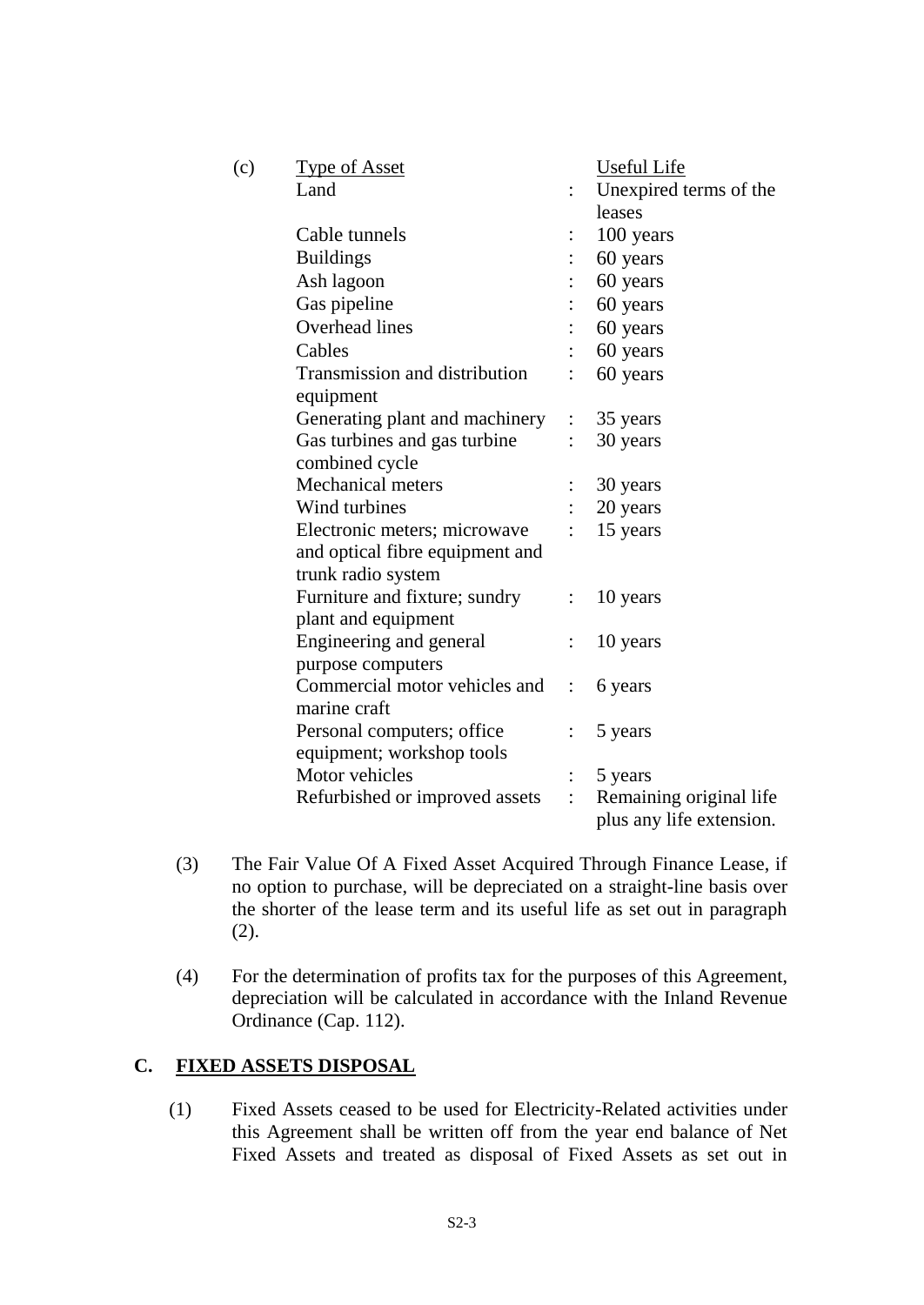(c)

| Type of Asset | | Useful Life |
|---|---|---|
| Land | : | Unexpired terms of the leases |
| Cable tunnels | : | 100 years |
| Buildings | : | 60 years |
| Ash lagoon | : | 60 years |
| Gas pipeline | : | 60 years |
| Overhead lines | : | 60 years |
| Cables | : | 60 years |
| Transmission and distribution equipment | : | 60 years |
| Generating plant and machinery | : | 35 years |
| Gas turbines and gas turbine combined cycle | : | 30 years |
| Mechanical meters | : | 30 years |
| Wind turbines | : | 20 years |
| Electronic meters; microwave and optical fibre equipment and trunk radio system | : | 15 years |
| Furniture and fixture; sundry plant and equipment | : | 10 years |
| Engineering and general purpose computers | : | 10 years |
| Commercial motor vehicles and marine craft | : | 6 years |
| Personal computers; office equipment; workshop tools | : | 5 years |
| Motor vehicles | : | 5 years |
| Refurbished or improved assets | : | Remaining original life plus any life extension. |

(3) The Fair Value Of A Fixed Asset Acquired Through Finance Lease, if no option to purchase, will be depreciated on a straight-line basis over the shorter of the lease term and its useful life as set out in paragraph (2).

(4) For the determination of profits tax for the purposes of this Agreement, depreciation will be calculated in accordance with the Inland Revenue Ordinance (Cap. 112).

## C. FIXED ASSETS DISPOSAL

(1) Fixed Assets ceased to be used for Electricity-Related activities under this Agreement shall be written off from the year end balance of Net Fixed Assets and treated as disposal of Fixed Assets as set out in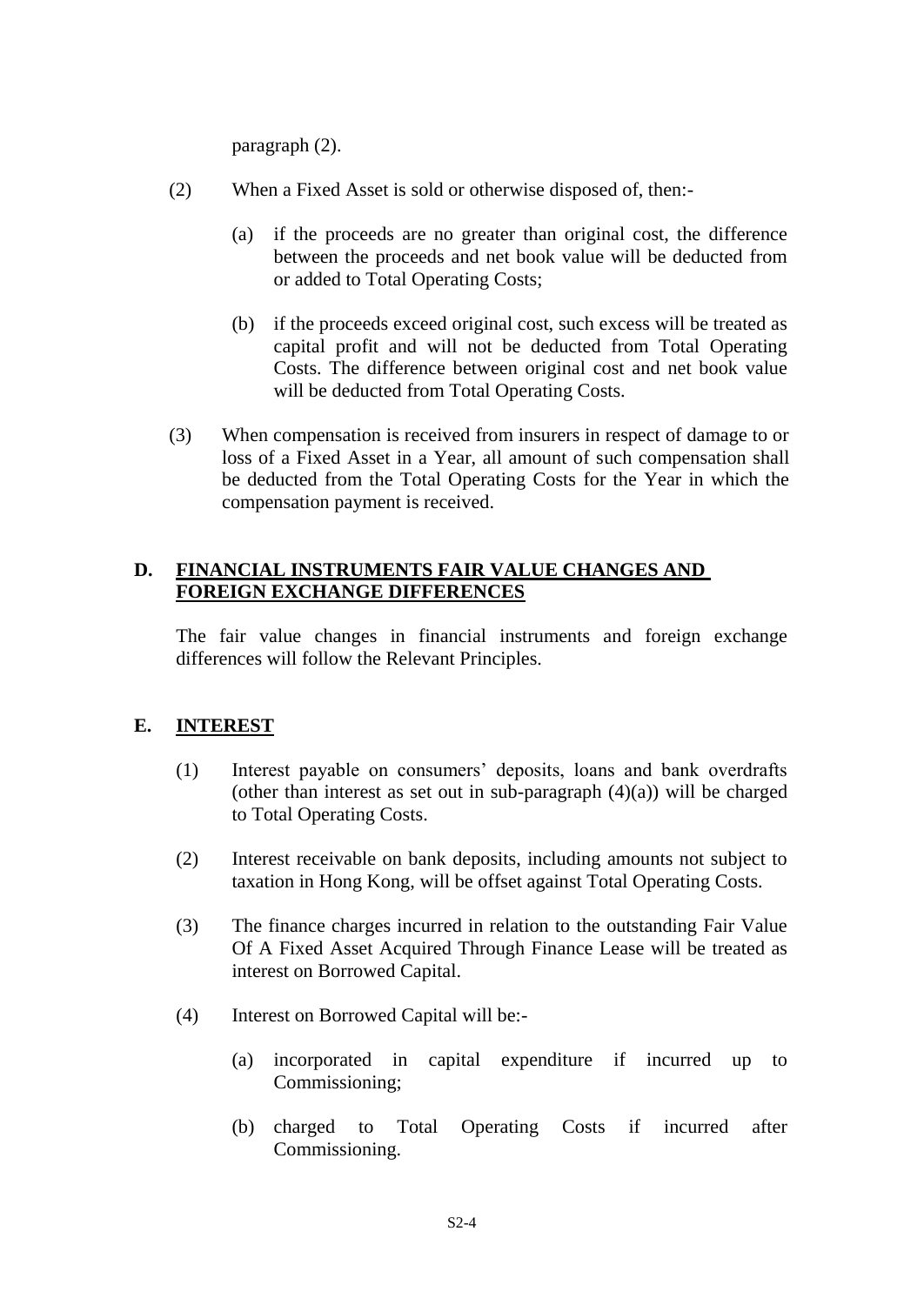paragraph (2).

(2) When a Fixed Asset is sold or otherwise disposed of, then:-

(a) if the proceeds are no greater than original cost, the difference between the proceeds and net book value will be deducted from or added to Total Operating Costs;

(b) if the proceeds exceed original cost, such excess will be treated as capital profit and will not be deducted from Total Operating Costs. The difference between original cost and net book value will be deducted from Total Operating Costs.

(3) When compensation is received from insurers in respect of damage to or loss of a Fixed Asset in a Year, all amount of such compensation shall be deducted from the Total Operating Costs for the Year in which the compensation payment is received.

## D. FINANCIAL INSTRUMENTS FAIR VALUE CHANGES AND FOREIGN EXCHANGE DIFFERENCES

The fair value changes in financial instruments and foreign exchange differences will follow the Relevant Principles.

## E. INTEREST

(1) Interest payable on consumers' deposits, loans and bank overdrafts (other than interest as set out in sub-paragraph (4)(a)) will be charged to Total Operating Costs.

(2) Interest receivable on bank deposits, including amounts not subject to taxation in Hong Kong, will be offset against Total Operating Costs.

(3) The finance charges incurred in relation to the outstanding Fair Value Of A Fixed Asset Acquired Through Finance Lease will be treated as interest on Borrowed Capital.

(4) Interest on Borrowed Capital will be:-

(a) incorporated in capital expenditure if incurred up to Commissioning;

(b) charged to Total Operating Costs if incurred after Commissioning.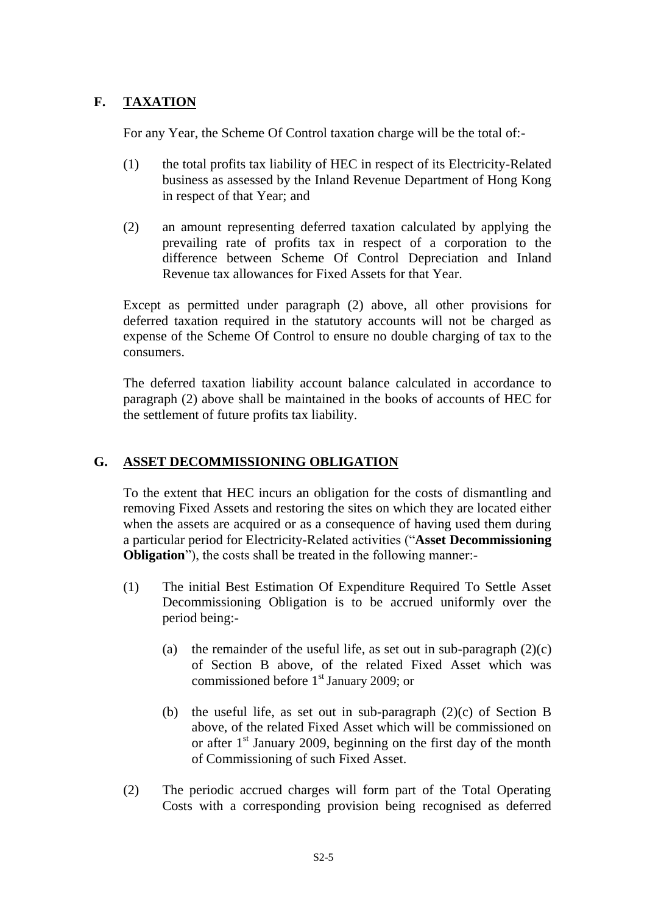## F. TAXATION

For any Year, the Scheme Of Control taxation charge will be the total of:-

(1) the total profits tax liability of HEC in respect of its Electricity-Related business as assessed by the Inland Revenue Department of Hong Kong in respect of that Year; and

(2) an amount representing deferred taxation calculated by applying the prevailing rate of profits tax in respect of a corporation to the difference between Scheme Of Control Depreciation and Inland Revenue tax allowances for Fixed Assets for that Year.

Except as permitted under paragraph (2) above, all other provisions for deferred taxation required in the statutory accounts will not be charged as expense of the Scheme Of Control to ensure no double charging of tax to the consumers.

The deferred taxation liability account balance calculated in accordance to paragraph (2) above shall be maintained in the books of accounts of HEC for the settlement of future profits tax liability.

## G. ASSET DECOMMISSIONING OBLIGATION

To the extent that HEC incurs an obligation for the costs of dismantling and removing Fixed Assets and restoring the sites on which they are located either when the assets are acquired or as a consequence of having used them during a particular period for Electricity-Related activities ("**Asset Decommissioning Obligation**"), the costs shall be treated in the following manner:-

(1) The initial Best Estimation Of Expenditure Required To Settle Asset Decommissioning Obligation is to be accrued uniformly over the period being:-

   (a) the remainder of the useful life, as set out in sub-paragraph (2)(c) of Section B above, of the related Fixed Asset which was commissioned before 1st January 2009; or

   (b) the useful life, as set out in sub-paragraph (2)(c) of Section B above, of the related Fixed Asset which will be commissioned on or after 1st January 2009, beginning on the first day of the month of Commissioning of such Fixed Asset.

(2) The periodic accrued charges will form part of the Total Operating Costs with a corresponding provision being recognised as deferred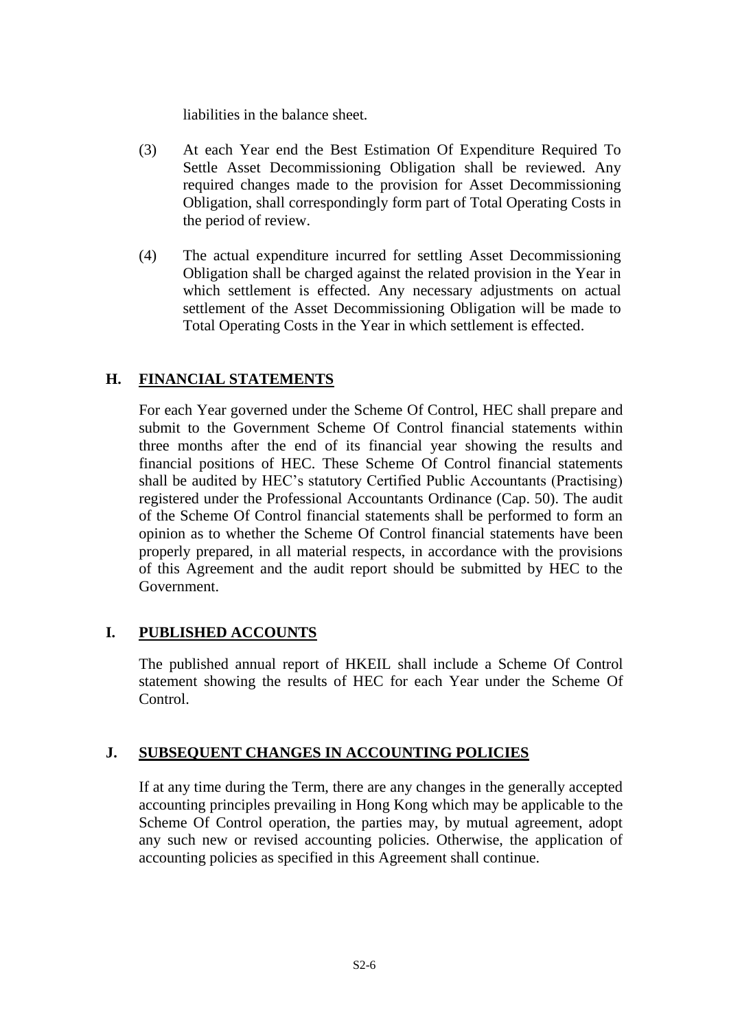liabilities in the balance sheet.

(3) At each Year end the Best Estimation Of Expenditure Required To Settle Asset Decommissioning Obligation shall be reviewed. Any required changes made to the provision for Asset Decommissioning Obligation, shall correspondingly form part of Total Operating Costs in the period of review.

(4) The actual expenditure incurred for settling Asset Decommissioning Obligation shall be charged against the related provision in the Year in which settlement is effected. Any necessary adjustments on actual settlement of the Asset Decommissioning Obligation will be made to Total Operating Costs in the Year in which settlement is effected.

## H. FINANCIAL STATEMENTS

For each Year governed under the Scheme Of Control, HEC shall prepare and submit to the Government Scheme Of Control financial statements within three months after the end of its financial year showing the results and financial positions of HEC. These Scheme Of Control financial statements shall be audited by HEC's statutory Certified Public Accountants (Practising) registered under the Professional Accountants Ordinance (Cap. 50). The audit of the Scheme Of Control financial statements shall be performed to form an opinion as to whether the Scheme Of Control financial statements have been properly prepared, in all material respects, in accordance with the provisions of this Agreement and the audit report should be submitted by HEC to the Government.

## I. PUBLISHED ACCOUNTS

The published annual report of HKEIL shall include a Scheme Of Control statement showing the results of HEC for each Year under the Scheme Of Control.

## J. SUBSEQUENT CHANGES IN ACCOUNTING POLICIES

If at any time during the Term, there are any changes in the generally accepted accounting principles prevailing in Hong Kong which may be applicable to the Scheme Of Control operation, the parties may, by mutual agreement, adopt any such new or revised accounting policies. Otherwise, the application of accounting policies as specified in this Agreement shall continue.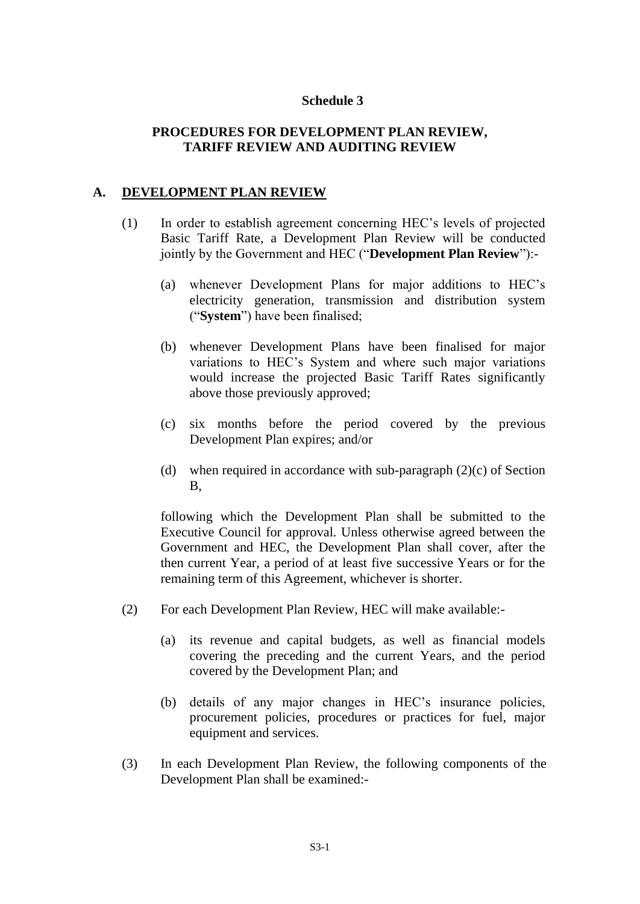**Schedule 3**

**PROCEDURES FOR DEVELOPMENT PLAN REVIEW, TARIFF REVIEW AND AUDITING REVIEW**

**A. DEVELOPMENT PLAN REVIEW**

(1) In order to establish agreement concerning HEC's levels of projected Basic Tariff Rate, a Development Plan Review will be conducted jointly by the Government and HEC ("**Development Plan Review**"):-

(a) whenever Development Plans for major additions to HEC's electricity generation, transmission and distribution system ("**System**") have been finalised;

(b) whenever Development Plans have been finalised for major variations to HEC's System and where such major variations would increase the projected Basic Tariff Rates significantly above those previously approved;

(c) six months before the period covered by the previous Development Plan expires; and/or

(d) when required in accordance with sub-paragraph (2)(c) of Section B,

following which the Development Plan shall be submitted to the Executive Council for approval. Unless otherwise agreed between the Government and HEC, the Development Plan shall cover, after the then current Year, a period of at least five successive Years or for the remaining term of this Agreement, whichever is shorter.

(2) For each Development Plan Review, HEC will make available:-

(a) its revenue and capital budgets, as well as financial models covering the preceding and the current Years, and the period covered by the Development Plan; and

(b) details of any major changes in HEC's insurance policies, procurement policies, procedures or practices for fuel, major equipment and services.

(3) In each Development Plan Review, the following components of the Development Plan shall be examined:-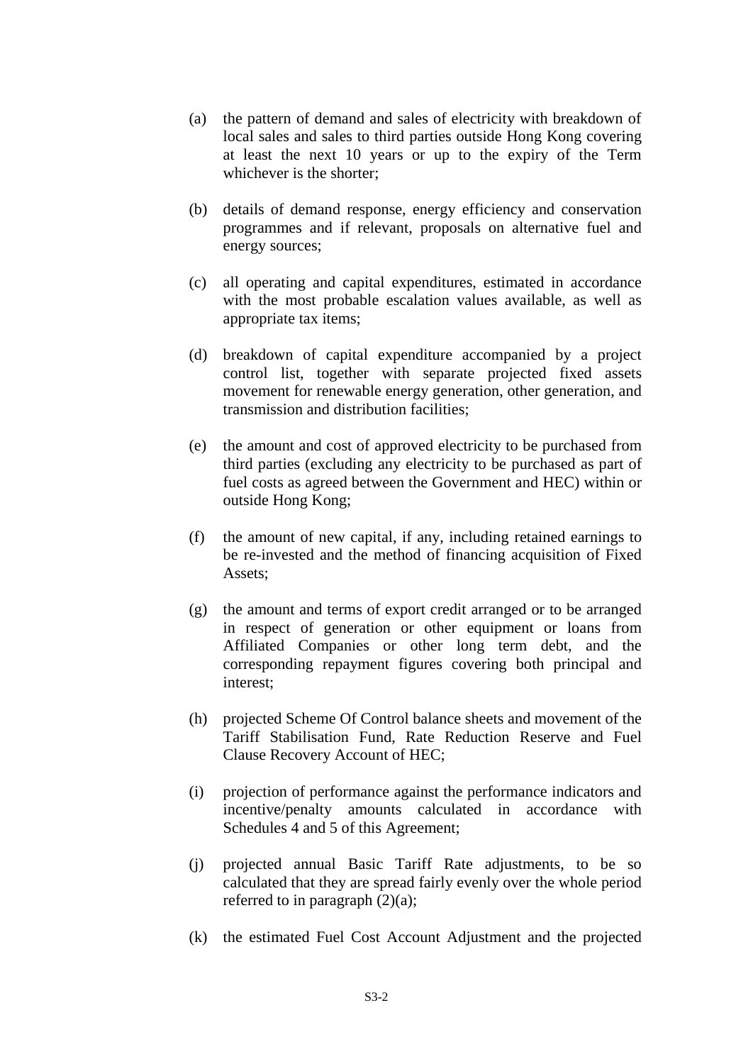(a) the pattern of demand and sales of electricity with breakdown of local sales and sales to third parties outside Hong Kong covering at least the next 10 years or up to the expiry of the Term whichever is the shorter;

(b) details of demand response, energy efficiency and conservation programmes and if relevant, proposals on alternative fuel and energy sources;

(c) all operating and capital expenditures, estimated in accordance with the most probable escalation values available, as well as appropriate tax items;

(d) breakdown of capital expenditure accompanied by a project control list, together with separate projected fixed assets movement for renewable energy generation, other generation, and transmission and distribution facilities;

(e) the amount and cost of approved electricity to be purchased from third parties (excluding any electricity to be purchased as part of fuel costs as agreed between the Government and HEC) within or outside Hong Kong;

(f) the amount of new capital, if any, including retained earnings to be re-invested and the method of financing acquisition of Fixed Assets;

(g) the amount and terms of export credit arranged or to be arranged in respect of generation or other equipment or loans from Affiliated Companies or other long term debt, and the corresponding repayment figures covering both principal and interest;

(h) projected Scheme Of Control balance sheets and movement of the Tariff Stabilisation Fund, Rate Reduction Reserve and Fuel Clause Recovery Account of HEC;

(i) projection of performance against the performance indicators and incentive/penalty amounts calculated in accordance with Schedules 4 and 5 of this Agreement;

(j) projected annual Basic Tariff Rate adjustments, to be so calculated that they are spread fairly evenly over the whole period referred to in paragraph (2)(a);

(k) the estimated Fuel Cost Account Adjustment and the projected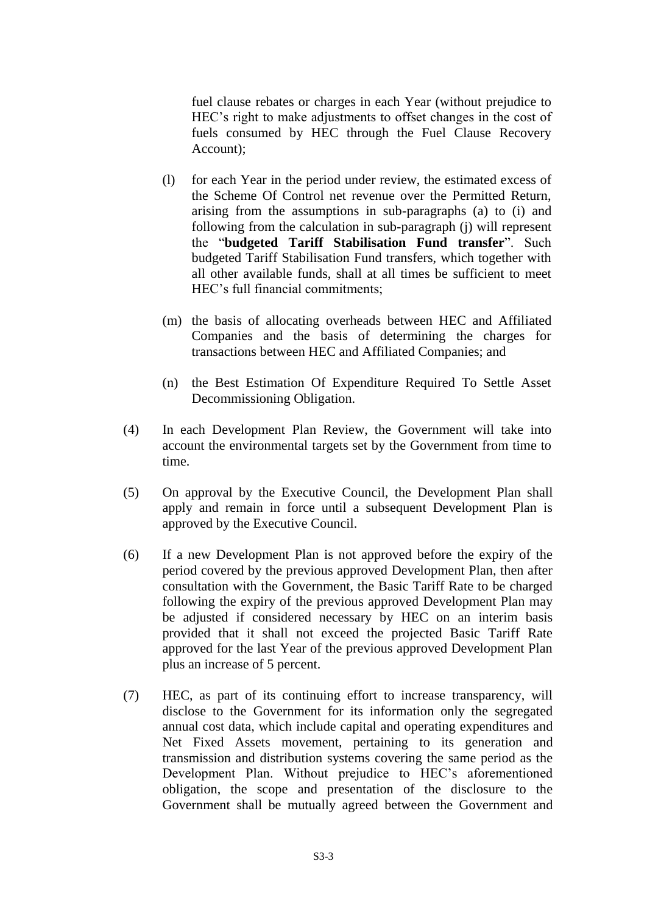fuel clause rebates or charges in each Year (without prejudice to HEC's right to make adjustments to offset changes in the cost of fuels consumed by HEC through the Fuel Clause Recovery Account);

(l) for each Year in the period under review, the estimated excess of the Scheme Of Control net revenue over the Permitted Return, arising from the assumptions in sub-paragraphs (a) to (i) and following from the calculation in sub-paragraph (j) will represent the "**budgeted Tariff Stabilisation Fund transfer**". Such budgeted Tariff Stabilisation Fund transfers, which together with all other available funds, shall at all times be sufficient to meet HEC's full financial commitments;

(m) the basis of allocating overheads between HEC and Affiliated Companies and the basis of determining the charges for transactions between HEC and Affiliated Companies; and

(n) the Best Estimation Of Expenditure Required To Settle Asset Decommissioning Obligation.

(4) In each Development Plan Review, the Government will take into account the environmental targets set by the Government from time to time.

(5) On approval by the Executive Council, the Development Plan shall apply and remain in force until a subsequent Development Plan is approved by the Executive Council.

(6) If a new Development Plan is not approved before the expiry of the period covered by the previous approved Development Plan, then after consultation with the Government, the Basic Tariff Rate to be charged following the expiry of the previous approved Development Plan may be adjusted if considered necessary by HEC on an interim basis provided that it shall not exceed the projected Basic Tariff Rate approved for the last Year of the previous approved Development Plan plus an increase of 5 percent.

(7) HEC, as part of its continuing effort to increase transparency, will disclose to the Government for its information only the segregated annual cost data, which include capital and operating expenditures and Net Fixed Assets movement, pertaining to its generation and transmission and distribution systems covering the same period as the Development Plan. Without prejudice to HEC's aforementioned obligation, the scope and presentation of the disclosure to the Government shall be mutually agreed between the Government and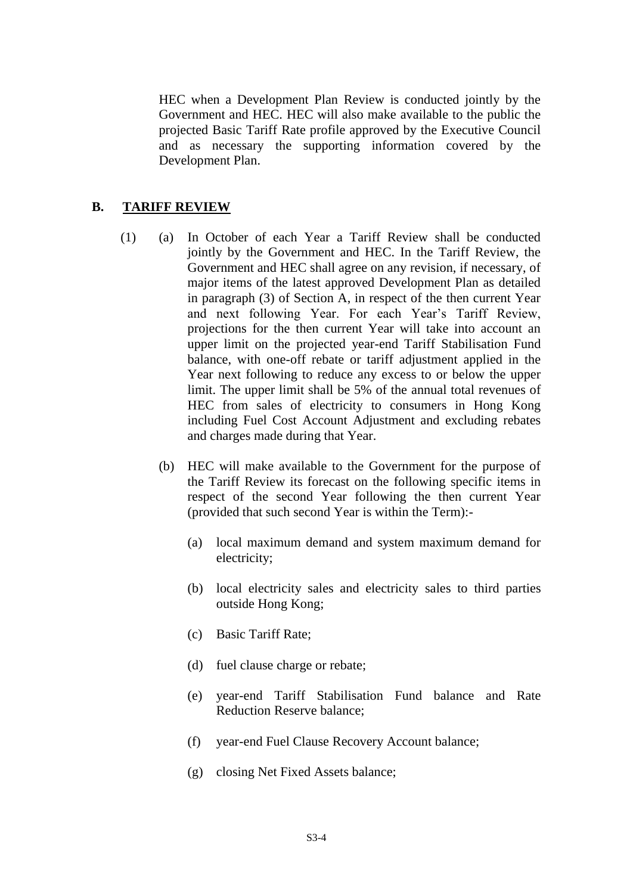HEC when a Development Plan Review is conducted jointly by the Government and HEC. HEC will also make available to the public the projected Basic Tariff Rate profile approved by the Executive Council and as necessary the supporting information covered by the Development Plan.

## B. TARIFF REVIEW

(1) (a) In October of each Year a Tariff Review shall be conducted jointly by the Government and HEC. In the Tariff Review, the Government and HEC shall agree on any revision, if necessary, of major items of the latest approved Development Plan as detailed in paragraph (3) of Section A, in respect of the then current Year and next following Year. For each Year's Tariff Review, projections for the then current Year will take into account an upper limit on the projected year-end Tariff Stabilisation Fund balance, with one-off rebate or tariff adjustment applied in the Year next following to reduce any excess to or below the upper limit. The upper limit shall be 5% of the annual total revenues of HEC from sales of electricity to consumers in Hong Kong including Fuel Cost Account Adjustment and excluding rebates and charges made during that Year.

(b) HEC will make available to the Government for the purpose of the Tariff Review its forecast on the following specific items in respect of the second Year following the then current Year (provided that such second Year is within the Term):-

(a) local maximum demand and system maximum demand for electricity;

(b) local electricity sales and electricity sales to third parties outside Hong Kong;

(c) Basic Tariff Rate;

(d) fuel clause charge or rebate;

(e) year-end Tariff Stabilisation Fund balance and Rate Reduction Reserve balance;

(f) year-end Fuel Clause Recovery Account balance;

(g) closing Net Fixed Assets balance;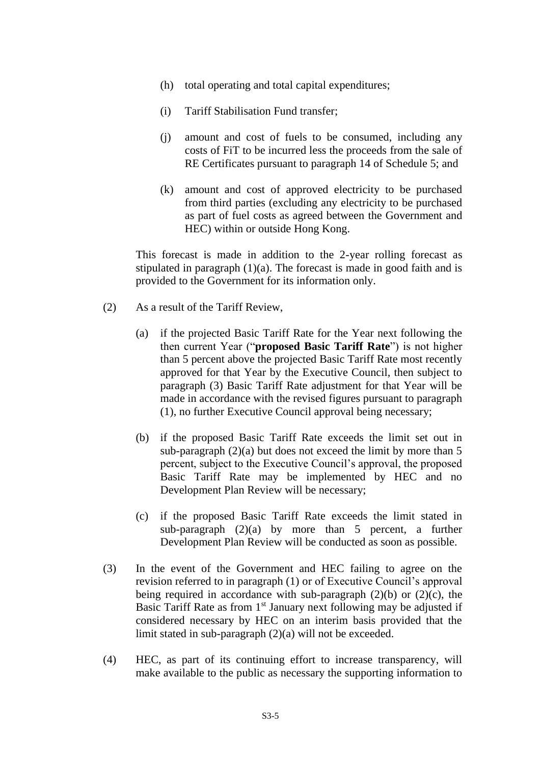(h) total operating and total capital expenditures;

(i) Tariff Stabilisation Fund transfer;

(j) amount and cost of fuels to be consumed, including any costs of FiT to be incurred less the proceeds from the sale of RE Certificates pursuant to paragraph 14 of Schedule 5; and

(k) amount and cost of approved electricity to be purchased from third parties (excluding any electricity to be purchased as part of fuel costs as agreed between the Government and HEC) within or outside Hong Kong.

This forecast is made in addition to the 2-year rolling forecast as stipulated in paragraph (1)(a). The forecast is made in good faith and is provided to the Government for its information only.

(2) As a result of the Tariff Review,

(a) if the projected Basic Tariff Rate for the Year next following the then current Year ("**proposed Basic Tariff Rate**") is not higher than 5 percent above the projected Basic Tariff Rate most recently approved for that Year by the Executive Council, then subject to paragraph (3) Basic Tariff Rate adjustment for that Year will be made in accordance with the revised figures pursuant to paragraph (1), no further Executive Council approval being necessary;

(b) if the proposed Basic Tariff Rate exceeds the limit set out in sub-paragraph (2)(a) but does not exceed the limit by more than 5 percent, subject to the Executive Council's approval, the proposed Basic Tariff Rate may be implemented by HEC and no Development Plan Review will be necessary;

(c) if the proposed Basic Tariff Rate exceeds the limit stated in sub-paragraph (2)(a) by more than 5 percent, a further Development Plan Review will be conducted as soon as possible.

(3) In the event of the Government and HEC failing to agree on the revision referred to in paragraph (1) or of Executive Council's approval being required in accordance with sub-paragraph (2)(b) or (2)(c), the Basic Tariff Rate as from 1st January next following may be adjusted if considered necessary by HEC on an interim basis provided that the limit stated in sub-paragraph (2)(a) will not be exceeded.

(4) HEC, as part of its continuing effort to increase transparency, will make available to the public as necessary the supporting information to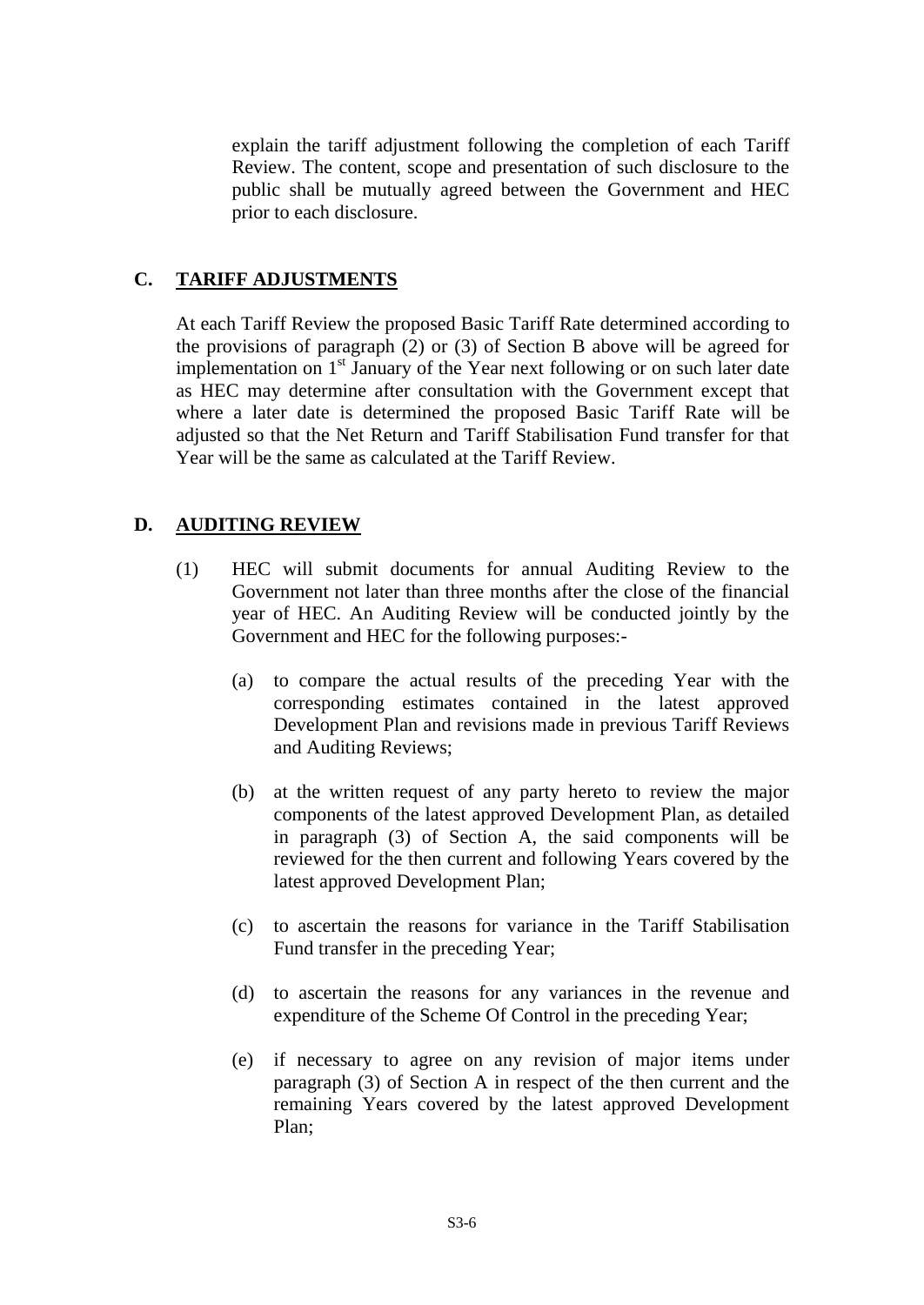explain the tariff adjustment following the completion of each Tariff Review. The content, scope and presentation of such disclosure to the public shall be mutually agreed between the Government and HEC prior to each disclosure.

## C. TARIFF ADJUSTMENTS

At each Tariff Review the proposed Basic Tariff Rate determined according to the provisions of paragraph (2) or (3) of Section B above will be agreed for implementation on 1st January of the Year next following or on such later date as HEC may determine after consultation with the Government except that where a later date is determined the proposed Basic Tariff Rate will be adjusted so that the Net Return and Tariff Stabilisation Fund transfer for that Year will be the same as calculated at the Tariff Review.

## D. AUDITING REVIEW

(1) HEC will submit documents for annual Auditing Review to the Government not later than three months after the close of the financial year of HEC. An Auditing Review will be conducted jointly by the Government and HEC for the following purposes:-

   (a) to compare the actual results of the preceding Year with the corresponding estimates contained in the latest approved Development Plan and revisions made in previous Tariff Reviews and Auditing Reviews;

   (b) at the written request of any party hereto to review the major components of the latest approved Development Plan, as detailed in paragraph (3) of Section A, the said components will be reviewed for the then current and following Years covered by the latest approved Development Plan;

   (c) to ascertain the reasons for variance in the Tariff Stabilisation Fund transfer in the preceding Year;

   (d) to ascertain the reasons for any variances in the revenue and expenditure of the Scheme Of Control in the preceding Year;

   (e) if necessary to agree on any revision of major items under paragraph (3) of Section A in respect of the then current and the remaining Years covered by the latest approved Development Plan;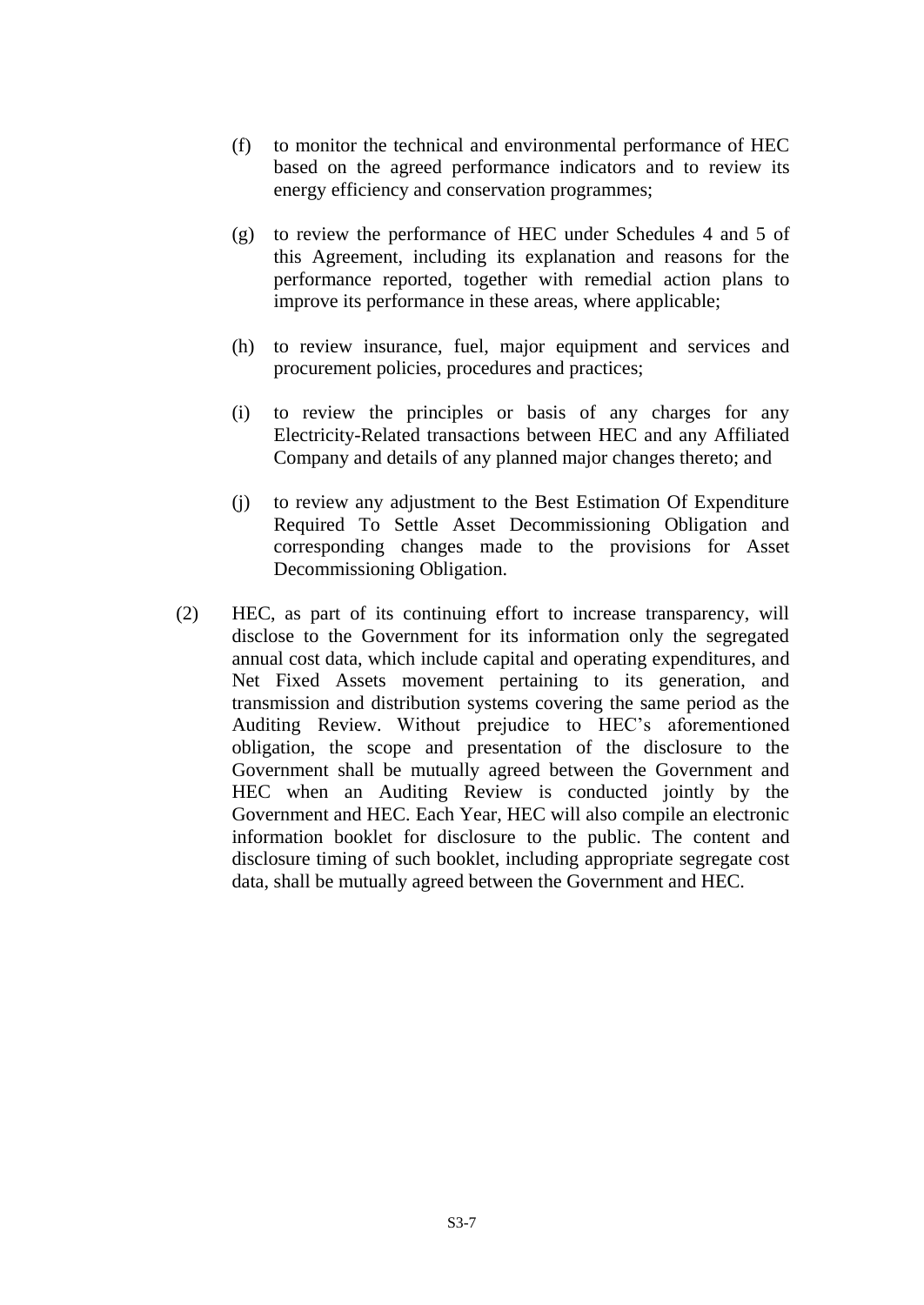(f) to monitor the technical and environmental performance of HEC based on the agreed performance indicators and to review its energy efficiency and conservation programmes;

(g) to review the performance of HEC under Schedules 4 and 5 of this Agreement, including its explanation and reasons for the performance reported, together with remedial action plans to improve its performance in these areas, where applicable;

(h) to review insurance, fuel, major equipment and services and procurement policies, procedures and practices;

(i) to review the principles or basis of any charges for any Electricity-Related transactions between HEC and any Affiliated Company and details of any planned major changes thereto; and

(j) to review any adjustment to the Best Estimation Of Expenditure Required To Settle Asset Decommissioning Obligation and corresponding changes made to the provisions for Asset Decommissioning Obligation.

(2) HEC, as part of its continuing effort to increase transparency, will disclose to the Government for its information only the segregated annual cost data, which include capital and operating expenditures, and Net Fixed Assets movement pertaining to its generation, and transmission and distribution systems covering the same period as the Auditing Review. Without prejudice to HEC's aforementioned obligation, the scope and presentation of the disclosure to the Government shall be mutually agreed between the Government and HEC when an Auditing Review is conducted jointly by the Government and HEC. Each Year, HEC will also compile an electronic information booklet for disclosure to the public. The content and disclosure timing of such booklet, including appropriate segregate cost data, shall be mutually agreed between the Government and HEC.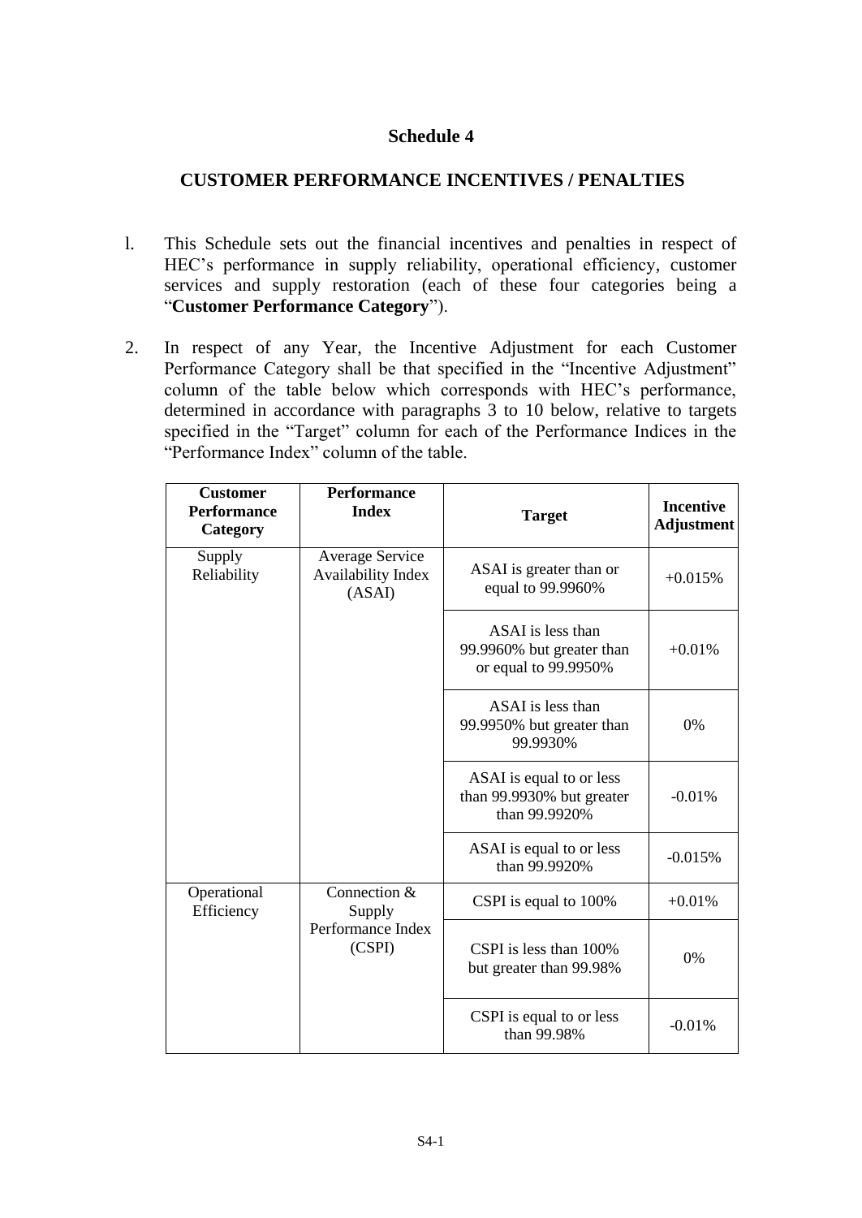# Schedule 4

## CUSTOMER PERFORMANCE INCENTIVES / PENALTIES

1. This Schedule sets out the financial incentives and penalties in respect of HEC's performance in supply reliability, operational efficiency, customer services and supply restoration (each of these four categories being a "**Customer Performance Category**").

2. In respect of any Year, the Incentive Adjustment for each Customer Performance Category shall be that specified in the "Incentive Adjustment" column of the table below which corresponds with HEC's performance, determined in accordance with paragraphs 3 to 10 below, relative to targets specified in the "Target" column for each of the Performance Indices in the "Performance Index" column of the table.

| Customer Performance Category | Performance Index | Target | Incentive Adjustment |
|---|---|---|---|
| Supply Reliability | Average Service Availability Index (ASAI) | ASAI is greater than or equal to 99.9960% | +0.015% |
| | | ASAI is less than 99.9960% but greater than or equal to 99.9950% | +0.01% |
| | | ASAI is less than 99.9950% but greater than 99.9930% | 0% |
| | | ASAI is equal to or less than 99.9930% but greater than 99.9920% | -0.01% |
| | | ASAI is equal to or less than 99.9920% | -0.015% |
| Operational Efficiency | Connection & Supply Performance Index (CSPI) | CSPI is equal to 100% | +0.01% |
| | | CSPI is less than 100% but greater than 99.98% | 0% |
| | | CSPI is equal to or less than 99.98% | -0.01% |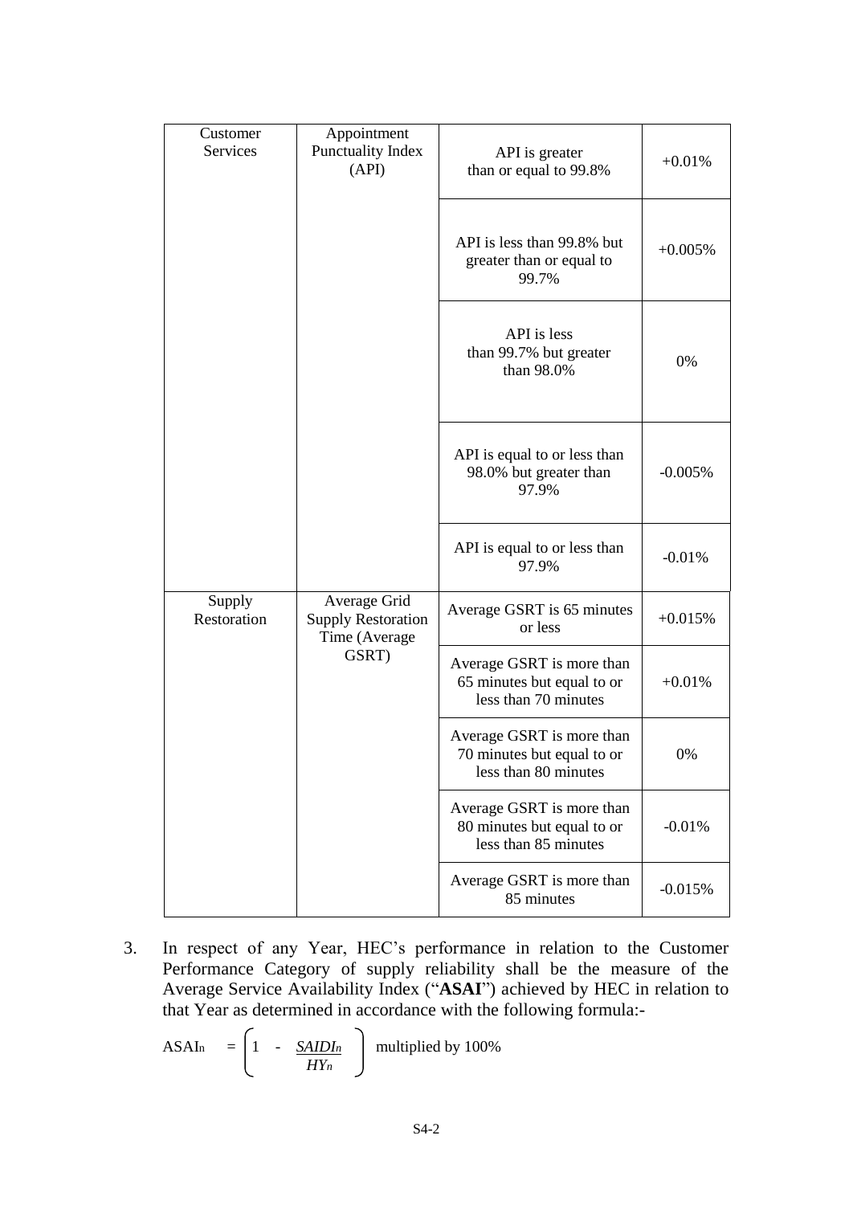| | | | |
|---|---|---|---|
| Customer Services | Appointment Punctuality Index (API) | API is greater than or equal to 99.8% | +0.01% |
| | | API is less than 99.8% but greater than or equal to 99.7% | +0.005% |
| | | API is less than 99.7% but greater than 98.0% | 0% |
| | | API is equal to or less than 98.0% but greater than 97.9% | -0.005% |
| | | API is equal to or less than 97.9% | -0.01% |
| Supply Restoration | Average Grid Supply Restoration Time (Average GSRT) | Average GSRT is 65 minutes or less | +0.015% |
| | | Average GSRT is more than 65 minutes but equal to or less than 70 minutes | +0.01% |
| | | Average GSRT is more than 70 minutes but equal to or less than 80 minutes | 0% |
| | | Average GSRT is more than 80 minutes but equal to or less than 85 minutes | -0.01% |
| | | Average GSRT is more than 85 minutes | -0.015% |

3. In respect of any Year, HEC's performance in relation to the Customer Performance Category of supply reliability shall be the measure of the Average Service Availability Index ("**ASAI**") achieved by HEC in relation to that Year as determined in accordance with the following formula:-

$$ASAI_n = \left(1 - \frac{SAIDI_n}{HY_n}\right) \text{ multiplied by } 100\%$$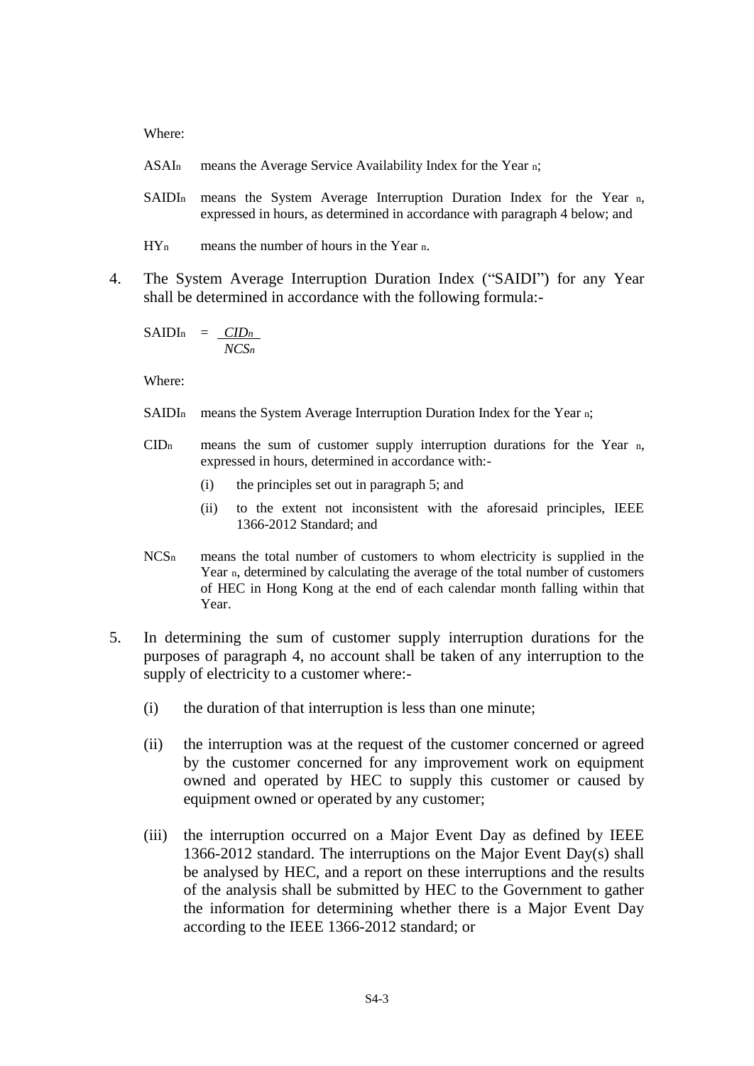Where:

$ASAI_n$ means the Average Service Availability Index for the Year $n$;

$SAIDI_n$ means the System Average Interruption Duration Index for the Year $n$, expressed in hours, as determined in accordance with paragraph 4 below; and

$HY_n$ means the number of hours in the Year $n$.

4. The System Average Interruption Duration Index ("SAIDI") for any Year shall be determined in accordance with the following formula:-

$$SAIDI_n = \frac{CID_n}{NCS_n}$$

Where:

$SAIDI_n$ means the System Average Interruption Duration Index for the Year $n$;

$CID_n$ means the sum of customer supply interruption durations for the Year $n$, expressed in hours, determined in accordance with:-

(i) the principles set out in paragraph 5; and

(ii) to the extent not inconsistent with the aforesaid principles, IEEE 1366-2012 Standard; and

$NCS_n$ means the total number of customers to whom electricity is supplied in the Year $n$, determined by calculating the average of the total number of customers of HEC in Hong Kong at the end of each calendar month falling within that Year.

5. In determining the sum of customer supply interruption durations for the purposes of paragraph 4, no account shall be taken of any interruption to the supply of electricity to a customer where:-

(i) the duration of that interruption is less than one minute;

(ii) the interruption was at the request of the customer concerned or agreed by the customer concerned for any improvement work on equipment owned and operated by HEC to supply this customer or caused by equipment owned or operated by any customer;

(iii) the interruption occurred on a Major Event Day as defined by IEEE 1366-2012 standard. The interruptions on the Major Event Day(s) shall be analysed by HEC, and a report on these interruptions and the results of the analysis shall be submitted by HEC to the Government to gather the information for determining whether there is a Major Event Day according to the IEEE 1366-2012 standard; or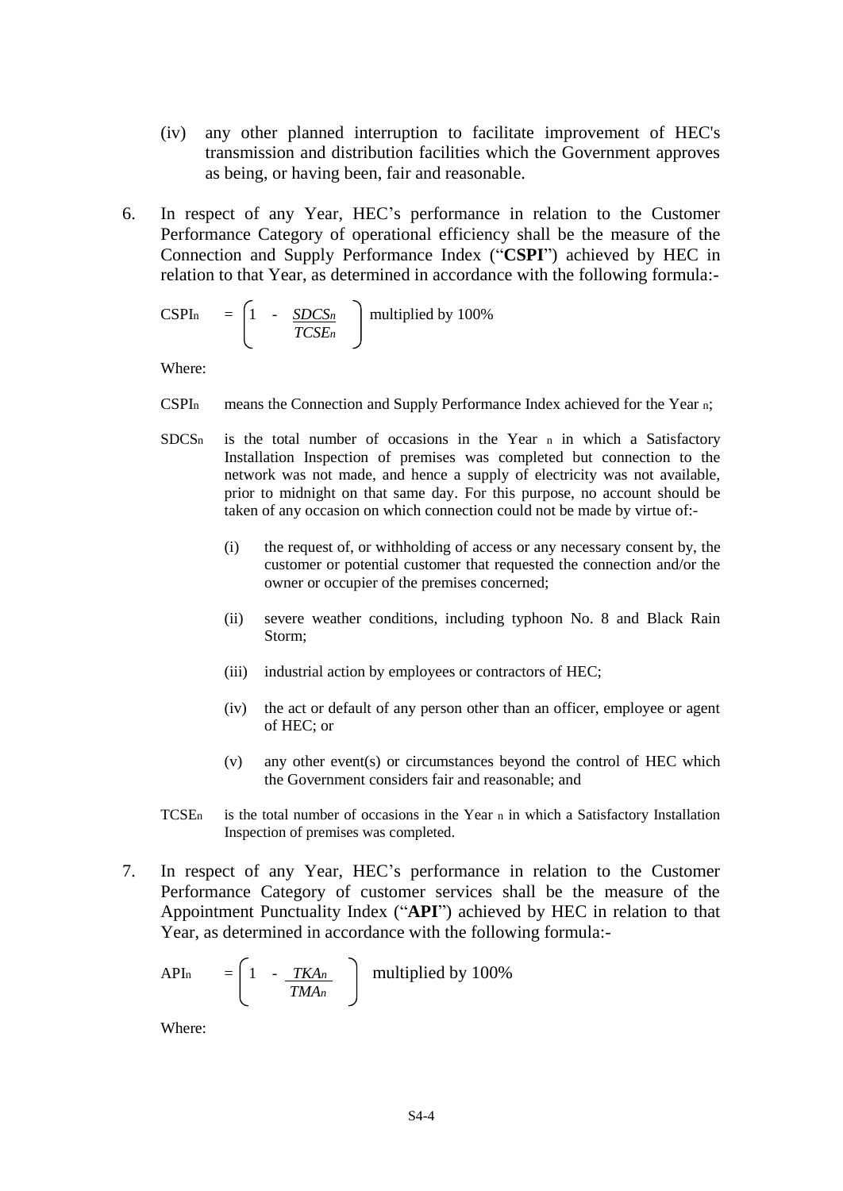(iv) any other planned interruption to facilitate improvement of HEC's transmission and distribution facilities which the Government approves as being, or having been, fair and reasonable.

6. In respect of any Year, HEC's performance in relation to the Customer Performance Category of operational efficiency shall be the measure of the Connection and Supply Performance Index ("**CSPI**") achieved by HEC in relation to that Year, as determined in accordance with the following formula:-

$$CSPI_n = \left(1 - \frac{SDCS_n}{TCSE_n}\right) \text{ multiplied by } 100\%$$

Where:

$CSPI_n$ means the Connection and Supply Performance Index achieved for the Year $n$;

$SDCS_n$ is the total number of occasions in the Year $n$ in which a Satisfactory Installation Inspection of premises was completed but connection to the network was not made, and hence a supply of electricity was not available, prior to midnight on that same day. For this purpose, no account should be taken of any occasion on which connection could not be made by virtue of:-

(i) the request of, or withholding of access or any necessary consent by, the customer or potential customer that requested the connection and/or the owner or occupier of the premises concerned;

(ii) severe weather conditions, including typhoon No. 8 and Black Rain Storm;

(iii) industrial action by employees or contractors of HEC;

(iv) the act or default of any person other than an officer, employee or agent of HEC; or

(v) any other event(s) or circumstances beyond the control of HEC which the Government considers fair and reasonable; and

$TCSE_n$ is the total number of occasions in the Year $n$ in which a Satisfactory Installation Inspection of premises was completed.

7. In respect of any Year, HEC's performance in relation to the Customer Performance Category of customer services shall be the measure of the Appointment Punctuality Index ("**API**") achieved by HEC in relation to that Year, as determined in accordance with the following formula:-

$$API_n = \left(1 - \frac{TKA_n}{TMA_n}\right) \text{ multiplied by } 100\%$$

Where: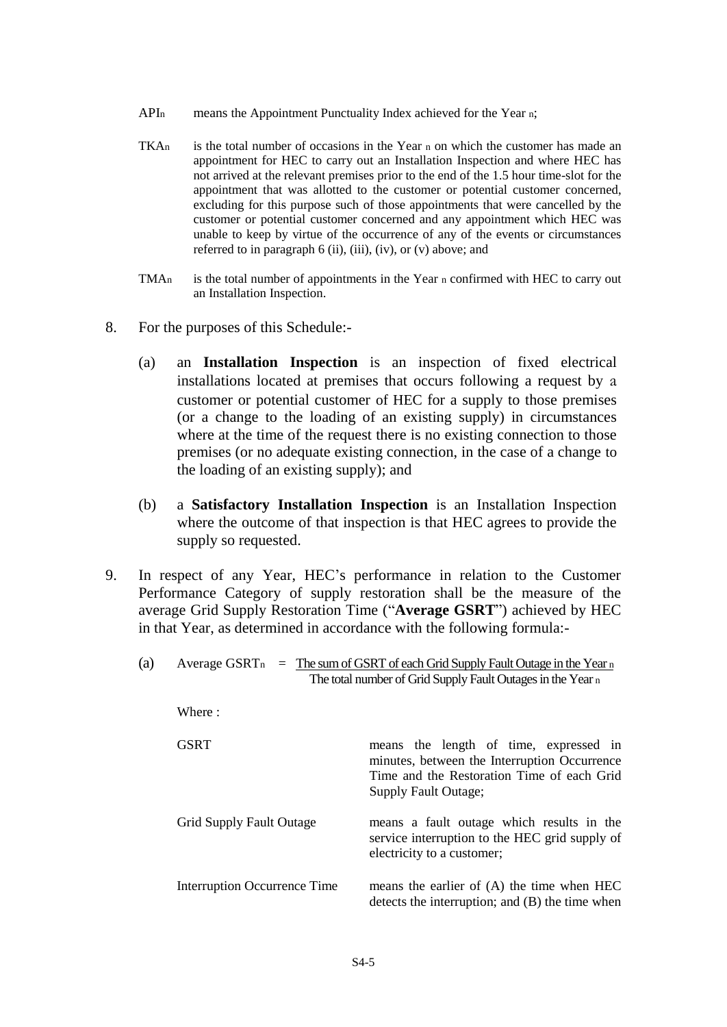$API_n$ means the Appointment Punctuality Index achieved for the Year $n$;

$TKA_n$ is the total number of occasions in the Year $n$ on which the customer has made an appointment for HEC to carry out an Installation Inspection and where HEC has not arrived at the relevant premises prior to the end of the 1.5 hour time-slot for the appointment that was allotted to the customer or potential customer concerned, excluding for this purpose such of those appointments that were cancelled by the customer or potential customer concerned and any appointment which HEC was unable to keep by virtue of the occurrence of any of the events or circumstances referred to in paragraph 6 (ii), (iii), (iv), or (v) above; and

$TMA_n$ is the total number of appointments in the Year $n$ confirmed with HEC to carry out an Installation Inspection.

8. For the purposes of this Schedule:-

   (a) an **Installation Inspection** is an inspection of fixed electrical installations located at premises that occurs following a request by a customer or potential customer of HEC for a supply to those premises (or a change to the loading of an existing supply) in circumstances where at the time of the request there is no existing connection to those premises (or no adequate existing connection, in the case of a change to the loading of an existing supply); and

   (b) a **Satisfactory Installation Inspection** is an Installation Inspection where the outcome of that inspection is that HEC agrees to provide the supply so requested.

9. In respect of any Year, HEC's performance in relation to the Customer Performance Category of supply restoration shall be the measure of the average Grid Supply Restoration Time ("**Average GSRT**") achieved by HEC in that Year, as determined in accordance with the following formula:-

   (a) $$\text{Average GSRT}_n = \frac{\text{The sum of GSRT of each Grid Supply Fault Outage in the Year}_n}{\text{The total number of Grid Supply Fault Outages in the Year}_n}$$

   Where :

   | | |
   |---|---|
   | GSRT | means the length of time, expressed in minutes, between the Interruption Occurrence Time and the Restoration Time of each Grid Supply Fault Outage; |
   | Grid Supply Fault Outage | means a fault outage which results in the service interruption to the HEC grid supply of electricity to a customer; |
   | Interruption Occurrence Time | means the earlier of (A) the time when HEC detects the interruption; and (B) the time when |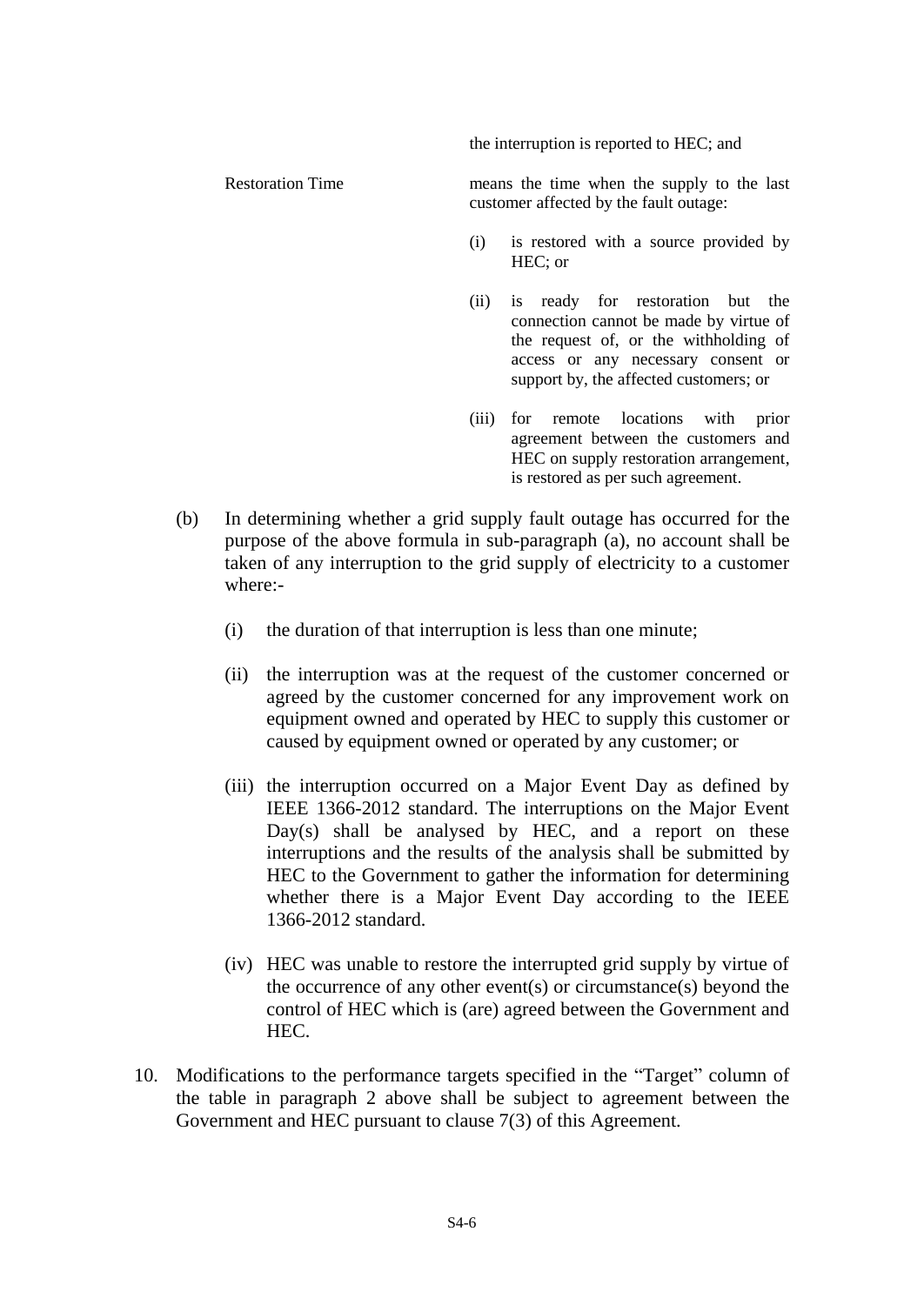the interruption is reported to HEC; and

| | |
|---|---|
| Restoration Time | means the time when the supply to the last customer affected by the fault outage: |

(i) is restored with a source provided by HEC; or

(ii) is ready for restoration but the connection cannot be made by virtue of the request of, or the withholding of access or any necessary consent or support by, the affected customers; or

(iii) for remote locations with prior agreement between the customers and HEC on supply restoration arrangement, is restored as per such agreement.

(b) In determining whether a grid supply fault outage has occurred for the purpose of the above formula in sub-paragraph (a), no account shall be taken of any interruption to the grid supply of electricity to a customer where:-

(i) the duration of that interruption is less than one minute;

(ii) the interruption was at the request of the customer concerned or agreed by the customer concerned for any improvement work on equipment owned and operated by HEC to supply this customer or caused by equipment owned or operated by any customer; or

(iii) the interruption occurred on a Major Event Day as defined by IEEE 1366-2012 standard. The interruptions on the Major Event Day(s) shall be analysed by HEC, and a report on these interruptions and the results of the analysis shall be submitted by HEC to the Government to gather the information for determining whether there is a Major Event Day according to the IEEE 1366-2012 standard.

(iv) HEC was unable to restore the interrupted grid supply by virtue of the occurrence of any other event(s) or circumstance(s) beyond the control of HEC which is (are) agreed between the Government and HEC.

10. Modifications to the performance targets specified in the "Target" column of the table in paragraph 2 above shall be subject to agreement between the Government and HEC pursuant to clause 7(3) of this Agreement.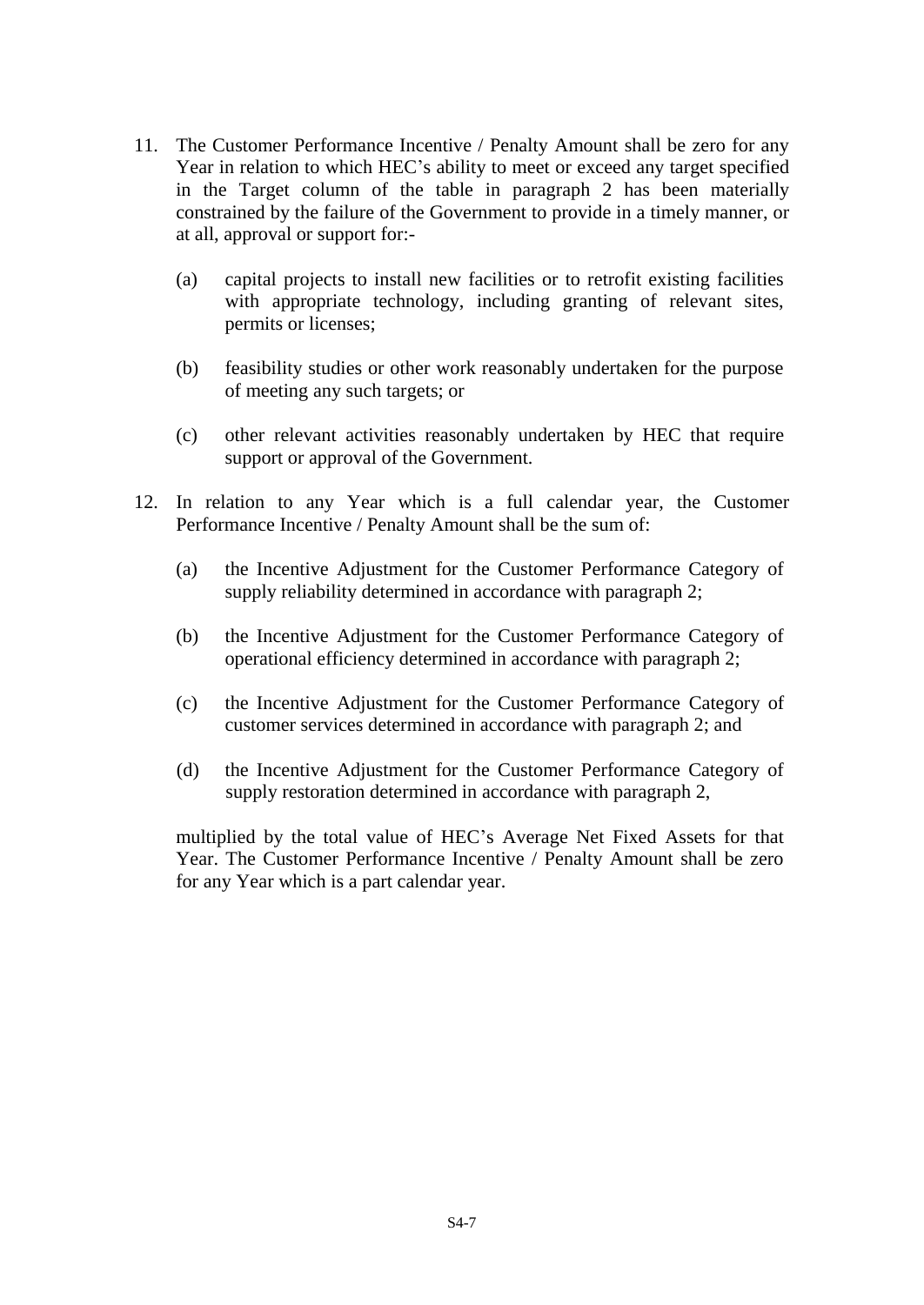11. The Customer Performance Incentive / Penalty Amount shall be zero for any Year in relation to which HEC's ability to meet or exceed any target specified in the Target column of the table in paragraph 2 has been materially constrained by the failure of the Government to provide in a timely manner, or at all, approval or support for:-

    (a) capital projects to install new facilities or to retrofit existing facilities with appropriate technology, including granting of relevant sites, permits or licenses;

    (b) feasibility studies or other work reasonably undertaken for the purpose of meeting any such targets; or

    (c) other relevant activities reasonably undertaken by HEC that require support or approval of the Government.

12. In relation to any Year which is a full calendar year, the Customer Performance Incentive / Penalty Amount shall be the sum of:

    (a) the Incentive Adjustment for the Customer Performance Category of supply reliability determined in accordance with paragraph 2;

    (b) the Incentive Adjustment for the Customer Performance Category of operational efficiency determined in accordance with paragraph 2;

    (c) the Incentive Adjustment for the Customer Performance Category of customer services determined in accordance with paragraph 2; and

    (d) the Incentive Adjustment for the Customer Performance Category of supply restoration determined in accordance with paragraph 2,

    multiplied by the total value of HEC's Average Net Fixed Assets for that Year. The Customer Performance Incentive / Penalty Amount shall be zero for any Year which is a part calendar year.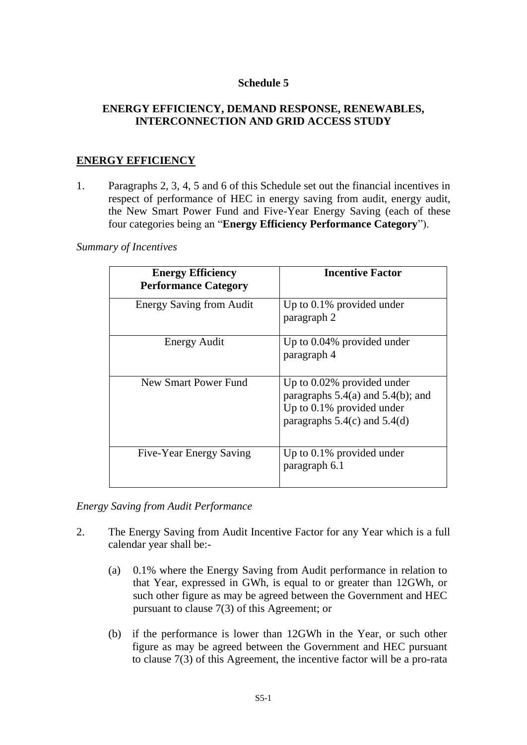# Schedule 5

## ENERGY EFFICIENCY, DEMAND RESPONSE, RENEWABLES, INTERCONNECTION AND GRID ACCESS STUDY

### ENERGY EFFICIENCY

1. Paragraphs 2, 3, 4, 5 and 6 of this Schedule set out the financial incentives in respect of performance of HEC in energy saving from audit, energy audit, the New Smart Power Fund and Five-Year Energy Saving (each of these four categories being an "**Energy Efficiency Performance Category**").

*Summary of Incentives*

| **Energy Efficiency Performance Category** | **Incentive Factor** |
|---|---|
| Energy Saving from Audit | Up to 0.1% provided under paragraph 2 |
| Energy Audit | Up to 0.04% provided under paragraph 4 |
| New Smart Power Fund | Up to 0.02% provided under paragraphs 5.4(a) and 5.4(b); and Up to 0.1% provided under paragraphs 5.4(c) and 5.4(d) |
| Five-Year Energy Saving | Up to 0.1% provided under paragraph 6.1 |

*Energy Saving from Audit Performance*

2. The Energy Saving from Audit Incentive Factor for any Year which is a full calendar year shall be:-

   (a) 0.1% where the Energy Saving from Audit performance in relation to that Year, expressed in GWh, is equal to or greater than 12GWh, or such other figure as may be agreed between the Government and HEC pursuant to clause 7(3) of this Agreement; or

   (b) if the performance is lower than 12GWh in the Year, or such other figure as may be agreed between the Government and HEC pursuant to clause 7(3) of this Agreement, the incentive factor will be a pro-rata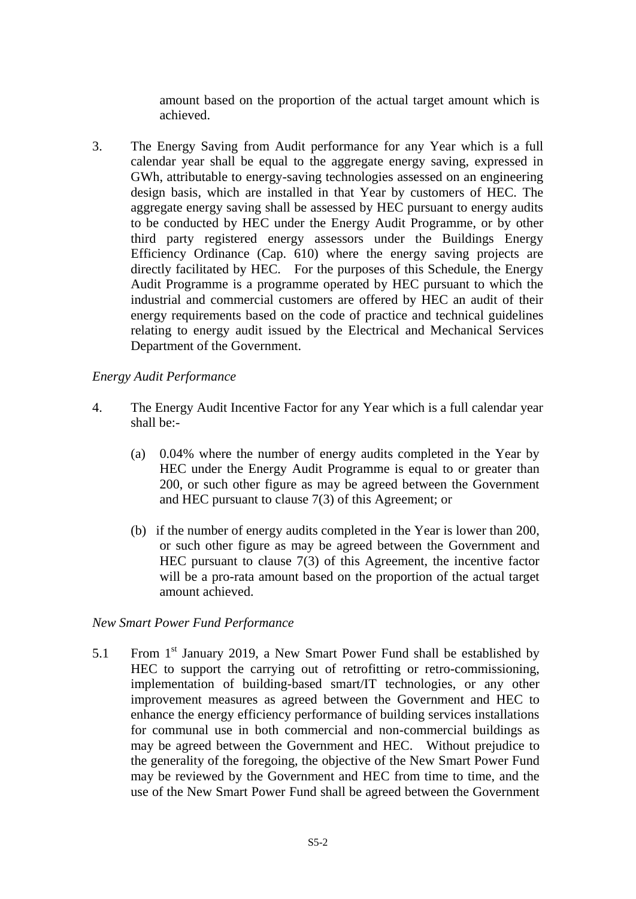amount based on the proportion of the actual target amount which is achieved.

3. The Energy Saving from Audit performance for any Year which is a full calendar year shall be equal to the aggregate energy saving, expressed in GWh, attributable to energy-saving technologies assessed on an engineering design basis, which are installed in that Year by customers of HEC. The aggregate energy saving shall be assessed by HEC pursuant to energy audits to be conducted by HEC under the Energy Audit Programme, or by other third party registered energy assessors under the Buildings Energy Efficiency Ordinance (Cap. 610) where the energy saving projects are directly facilitated by HEC. For the purposes of this Schedule, the Energy Audit Programme is a programme operated by HEC pursuant to which the industrial and commercial customers are offered by HEC an audit of their energy requirements based on the code of practice and technical guidelines relating to energy audit issued by the Electrical and Mechanical Services Department of the Government.

*Energy Audit Performance*

4. The Energy Audit Incentive Factor for any Year which is a full calendar year shall be:-

   (a) 0.04% where the number of energy audits completed in the Year by HEC under the Energy Audit Programme is equal to or greater than 200, or such other figure as may be agreed between the Government and HEC pursuant to clause 7(3) of this Agreement; or

   (b) if the number of energy audits completed in the Year is lower than 200, or such other figure as may be agreed between the Government and HEC pursuant to clause 7(3) of this Agreement, the incentive factor will be a pro-rata amount based on the proportion of the actual target amount achieved.

*New Smart Power Fund Performance*

5.1 From 1st January 2019, a New Smart Power Fund shall be established by HEC to support the carrying out of retrofitting or retro-commissioning, implementation of building-based smart/IT technologies, or any other improvement measures as agreed between the Government and HEC to enhance the energy efficiency performance of building services installations for communal use in both commercial and non-commercial buildings as may be agreed between the Government and HEC. Without prejudice to the generality of the foregoing, the objective of the New Smart Power Fund may be reviewed by the Government and HEC from time to time, and the use of the New Smart Power Fund shall be agreed between the Government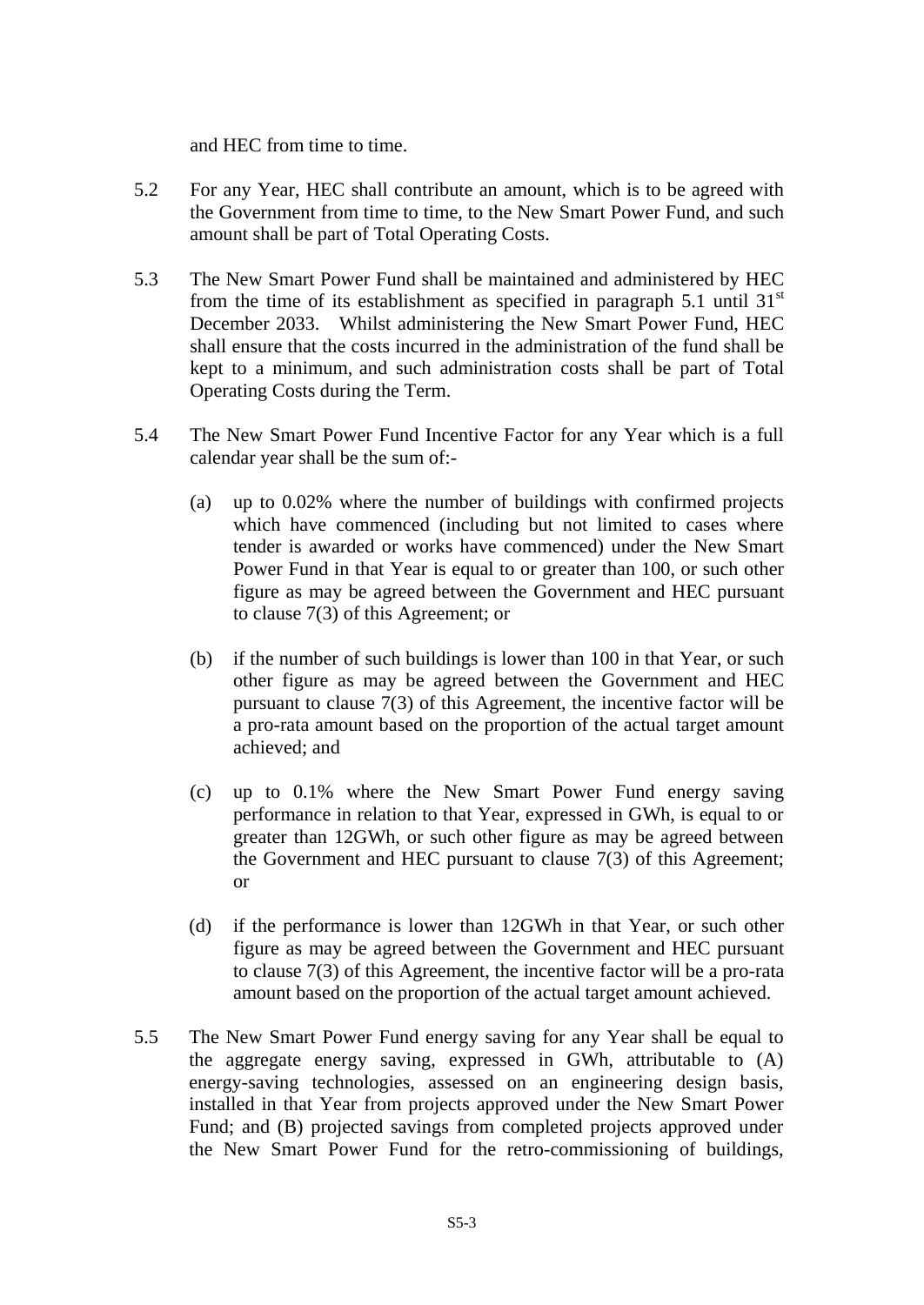and HEC from time to time.

5.2 For any Year, HEC shall contribute an amount, which is to be agreed with the Government from time to time, to the New Smart Power Fund, and such amount shall be part of Total Operating Costs.

5.3 The New Smart Power Fund shall be maintained and administered by HEC from the time of its establishment as specified in paragraph 5.1 until 31st December 2033. Whilst administering the New Smart Power Fund, HEC shall ensure that the costs incurred in the administration of the fund shall be kept to a minimum, and such administration costs shall be part of Total Operating Costs during the Term.

5.4 The New Smart Power Fund Incentive Factor for any Year which is a full calendar year shall be the sum of:-

(a) up to 0.02% where the number of buildings with confirmed projects which have commenced (including but not limited to cases where tender is awarded or works have commenced) under the New Smart Power Fund in that Year is equal to or greater than 100, or such other figure as may be agreed between the Government and HEC pursuant to clause 7(3) of this Agreement; or

(b) if the number of such buildings is lower than 100 in that Year, or such other figure as may be agreed between the Government and HEC pursuant to clause 7(3) of this Agreement, the incentive factor will be a pro-rata amount based on the proportion of the actual target amount achieved; and

(c) up to 0.1% where the New Smart Power Fund energy saving performance in relation to that Year, expressed in GWh, is equal to or greater than 12GWh, or such other figure as may be agreed between the Government and HEC pursuant to clause 7(3) of this Agreement; or

(d) if the performance is lower than 12GWh in that Year, or such other figure as may be agreed between the Government and HEC pursuant to clause 7(3) of this Agreement, the incentive factor will be a pro-rata amount based on the proportion of the actual target amount achieved.

5.5 The New Smart Power Fund energy saving for any Year shall be equal to the aggregate energy saving, expressed in GWh, attributable to (A) energy-saving technologies, assessed on an engineering design basis, installed in that Year from projects approved under the New Smart Power Fund; and (B) projected savings from completed projects approved under the New Smart Power Fund for the retro-commissioning of buildings,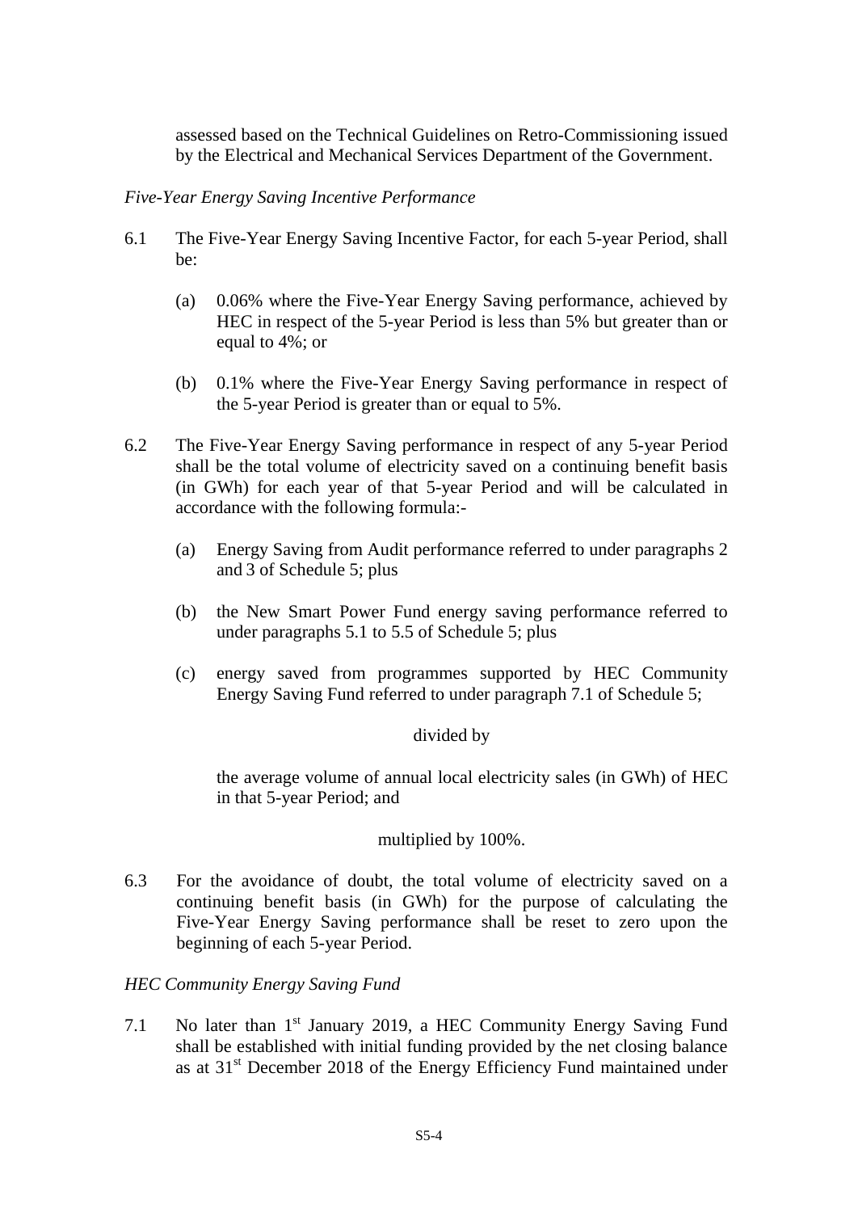assessed based on the Technical Guidelines on Retro-Commissioning issued by the Electrical and Mechanical Services Department of the Government.

*Five-Year Energy Saving Incentive Performance*

6.1 The Five-Year Energy Saving Incentive Factor, for each 5-year Period, shall be:

(a) 0.06% where the Five-Year Energy Saving performance, achieved by HEC in respect of the 5-year Period is less than 5% but greater than or equal to 4%; or

(b) 0.1% where the Five-Year Energy Saving performance in respect of the 5-year Period is greater than or equal to 5%.

6.2 The Five-Year Energy Saving performance in respect of any 5-year Period shall be the total volume of electricity saved on a continuing benefit basis (in GWh) for each year of that 5-year Period and will be calculated in accordance with the following formula:-

(a) Energy Saving from Audit performance referred to under paragraphs 2 and 3 of Schedule 5; plus

(b) the New Smart Power Fund energy saving performance referred to under paragraphs 5.1 to 5.5 of Schedule 5; plus

(c) energy saved from programmes supported by HEC Community Energy Saving Fund referred to under paragraph 7.1 of Schedule 5;

divided by

the average volume of annual local electricity sales (in GWh) of HEC in that 5-year Period; and

multiplied by 100%.

6.3 For the avoidance of doubt, the total volume of electricity saved on a continuing benefit basis (in GWh) for the purpose of calculating the Five-Year Energy Saving performance shall be reset to zero upon the beginning of each 5-year Period.

*HEC Community Energy Saving Fund*

7.1 No later than 1st January 2019, a HEC Community Energy Saving Fund shall be established with initial funding provided by the net closing balance as at 31st December 2018 of the Energy Efficiency Fund maintained under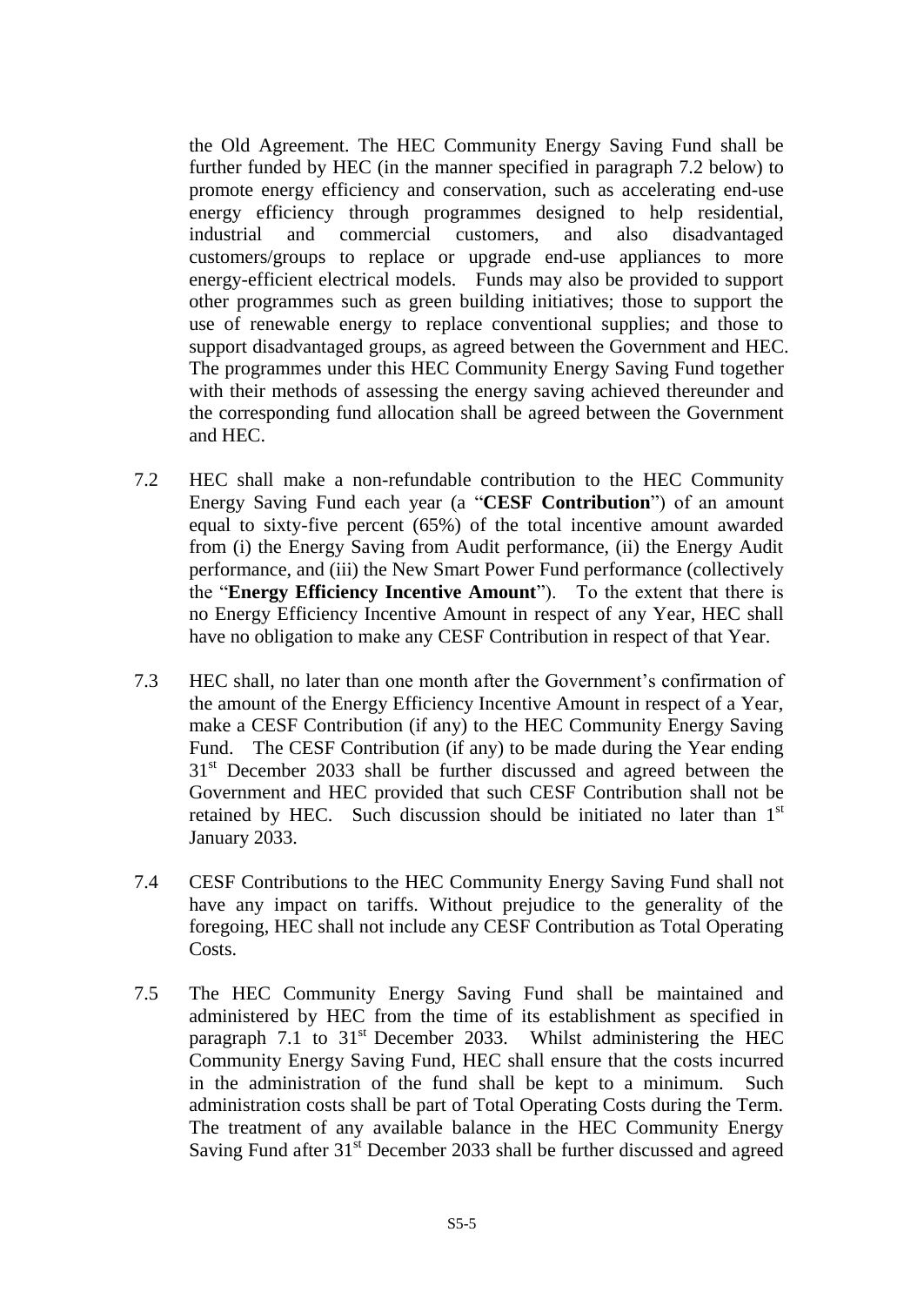the Old Agreement. The HEC Community Energy Saving Fund shall be further funded by HEC (in the manner specified in paragraph 7.2 below) to promote energy efficiency and conservation, such as accelerating end-use energy efficiency through programmes designed to help residential, industrial and commercial customers, and also disadvantaged customers/groups to replace or upgrade end-use appliances to more energy-efficient electrical models. Funds may also be provided to support other programmes such as green building initiatives; those to support the use of renewable energy to replace conventional supplies; and those to support disadvantaged groups, as agreed between the Government and HEC. The programmes under this HEC Community Energy Saving Fund together with their methods of assessing the energy saving achieved thereunder and the corresponding fund allocation shall be agreed between the Government and HEC.

7.2 HEC shall make a non-refundable contribution to the HEC Community Energy Saving Fund each year (a "**CESF Contribution**") of an amount equal to sixty-five percent (65%) of the total incentive amount awarded from (i) the Energy Saving from Audit performance, (ii) the Energy Audit performance, and (iii) the New Smart Power Fund performance (collectively the "**Energy Efficiency Incentive Amount**"). To the extent that there is no Energy Efficiency Incentive Amount in respect of any Year, HEC shall have no obligation to make any CESF Contribution in respect of that Year.

7.3 HEC shall, no later than one month after the Government's confirmation of the amount of the Energy Efficiency Incentive Amount in respect of a Year, make a CESF Contribution (if any) to the HEC Community Energy Saving Fund. The CESF Contribution (if any) to be made during the Year ending 31st December 2033 shall be further discussed and agreed between the Government and HEC provided that such CESF Contribution shall not be retained by HEC. Such discussion should be initiated no later than 1st January 2033.

7.4 CESF Contributions to the HEC Community Energy Saving Fund shall not have any impact on tariffs. Without prejudice to the generality of the foregoing, HEC shall not include any CESF Contribution as Total Operating Costs.

7.5 The HEC Community Energy Saving Fund shall be maintained and administered by HEC from the time of its establishment as specified in paragraph 7.1 to 31st December 2033. Whilst administering the HEC Community Energy Saving Fund, HEC shall ensure that the costs incurred in the administration of the fund shall be kept to a minimum. Such administration costs shall be part of Total Operating Costs during the Term. The treatment of any available balance in the HEC Community Energy Saving Fund after 31st December 2033 shall be further discussed and agreed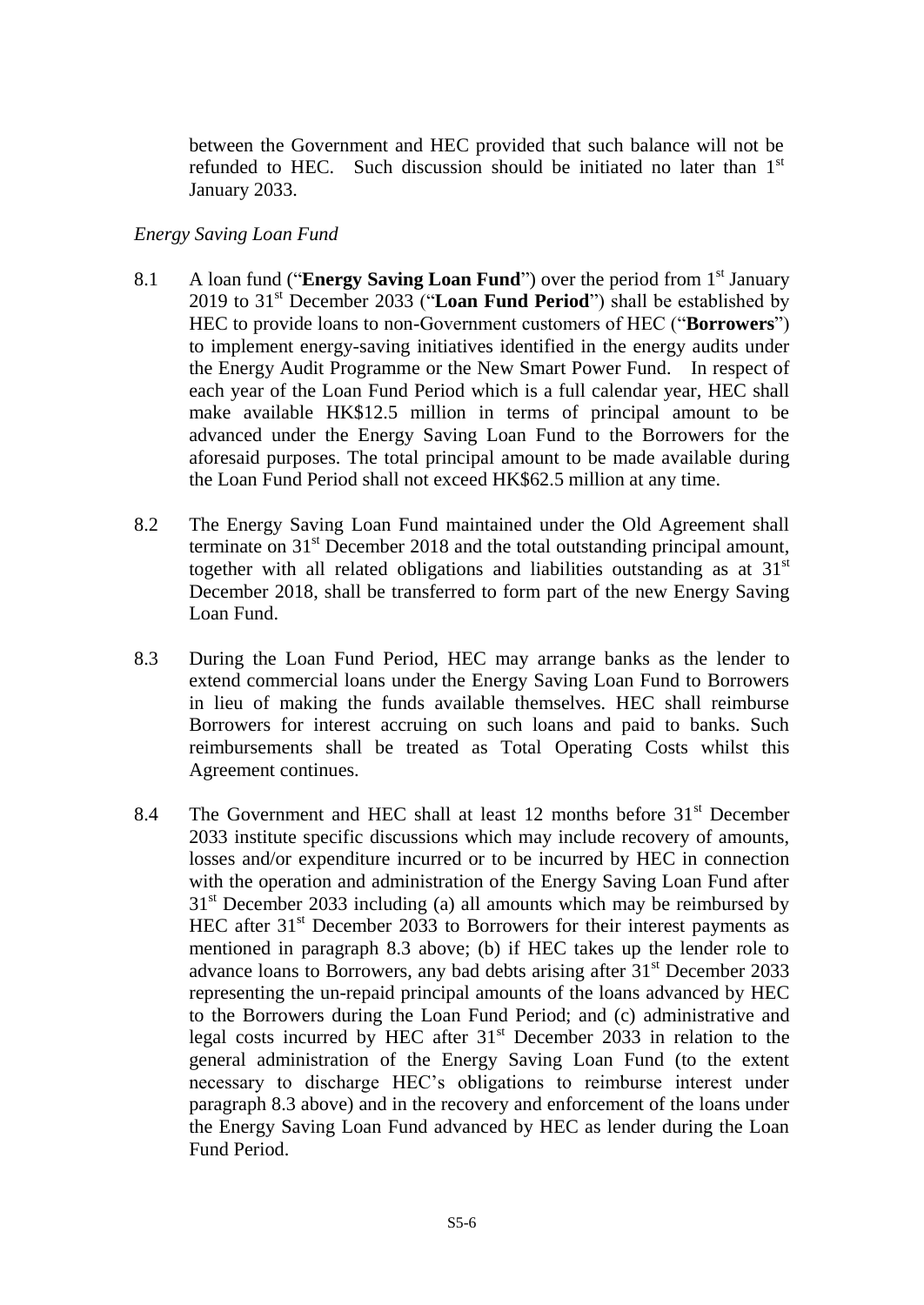between the Government and HEC provided that such balance will not be refunded to HEC. Such discussion should be initiated no later than 1st January 2033.

*Energy Saving Loan Fund*

8.1 A loan fund ("**Energy Saving Loan Fund**") over the period from 1st January 2019 to 31st December 2033 ("**Loan Fund Period**") shall be established by HEC to provide loans to non-Government customers of HEC ("**Borrowers**") to implement energy-saving initiatives identified in the energy audits under the Energy Audit Programme or the New Smart Power Fund. In respect of each year of the Loan Fund Period which is a full calendar year, HEC shall make available HK$12.5 million in terms of principal amount to be advanced under the Energy Saving Loan Fund to the Borrowers for the aforesaid purposes. The total principal amount to be made available during the Loan Fund Period shall not exceed HK$62.5 million at any time.

8.2 The Energy Saving Loan Fund maintained under the Old Agreement shall terminate on 31st December 2018 and the total outstanding principal amount, together with all related obligations and liabilities outstanding as at 31st December 2018, shall be transferred to form part of the new Energy Saving Loan Fund.

8.3 During the Loan Fund Period, HEC may arrange banks as the lender to extend commercial loans under the Energy Saving Loan Fund to Borrowers in lieu of making the funds available themselves. HEC shall reimburse Borrowers for interest accruing on such loans and paid to banks. Such reimbursements shall be treated as Total Operating Costs whilst this Agreement continues.

8.4 The Government and HEC shall at least 12 months before 31st December 2033 institute specific discussions which may include recovery of amounts, losses and/or expenditure incurred or to be incurred by HEC in connection with the operation and administration of the Energy Saving Loan Fund after 31st December 2033 including (a) all amounts which may be reimbursed by HEC after 31st December 2033 to Borrowers for their interest payments as mentioned in paragraph 8.3 above; (b) if HEC takes up the lender role to advance loans to Borrowers, any bad debts arising after 31st December 2033 representing the un-repaid principal amounts of the loans advanced by HEC to the Borrowers during the Loan Fund Period; and (c) administrative and legal costs incurred by HEC after 31st December 2033 in relation to the general administration of the Energy Saving Loan Fund (to the extent necessary to discharge HEC's obligations to reimburse interest under paragraph 8.3 above) and in the recovery and enforcement of the loans under the Energy Saving Loan Fund advanced by HEC as lender during the Loan Fund Period.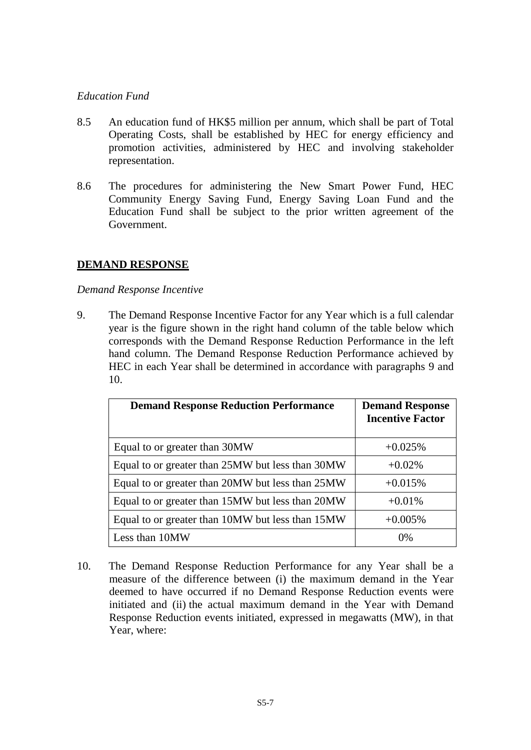*Education Fund*

8.5 An education fund of HK$5 million per annum, which shall be part of Total Operating Costs, shall be established by HEC for energy efficiency and promotion activities, administered by HEC and involving stakeholder representation.

8.6 The procedures for administering the New Smart Power Fund, HEC Community Energy Saving Fund, Energy Saving Loan Fund and the Education Fund shall be subject to the prior written agreement of the Government.

## DEMAND RESPONSE

*Demand Response Incentive*

9. The Demand Response Incentive Factor for any Year which is a full calendar year is the figure shown in the right hand column of the table below which corresponds with the Demand Response Reduction Performance in the left hand column. The Demand Response Reduction Performance achieved by HEC in each Year shall be determined in accordance with paragraphs 9 and 10.

| Demand Response Reduction Performance | Demand Response Incentive Factor |
|---|---|
| Equal to or greater than 30MW | +0.025% |
| Equal to or greater than 25MW but less than 30MW | +0.02% |
| Equal to or greater than 20MW but less than 25MW | +0.015% |
| Equal to or greater than 15MW but less than 20MW | +0.01% |
| Equal to or greater than 10MW but less than 15MW | +0.005% |
| Less than 10MW | 0% |

10. The Demand Response Reduction Performance for any Year shall be a measure of the difference between (i) the maximum demand in the Year deemed to have occurred if no Demand Response Reduction events were initiated and (ii) the actual maximum demand in the Year with Demand Response Reduction events initiated, expressed in megawatts (MW), in that Year, where: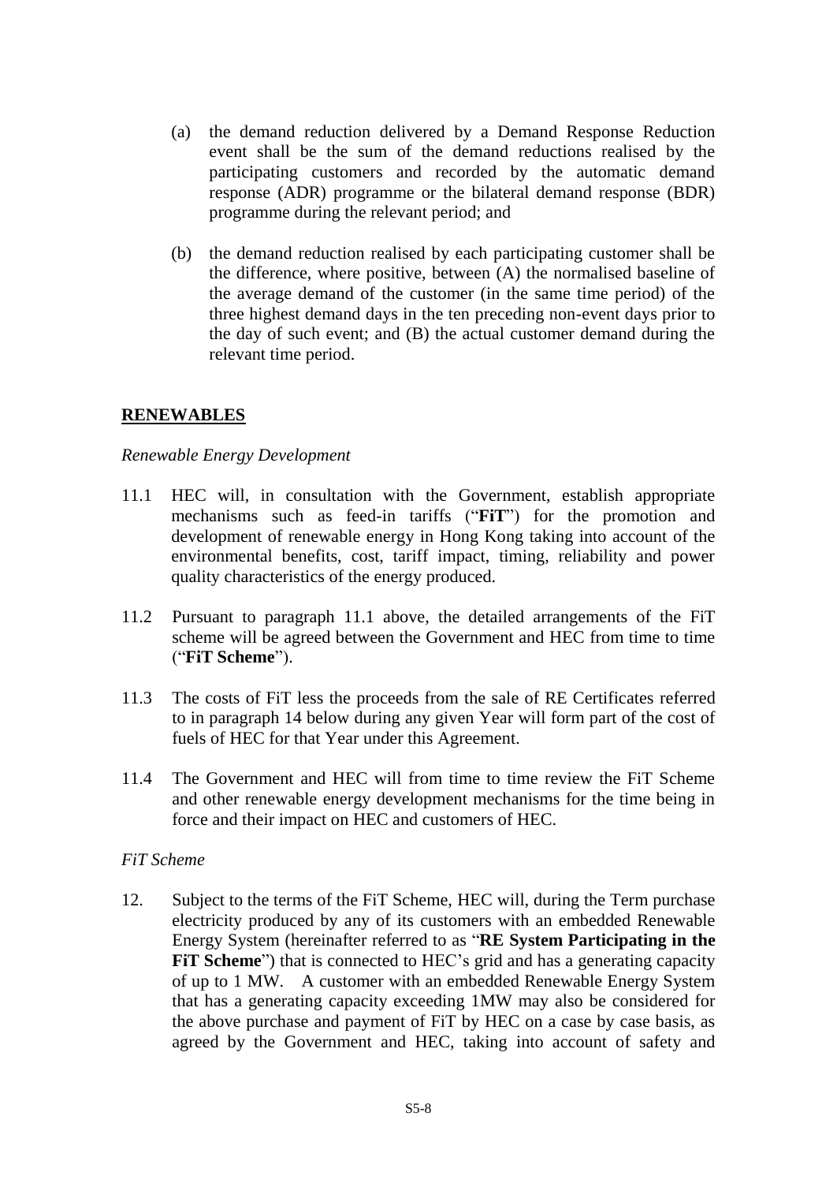(a) the demand reduction delivered by a Demand Response Reduction event shall be the sum of the demand reductions realised by the participating customers and recorded by the automatic demand response (ADR) programme or the bilateral demand response (BDR) programme during the relevant period; and

(b) the demand reduction realised by each participating customer shall be the difference, where positive, between (A) the normalised baseline of the average demand of the customer (in the same time period) of the three highest demand days in the ten preceding non-event days prior to the day of such event; and (B) the actual customer demand during the relevant time period.

## RENEWABLES

*Renewable Energy Development*

11.1 HEC will, in consultation with the Government, establish appropriate mechanisms such as feed-in tariffs ("**FiT**") for the promotion and development of renewable energy in Hong Kong taking into account of the environmental benefits, cost, tariff impact, timing, reliability and power quality characteristics of the energy produced.

11.2 Pursuant to paragraph 11.1 above, the detailed arrangements of the FiT scheme will be agreed between the Government and HEC from time to time ("**FiT Scheme**").

11.3 The costs of FiT less the proceeds from the sale of RE Certificates referred to in paragraph 14 below during any given Year will form part of the cost of fuels of HEC for that Year under this Agreement.

11.4 The Government and HEC will from time to time review the FiT Scheme and other renewable energy development mechanisms for the time being in force and their impact on HEC and customers of HEC.

*FiT Scheme*

12. Subject to the terms of the FiT Scheme, HEC will, during the Term purchase electricity produced by any of its customers with an embedded Renewable Energy System (hereinafter referred to as "**RE System Participating in the FiT Scheme**") that is connected to HEC's grid and has a generating capacity of up to 1 MW. A customer with an embedded Renewable Energy System that has a generating capacity exceeding 1MW may also be considered for the above purchase and payment of FiT by HEC on a case by case basis, as agreed by the Government and HEC, taking into account of safety and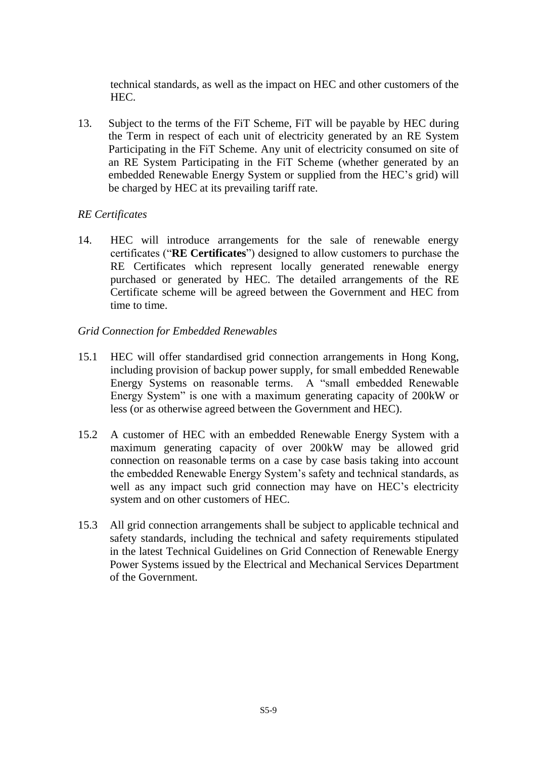technical standards, as well as the impact on HEC and other customers of the HEC.

13. Subject to the terms of the FiT Scheme, FiT will be payable by HEC during the Term in respect of each unit of electricity generated by an RE System Participating in the FiT Scheme. Any unit of electricity consumed on site of an RE System Participating in the FiT Scheme (whether generated by an embedded Renewable Energy System or supplied from the HEC's grid) will be charged by HEC at its prevailing tariff rate.

*RE Certificates*

14. HEC will introduce arrangements for the sale of renewable energy certificates ("**RE Certificates**") designed to allow customers to purchase the RE Certificates which represent locally generated renewable energy purchased or generated by HEC. The detailed arrangements of the RE Certificate scheme will be agreed between the Government and HEC from time to time.

*Grid Connection for Embedded Renewables*

15.1 HEC will offer standardised grid connection arrangements in Hong Kong, including provision of backup power supply, for small embedded Renewable Energy Systems on reasonable terms. A "small embedded Renewable Energy System" is one with a maximum generating capacity of 200kW or less (or as otherwise agreed between the Government and HEC).

15.2 A customer of HEC with an embedded Renewable Energy System with a maximum generating capacity of over 200kW may be allowed grid connection on reasonable terms on a case by case basis taking into account the embedded Renewable Energy System's safety and technical standards, as well as any impact such grid connection may have on HEC's electricity system and on other customers of HEC.

15.3 All grid connection arrangements shall be subject to applicable technical and safety standards, including the technical and safety requirements stipulated in the latest Technical Guidelines on Grid Connection of Renewable Energy Power Systems issued by the Electrical and Mechanical Services Department of the Government.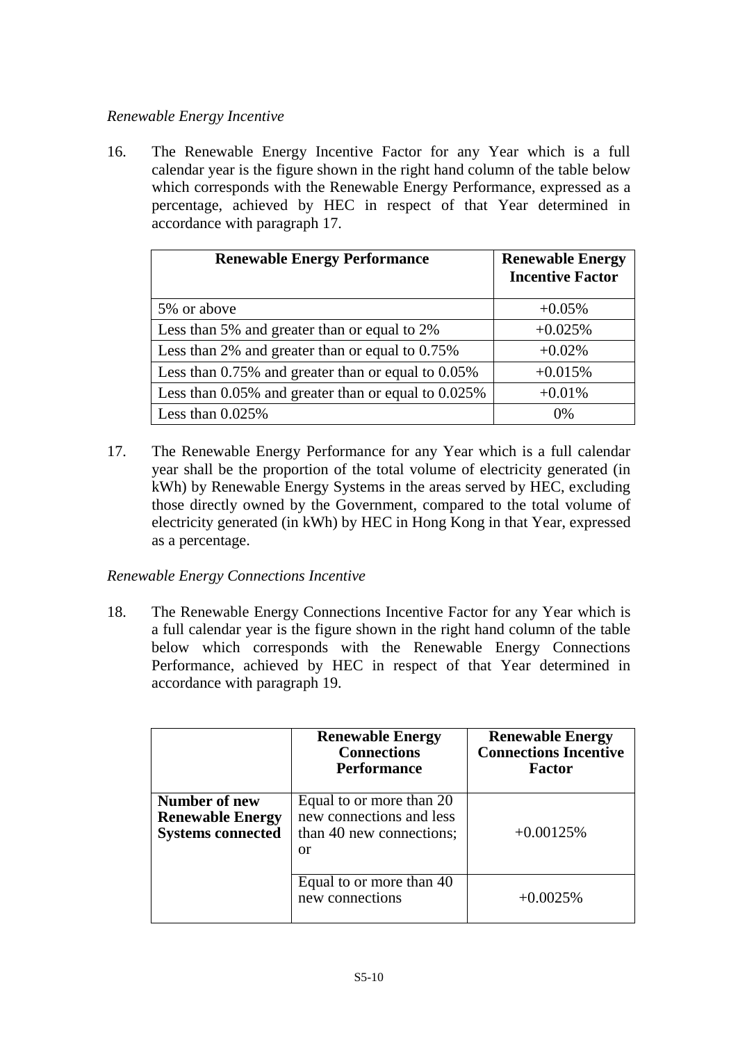*Renewable Energy Incentive*

16. The Renewable Energy Incentive Factor for any Year which is a full calendar year is the figure shown in the right hand column of the table below which corresponds with the Renewable Energy Performance, expressed as a percentage, achieved by HEC in respect of that Year determined in accordance with paragraph 17.

| Renewable Energy Performance | Renewable Energy Incentive Factor |
|---|---|
| 5% or above | +0.05% |
| Less than 5% and greater than or equal to 2% | +0.025% |
| Less than 2% and greater than or equal to 0.75% | +0.02% |
| Less than 0.75% and greater than or equal to 0.05% | +0.015% |
| Less than 0.05% and greater than or equal to 0.025% | +0.01% |
| Less than 0.025% | 0% |

17. The Renewable Energy Performance for any Year which is a full calendar year shall be the proportion of the total volume of electricity generated (in kWh) by Renewable Energy Systems in the areas served by HEC, excluding those directly owned by the Government, compared to the total volume of electricity generated (in kWh) by HEC in Hong Kong in that Year, expressed as a percentage.

*Renewable Energy Connections Incentive*

18. The Renewable Energy Connections Incentive Factor for any Year which is a full calendar year is the figure shown in the right hand column of the table below which corresponds with the Renewable Energy Connections Performance, achieved by HEC in respect of that Year determined in accordance with paragraph 19.

| | Renewable Energy Connections Performance | Renewable Energy Connections Incentive Factor |
|---|---|---|
| **Number of new Renewable Energy Systems connected** | Equal to or more than 20 new connections and less than 40 new connections; or | +0.00125% |
| | Equal to or more than 40 new connections | +0.0025% |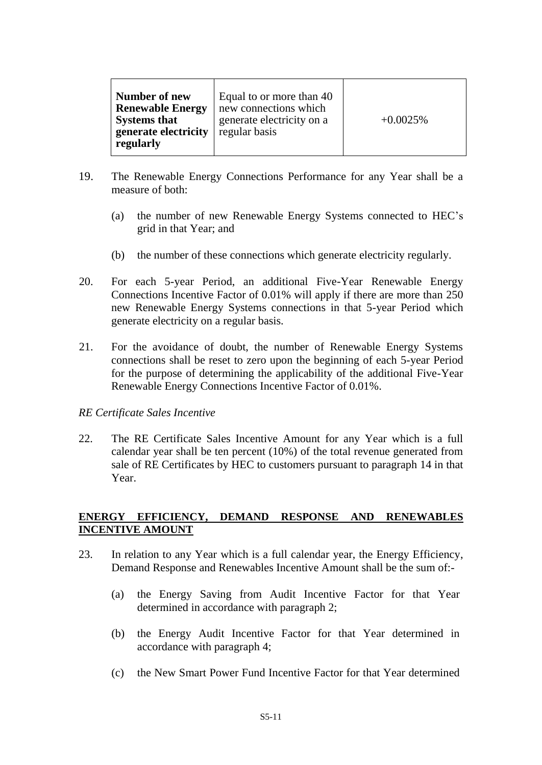| **Number of new Renewable Energy Systems that generate electricity regularly** | Equal to or more than 40 new connections which generate electricity on a regular basis | +0.0025% |
|---|---|---|

19. The Renewable Energy Connections Performance for any Year shall be a measure of both:

    (a) the number of new Renewable Energy Systems connected to HEC's grid in that Year; and

    (b) the number of these connections which generate electricity regularly.

20. For each 5-year Period, an additional Five-Year Renewable Energy Connections Incentive Factor of 0.01% will apply if there are more than 250 new Renewable Energy Systems connections in that 5-year Period which generate electricity on a regular basis.

21. For the avoidance of doubt, the number of Renewable Energy Systems connections shall be reset to zero upon the beginning of each 5-year Period for the purpose of determining the applicability of the additional Five-Year Renewable Energy Connections Incentive Factor of 0.01%.

*RE Certificate Sales Incentive*

22. The RE Certificate Sales Incentive Amount for any Year which is a full calendar year shall be ten percent (10%) of the total revenue generated from sale of RE Certificates by HEC to customers pursuant to paragraph 14 in that Year.

**ENERGY EFFICIENCY, DEMAND RESPONSE AND RENEWABLES INCENTIVE AMOUNT**

23. In relation to any Year which is a full calendar year, the Energy Efficiency, Demand Response and Renewables Incentive Amount shall be the sum of:-

    (a) the Energy Saving from Audit Incentive Factor for that Year determined in accordance with paragraph 2;

    (b) the Energy Audit Incentive Factor for that Year determined in accordance with paragraph 4;

    (c) the New Smart Power Fund Incentive Factor for that Year determined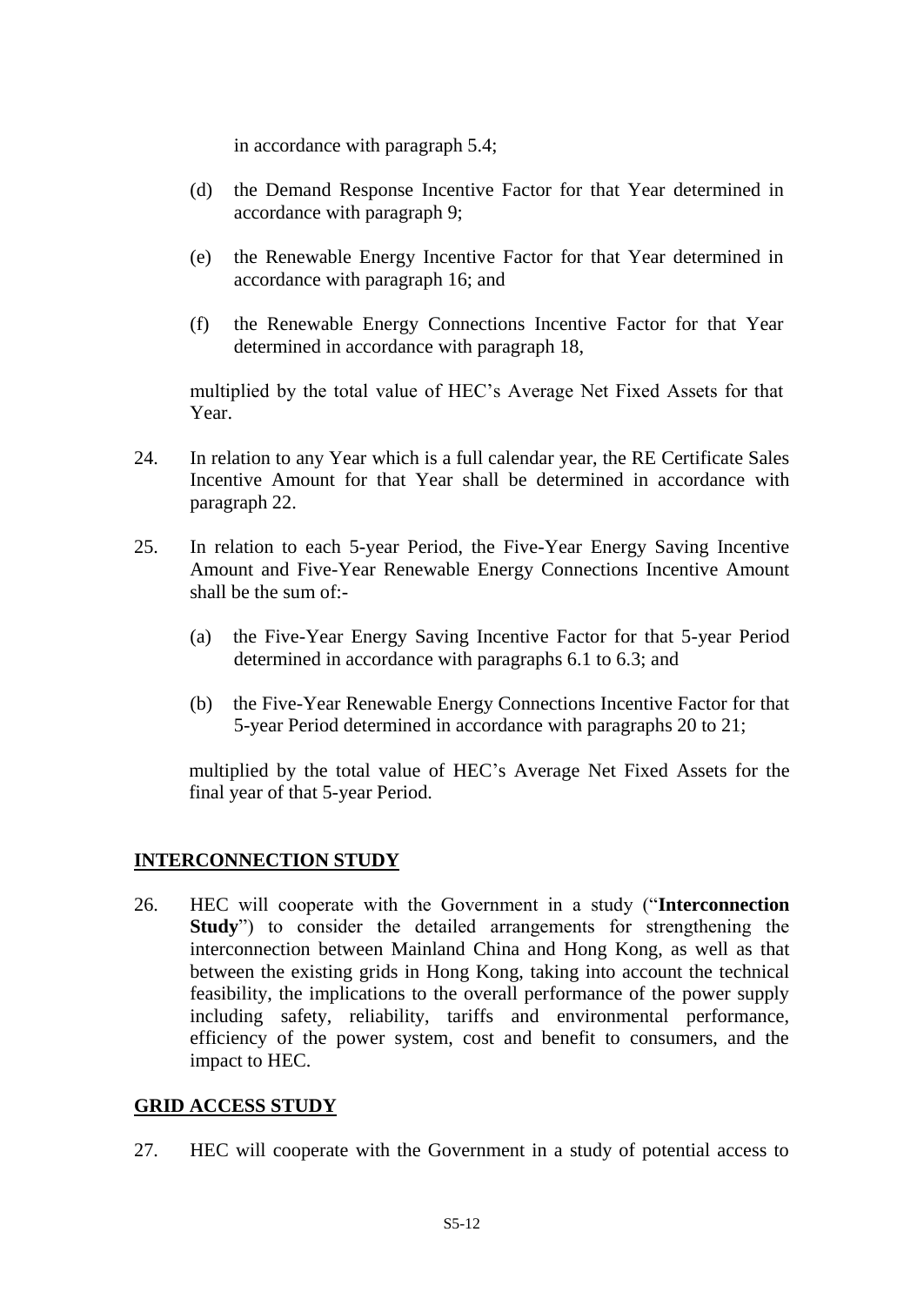in accordance with paragraph 5.4;

(d) the Demand Response Incentive Factor for that Year determined in accordance with paragraph 9;

(e) the Renewable Energy Incentive Factor for that Year determined in accordance with paragraph 16; and

(f) the Renewable Energy Connections Incentive Factor for that Year determined in accordance with paragraph 18,

multiplied by the total value of HEC's Average Net Fixed Assets for that Year.

24. In relation to any Year which is a full calendar year, the RE Certificate Sales Incentive Amount for that Year shall be determined in accordance with paragraph 22.

25. In relation to each 5-year Period, the Five-Year Energy Saving Incentive Amount and Five-Year Renewable Energy Connections Incentive Amount shall be the sum of:-

(a) the Five-Year Energy Saving Incentive Factor for that 5-year Period determined in accordance with paragraphs 6.1 to 6.3; and

(b) the Five-Year Renewable Energy Connections Incentive Factor for that 5-year Period determined in accordance with paragraphs 20 to 21;

multiplied by the total value of HEC's Average Net Fixed Assets for the final year of that 5-year Period.

## INTERCONNECTION STUDY

26. HEC will cooperate with the Government in a study ("**Interconnection Study**") to consider the detailed arrangements for strengthening the interconnection between Mainland China and Hong Kong, as well as that between the existing grids in Hong Kong, taking into account the technical feasibility, the implications to the overall performance of the power supply including safety, reliability, tariffs and environmental performance, efficiency of the power system, cost and benefit to consumers, and the impact to HEC.

## GRID ACCESS STUDY

27. HEC will cooperate with the Government in a study of potential access to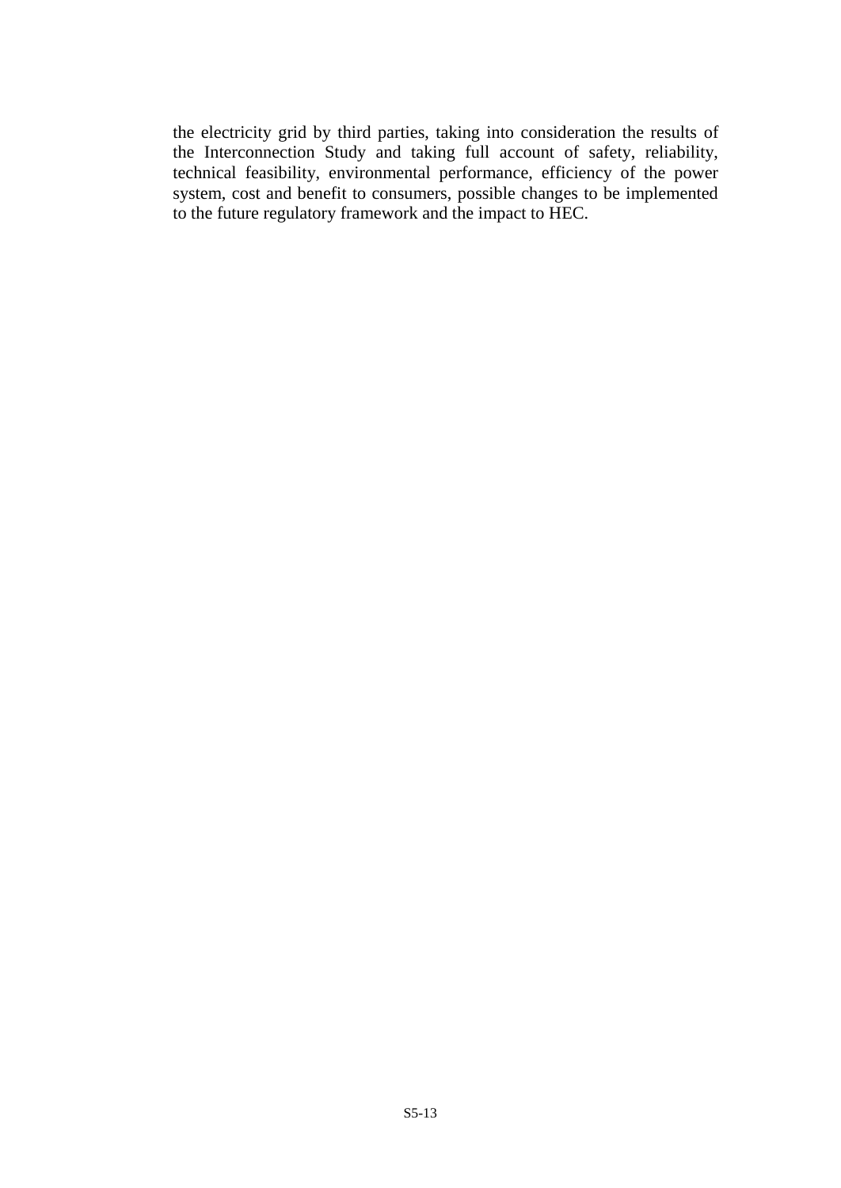the electricity grid by third parties, taking into consideration the results of the Interconnection Study and taking full account of safety, reliability, technical feasibility, environmental performance, efficiency of the power system, cost and benefit to consumers, possible changes to be implemented to the future regulatory framework and the impact to HEC.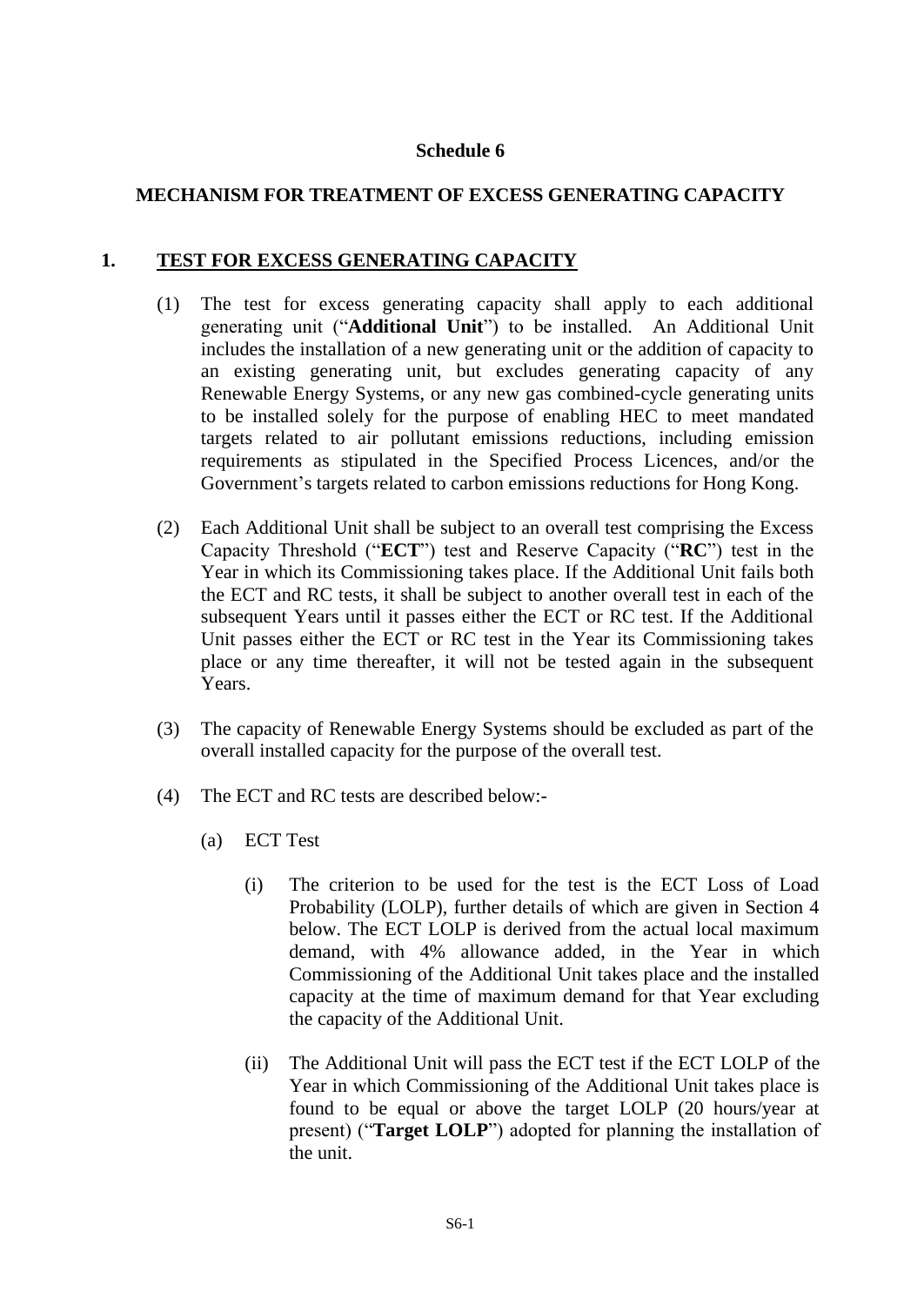# Schedule 6

## MECHANISM FOR TREATMENT OF EXCESS GENERATING CAPACITY

### 1. TEST FOR EXCESS GENERATING CAPACITY

(1) The test for excess generating capacity shall apply to each additional generating unit ("**Additional Unit**") to be installed. An Additional Unit includes the installation of a new generating unit or the addition of capacity to an existing generating unit, but excludes generating capacity of any Renewable Energy Systems, or any new gas combined-cycle generating units to be installed solely for the purpose of enabling HEC to meet mandated targets related to air pollutant emissions reductions, including emission requirements as stipulated in the Specified Process Licences, and/or the Government's targets related to carbon emissions reductions for Hong Kong.

(2) Each Additional Unit shall be subject to an overall test comprising the Excess Capacity Threshold ("**ECT**") test and Reserve Capacity ("**RC**") test in the Year in which its Commissioning takes place. If the Additional Unit fails both the ECT and RC tests, it shall be subject to another overall test in each of the subsequent Years until it passes either the ECT or RC test. If the Additional Unit passes either the ECT or RC test in the Year its Commissioning takes place or any time thereafter, it will not be tested again in the subsequent Years.

(3) The capacity of Renewable Energy Systems should be excluded as part of the overall installed capacity for the purpose of the overall test.

(4) The ECT and RC tests are described below:-

(a) ECT Test

(i) The criterion to be used for the test is the ECT Loss of Load Probability (LOLP), further details of which are given in Section 4 below. The ECT LOLP is derived from the actual local maximum demand, with 4% allowance added, in the Year in which Commissioning of the Additional Unit takes place and the installed capacity at the time of maximum demand for that Year excluding the capacity of the Additional Unit.

(ii) The Additional Unit will pass the ECT test if the ECT LOLP of the Year in which Commissioning of the Additional Unit takes place is found to be equal or above the target LOLP (20 hours/year at present) ("**Target LOLP**") adopted for planning the installation of the unit.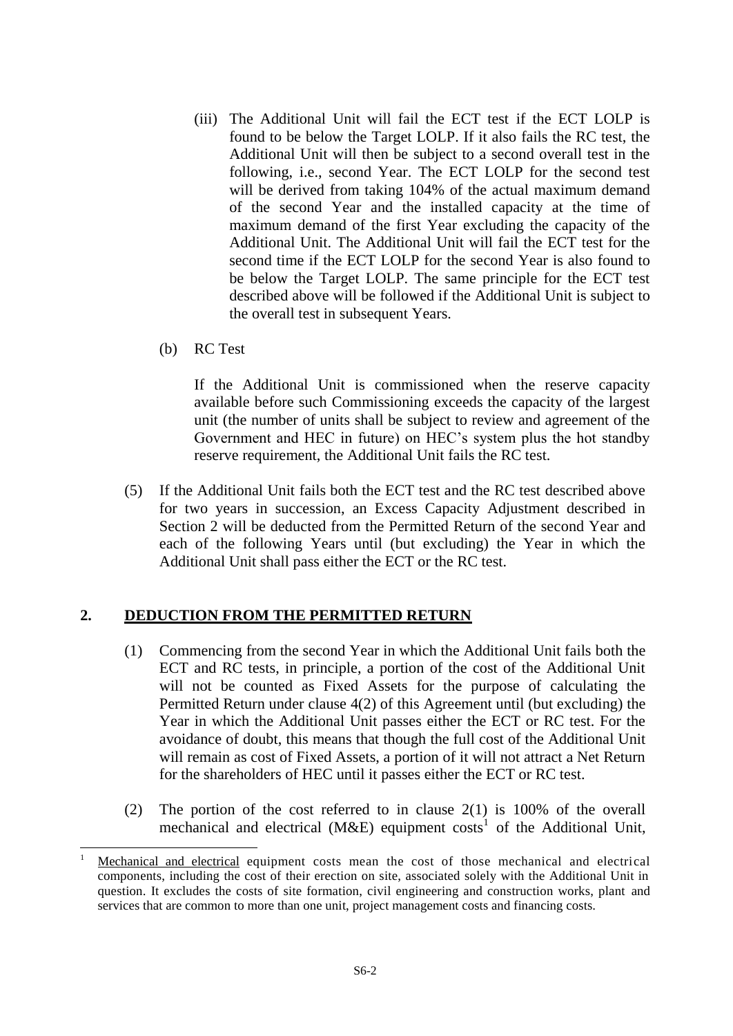(iii) The Additional Unit will fail the ECT test if the ECT LOLP is found to be below the Target LOLP. If it also fails the RC test, the Additional Unit will then be subject to a second overall test in the following, i.e., second Year. The ECT LOLP for the second test will be derived from taking 104% of the actual maximum demand of the second Year and the installed capacity at the time of maximum demand of the first Year excluding the capacity of the Additional Unit. The Additional Unit will fail the ECT test for the second time if the ECT LOLP for the second Year is also found to be below the Target LOLP. The same principle for the ECT test described above will be followed if the Additional Unit is subject to the overall test in subsequent Years.

(b) RC Test

If the Additional Unit is commissioned when the reserve capacity available before such Commissioning exceeds the capacity of the largest unit (the number of units shall be subject to review and agreement of the Government and HEC in future) on HEC's system plus the hot standby reserve requirement, the Additional Unit fails the RC test.

(5) If the Additional Unit fails both the ECT test and the RC test described above for two years in succession, an Excess Capacity Adjustment described in Section 2 will be deducted from the Permitted Return of the second Year and each of the following Years until (but excluding) the Year in which the Additional Unit shall pass either the ECT or the RC test.

## 2. DEDUCTION FROM THE PERMITTED RETURN

(1) Commencing from the second Year in which the Additional Unit fails both the ECT and RC tests, in principle, a portion of the cost of the Additional Unit will not be counted as Fixed Assets for the purpose of calculating the Permitted Return under clause 4(2) of this Agreement until (but excluding) the Year in which the Additional Unit passes either the ECT or RC test. For the avoidance of doubt, this means that though the full cost of the Additional Unit will remain as cost of Fixed Assets, a portion of it will not attract a Net Return for the shareholders of HEC until it passes either the ECT or RC test.

(2) The portion of the cost referred to in clause 2(1) is 100% of the overall mechanical and electrical (M&E) equipment costs[1] of the Additional Unit,

[1] Mechanical and electrical equipment costs mean the cost of those mechanical and electrical components, including the cost of their erection on site, associated solely with the Additional Unit in question. It excludes the costs of site formation, civil engineering and construction works, plant and services that are common to more than one unit, project management costs and financing costs.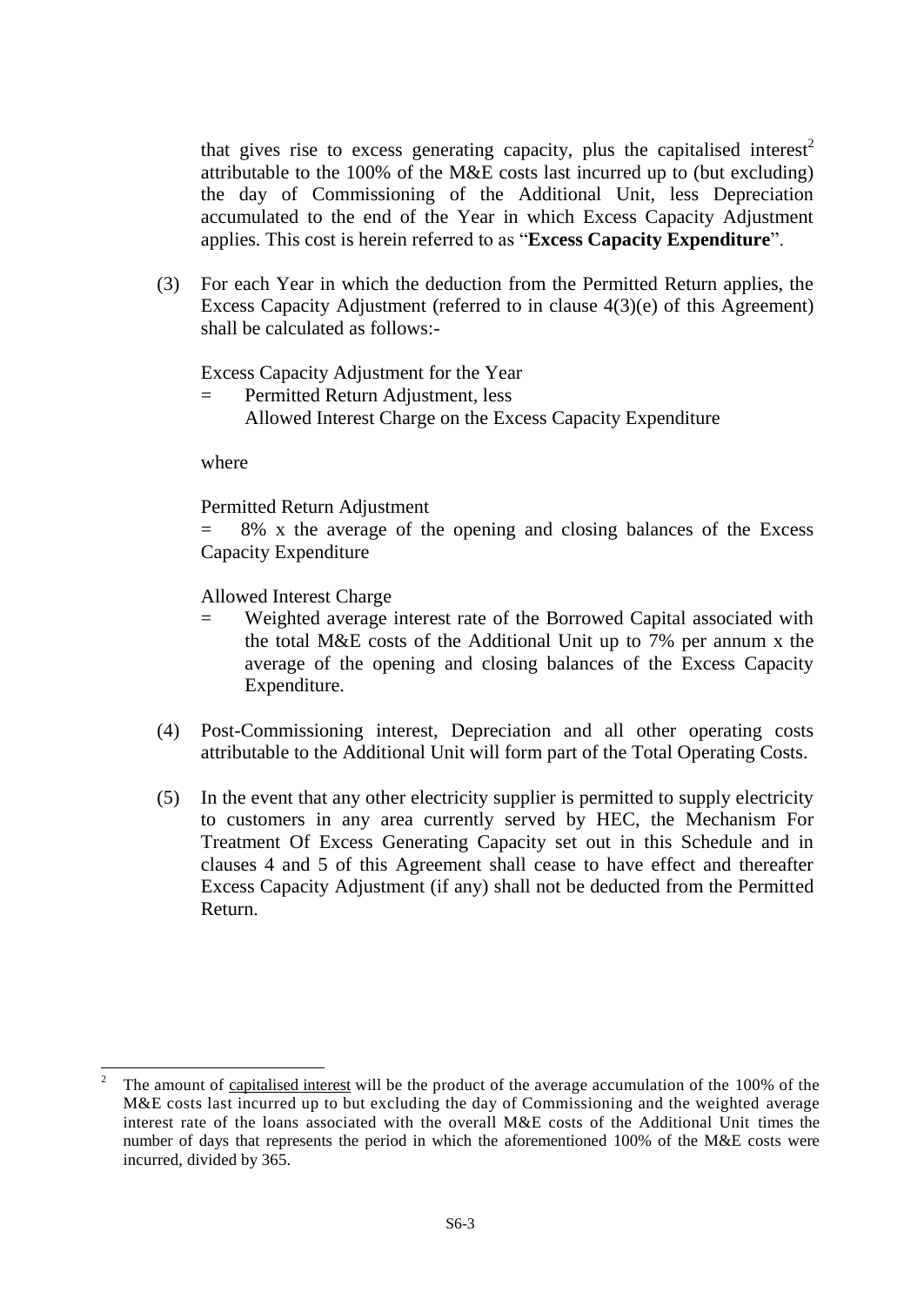that gives rise to excess generating capacity, plus the capitalised interest[2] attributable to the 100% of the M&E costs last incurred up to (but excluding) the day of Commissioning of the Additional Unit, less Depreciation accumulated to the end of the Year in which Excess Capacity Adjustment applies. This cost is herein referred to as "**Excess Capacity Expenditure**".

(3) For each Year in which the deduction from the Permitted Return applies, the Excess Capacity Adjustment (referred to in clause 4(3)(e) of this Agreement) shall be calculated as follows:-

Excess Capacity Adjustment for the Year

= Permitted Return Adjustment, less
  Allowed Interest Charge on the Excess Capacity Expenditure

where

Permitted Return Adjustment

= 8% x the average of the opening and closing balances of the Excess Capacity Expenditure

Allowed Interest Charge

= Weighted average interest rate of the Borrowed Capital associated with the total M&E costs of the Additional Unit up to 7% per annum x the average of the opening and closing balances of the Excess Capacity Expenditure.

(4) Post-Commissioning interest, Depreciation and all other operating costs attributable to the Additional Unit will form part of the Total Operating Costs.

(5) In the event that any other electricity supplier is permitted to supply electricity to customers in any area currently served by HEC, the Mechanism For Treatment Of Excess Generating Capacity set out in this Schedule and in clauses 4 and 5 of this Agreement shall cease to have effect and thereafter Excess Capacity Adjustment (if any) shall not be deducted from the Permitted Return.

---

[2] The amount of capitalised interest will be the product of the average accumulation of the 100% of the M&E costs last incurred up to but excluding the day of Commissioning and the weighted average interest rate of the loans associated with the overall M&E costs of the Additional Unit times the number of days that represents the period in which the aforementioned 100% of the M&E costs were incurred, divided by 365.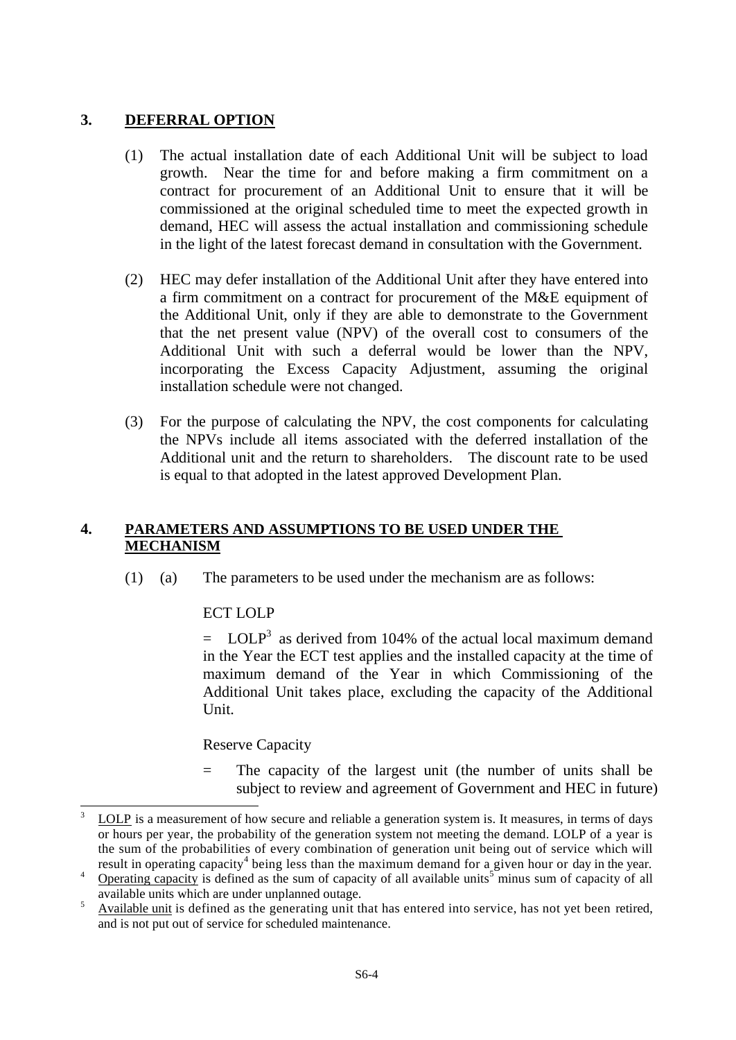## 3. DEFERRAL OPTION

(1) The actual installation date of each Additional Unit will be subject to load growth. Near the time for and before making a firm commitment on a contract for procurement of an Additional Unit to ensure that it will be commissioned at the original scheduled time to meet the expected growth in demand, HEC will assess the actual installation and commissioning schedule in the light of the latest forecast demand in consultation with the Government.

(2) HEC may defer installation of the Additional Unit after they have entered into a firm commitment on a contract for procurement of the M&E equipment of the Additional Unit, only if they are able to demonstrate to the Government that the net present value (NPV) of the overall cost to consumers of the Additional Unit with such a deferral would be lower than the NPV, incorporating the Excess Capacity Adjustment, assuming the original installation schedule were not changed.

(3) For the purpose of calculating the NPV, the cost components for calculating the NPVs include all items associated with the deferred installation of the Additional unit and the return to shareholders. The discount rate to be used is equal to that adopted in the latest approved Development Plan.

## 4. PARAMETERS AND ASSUMPTIONS TO BE USED UNDER THE MECHANISM

(1) (a) The parameters to be used under the mechanism are as follows:

ECT LOLP

= LOLP[3] as derived from 104% of the actual local maximum demand in the Year the ECT test applies and the installed capacity at the time of maximum demand of the Year in which Commissioning of the Additional Unit takes place, excluding the capacity of the Additional Unit.

Reserve Capacity

= The capacity of the largest unit (the number of units shall be subject to review and agreement of Government and HEC in future)

---

[3] LOLP is a measurement of how secure and reliable a generation system is. It measures, in terms of days or hours per year, the probability of the generation system not meeting the demand. LOLP of a year is the sum of the probabilities of every combination of generation unit being out of service which will result in operating capacity[4] being less than the maximum demand for a given hour or day in the year.

[4] Operating capacity is defined as the sum of capacity of all available units[5] minus sum of capacity of all available units which are under unplanned outage.

[5] Available unit is defined as the generating unit that has entered into service, has not yet been retired, and is not put out of service for scheduled maintenance.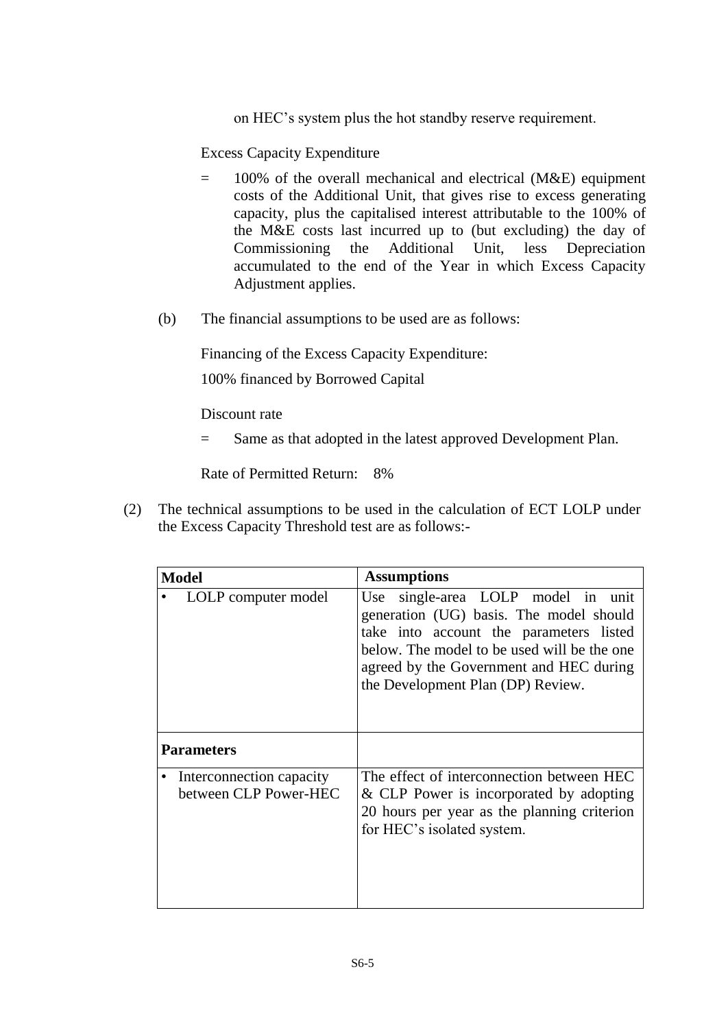on HEC's system plus the hot standby reserve requirement.

Excess Capacity Expenditure

= 100% of the overall mechanical and electrical (M&E) equipment costs of the Additional Unit, that gives rise to excess generating capacity, plus the capitalised interest attributable to the 100% of the M&E costs last incurred up to (but excluding) the day of Commissioning the Additional Unit, less Depreciation accumulated to the end of the Year in which Excess Capacity Adjustment applies.

(b) The financial assumptions to be used are as follows:

Financing of the Excess Capacity Expenditure:

100% financed by Borrowed Capital

Discount rate

= Same as that adopted in the latest approved Development Plan.

Rate of Permitted Return: 8%

(2) The technical assumptions to be used in the calculation of ECT LOLP under the Excess Capacity Threshold test are as follows:-

| **Model** | **Assumptions** |
|---|---|
| • LOLP computer model | Use single-area LOLP model in unit generation (UG) basis. The model should take into account the parameters listed below. The model to be used will be the one agreed by the Government and HEC during the Development Plan (DP) Review. |
| **Parameters** | |
| • Interconnection capacity between CLP Power-HEC | The effect of interconnection between HEC & CLP Power is incorporated by adopting 20 hours per year as the planning criterion for HEC's isolated system. |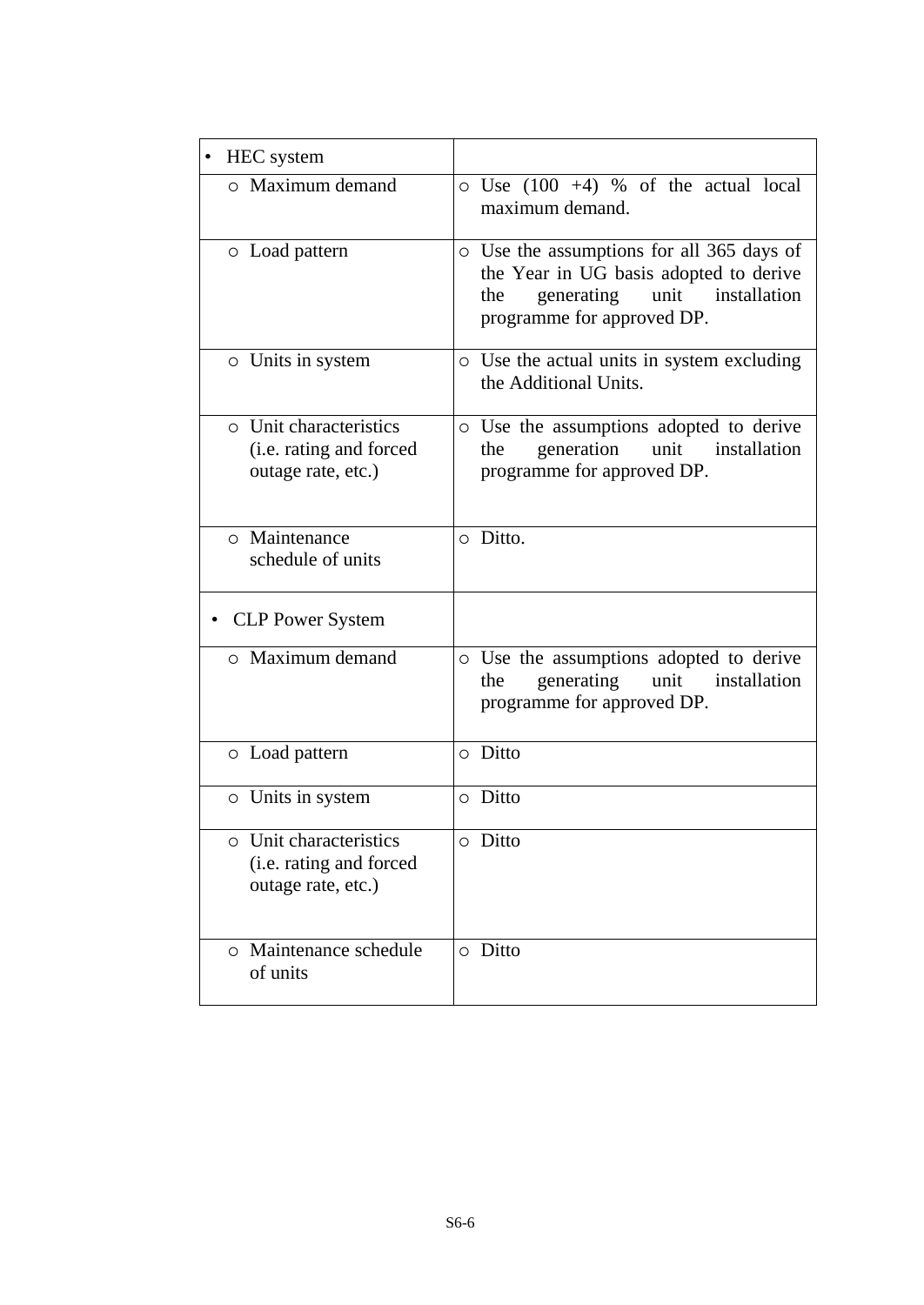| • HEC system | |
|---|---|
| ○ Maximum demand | ○ Use (100 +4) % of the actual local maximum demand. |
| ○ Load pattern | ○ Use the assumptions for all 365 days of the Year in UG basis adopted to derive the generating unit installation programme for approved DP. |
| ○ Units in system | ○ Use the actual units in system excluding the Additional Units. |
| ○ Unit characteristics (i.e. rating and forced outage rate, etc.) | ○ Use the assumptions adopted to derive the generation unit installation programme for approved DP. |
| ○ Maintenance schedule of units | ○ Ditto. |
| • CLP Power System | |
| ○ Maximum demand | ○ Use the assumptions adopted to derive the generating unit installation programme for approved DP. |
| ○ Load pattern | ○ Ditto |
| ○ Units in system | ○ Ditto |
| ○ Unit characteristics (i.e. rating and forced outage rate, etc.) | ○ Ditto |
| ○ Maintenance schedule of units | ○ Ditto |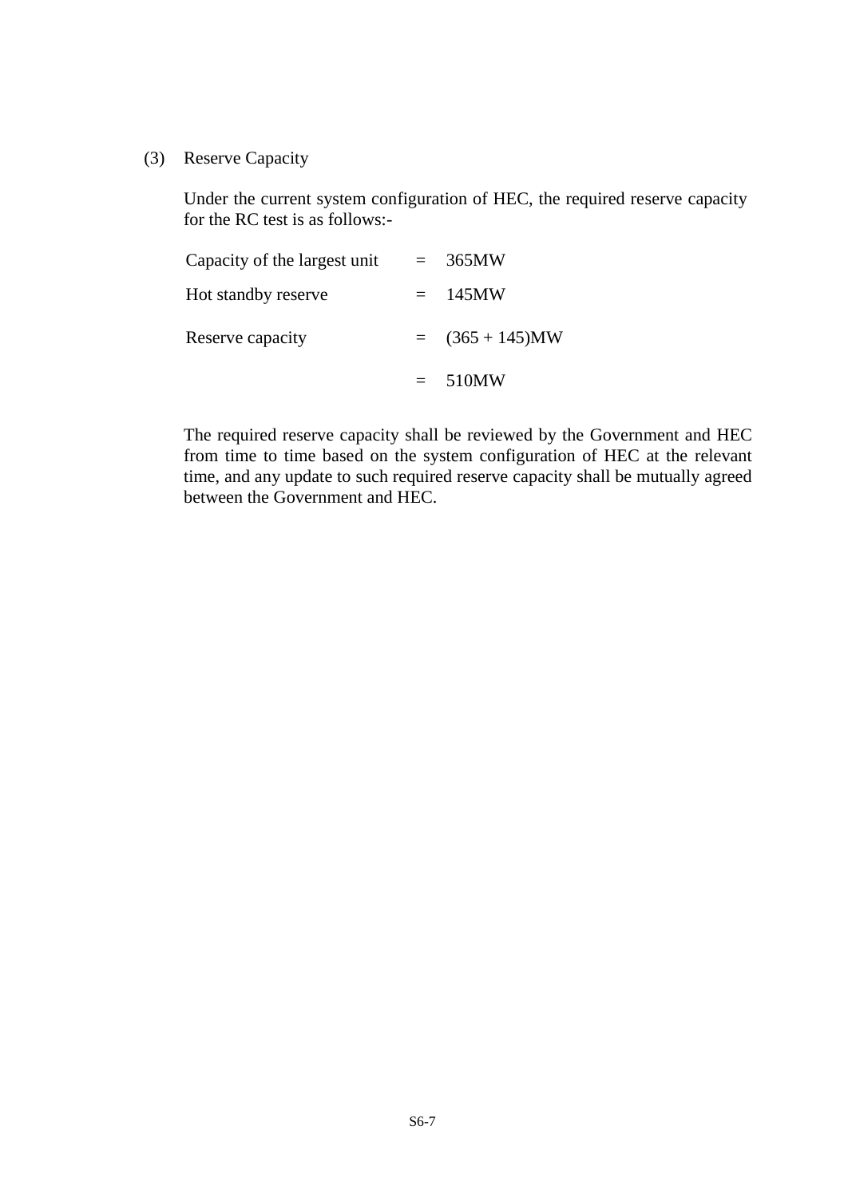(3) Reserve Capacity

Under the current system configuration of HEC, the required reserve capacity for the RC test is as follows:-

| | | |
|---|---|---|
| Capacity of the largest unit | = | 365MW |
| Hot standby reserve | = | 145MW |
| Reserve capacity | = | (365 + 145)MW |
| | = | 510MW |

The required reserve capacity shall be reviewed by the Government and HEC from time to time based on the system configuration of HEC at the relevant time, and any update to such required reserve capacity shall be mutually agreed between the Government and HEC.